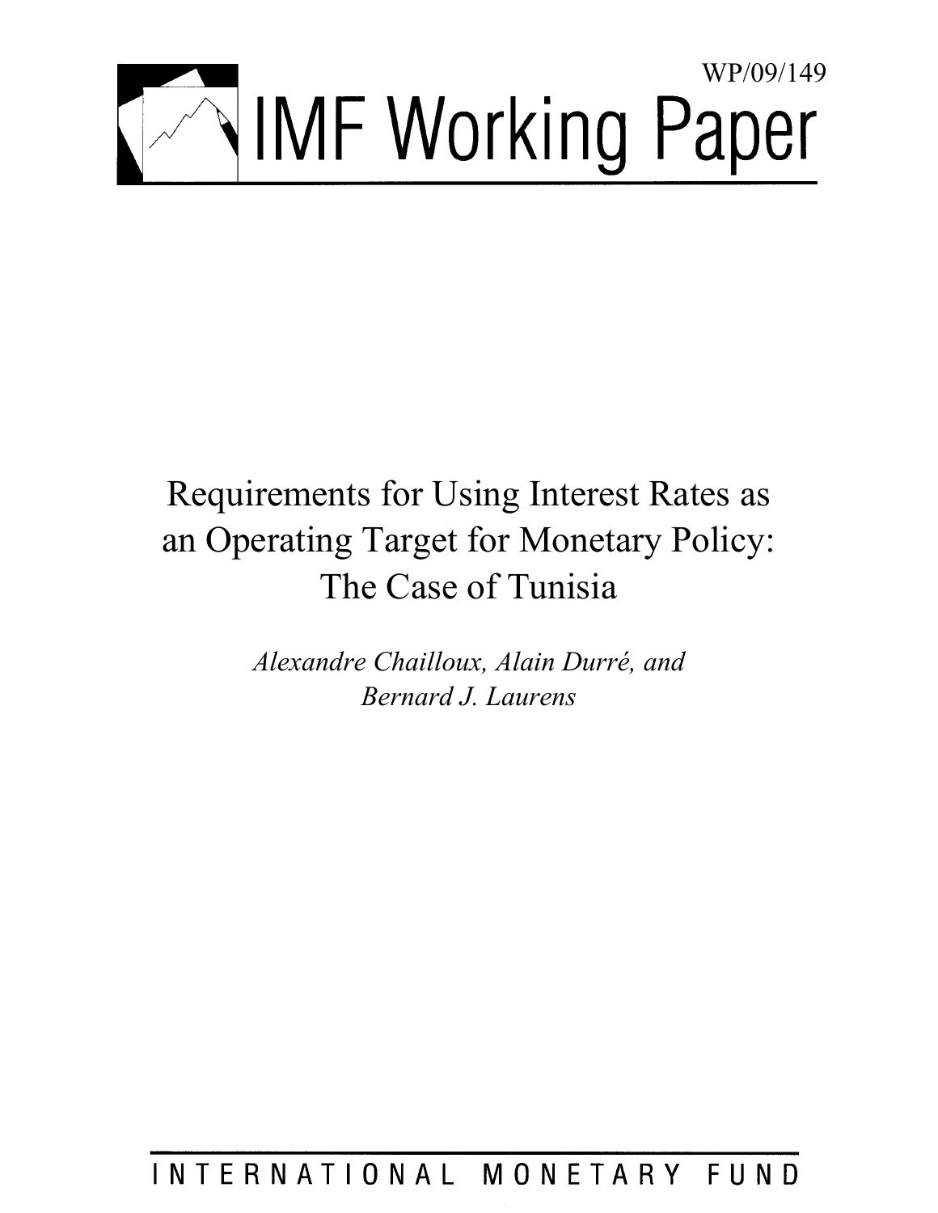WP/09/149

# IMF Working Paper

## Requirements for Using Interest Rates as an Operating Target for Monetary Policy: The Case of Tunisia

*Alexandre Chailloux, Alain Durré, and Bernard J. Laurens*

INTERNATIONAL MONETARY FUND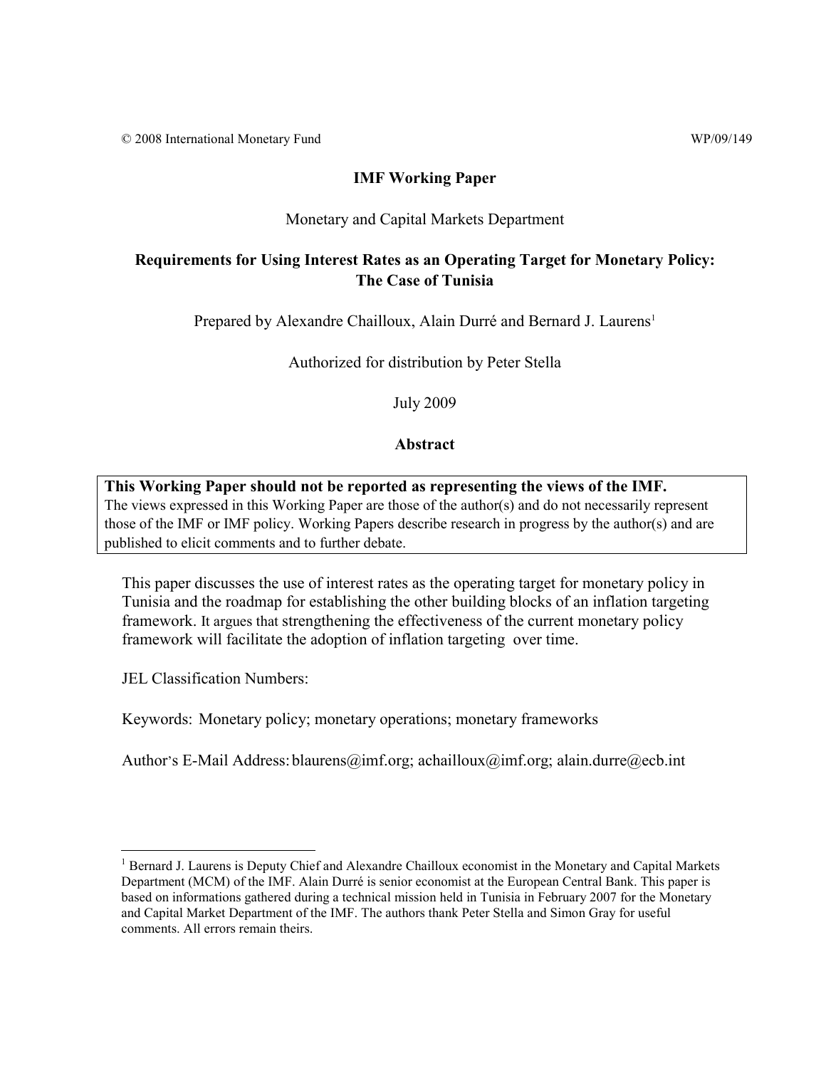© 2008 International Monetary Fund WP/09/149

**IMF Working Paper**

Monetary and Capital Markets Department

**Requirements for Using Interest Rates as an Operating Target for Monetary Policy: The Case of Tunisia**

Prepared by Alexandre Chailloux, Alain Durré and Bernard J. Laurens[1]

Authorized for distribution by Peter Stella

July 2009

**Abstract**

**This Working Paper should not be reported as representing the views of the IMF.**
The views expressed in this Working Paper are those of the author(s) and do not necessarily represent those of the IMF or IMF policy. Working Papers describe research in progress by the author(s) and are published to elicit comments and to further debate.

This paper discusses the use of interest rates as the operating target for monetary policy in Tunisia and the roadmap for establishing the other building blocks of an inflation targeting framework. It argues that strengthening the effectiveness of the current monetary policy framework will facilitate the adoption of inflation targeting over time.

JEL Classification Numbers:

Keywords: Monetary policy; monetary operations; monetary frameworks

Author's E-Mail Address: blaurens@imf.org; achailloux@imf.org; alain.durre@ecb.int

[1] Bernard J. Laurens is Deputy Chief and Alexandre Chailloux economist in the Monetary and Capital Markets Department (MCM) of the IMF. Alain Durré is senior economist at the European Central Bank. This paper is based on informations gathered during a technical mission held in Tunisia in February 2007 for the Monetary and Capital Market Department of the IMF. The authors thank Peter Stella and Simon Gray for useful comments. All errors remain theirs.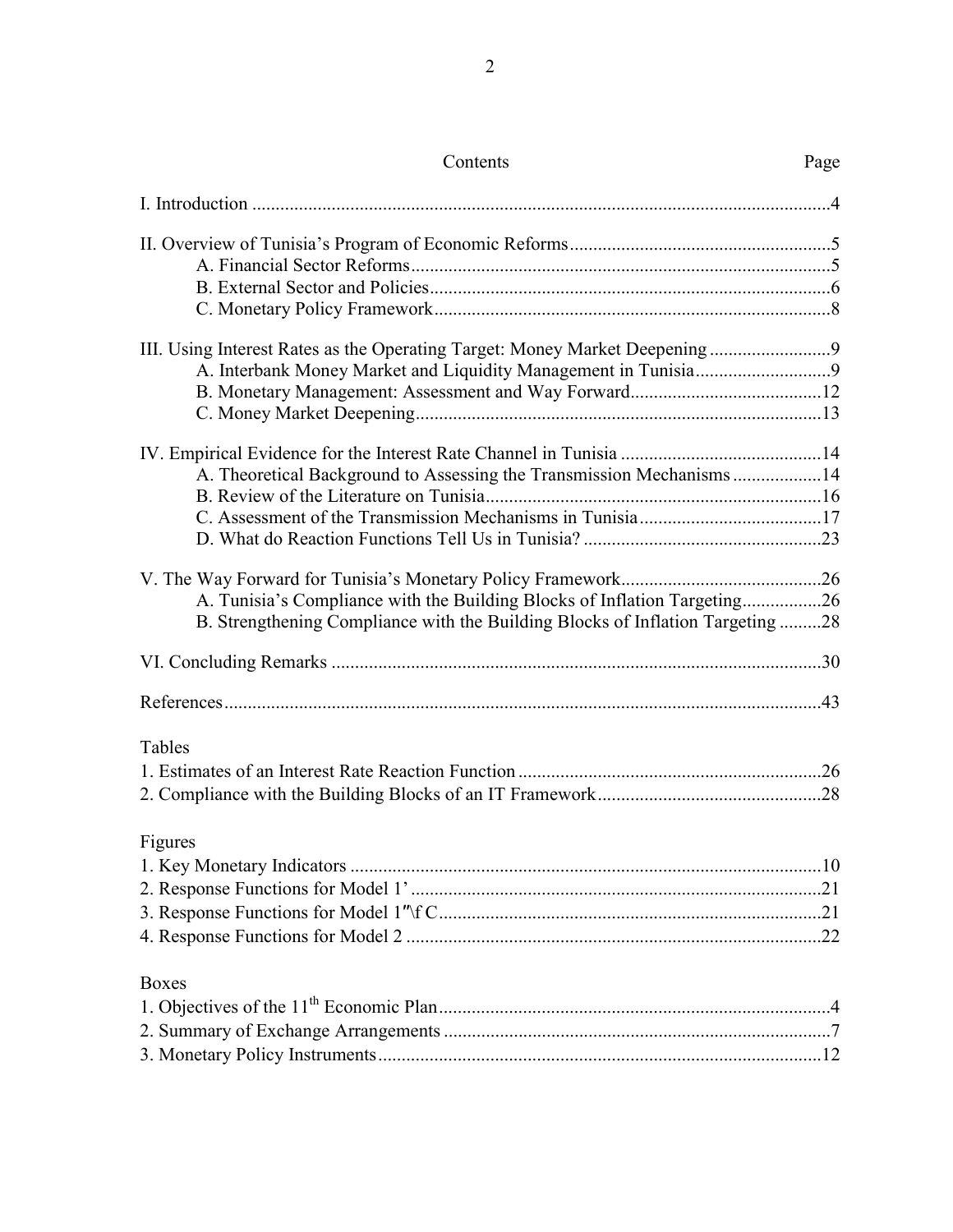# Contents

| Contents | Page |
|---|---|
| I. Introduction | 4 |
| II. Overview of Tunisia's Program of Economic Reforms | 5 |
| A. Financial Sector Reforms | 5 |
| B. External Sector and Policies | 6 |
| C. Monetary Policy Framework | 8 |
| III. Using Interest Rates as the Operating Target: Money Market Deepening | 9 |
| A. Interbank Money Market and Liquidity Management in Tunisia | 9 |
| B. Monetary Management: Assessment and Way Forward | 12 |
| C. Money Market Deepening | 13 |
| IV. Empirical Evidence for the Interest Rate Channel in Tunisia | 14 |
| A. Theoretical Background to Assessing the Transmission Mechanisms | 14 |
| B. Review of the Literature on Tunisia | 16 |
| C. Assessment of the Transmission Mechanisms in Tunisia | 17 |
| D. What do Reaction Functions Tell Us in Tunisia? | 23 |
| V. The Way Forward for Tunisia's Monetary Policy Framework | 26 |
| A. Tunisia's Compliance with the Building Blocks of Inflation Targeting | 26 |
| B. Strengthening Compliance with the Building Blocks of Inflation Targeting | 28 |
| VI. Concluding Remarks | 30 |
| References | 43 |

Tables

| | |
|---|---|
| 1. Estimates of an Interest Rate Reaction Function | 26 |
| 2. Compliance with the Building Blocks of an IT Framework | 28 |

Figures

| | |
|---|---|
| 1. Key Monetary Indicators | 10 |
| 2. Response Functions for Model 1' | 21 |
| 3. Response Functions for Model 1″\f C | 21 |
| 4. Response Functions for Model 2 | 22 |

Boxes

| | |
|---|---|
| 1. Objectives of the 11th Economic Plan | 4 |
| 2. Summary of Exchange Arrangements | 7 |
| 3. Monetary Policy Instruments | 12 |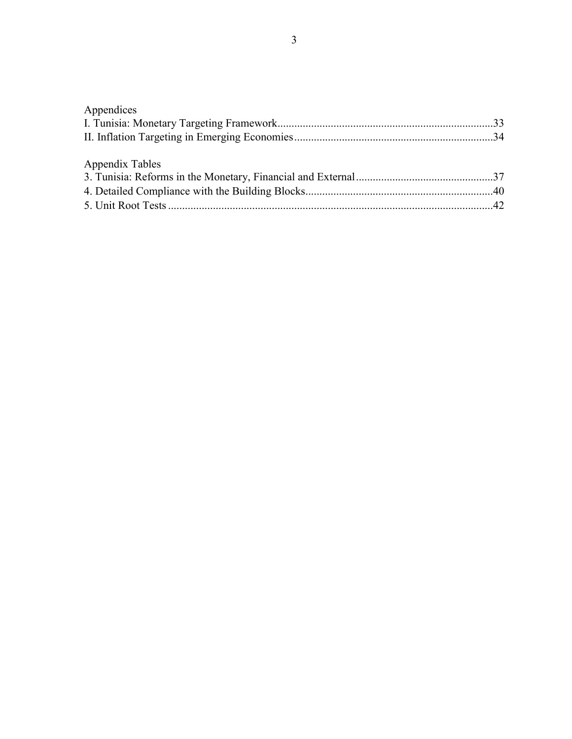Appendices

I. Tunisia: Monetary Targeting Framework .......................................................................... 33
II. Inflation Targeting in Emerging Economies ...................................................................... 34

Appendix Tables

3. Tunisia: Reforms in the Monetary, Financial and External ................................................ 37
4. Detailed Compliance with the Building Blocks .................................................................. 40
5. Unit Root Tests .................................................................................................................. 42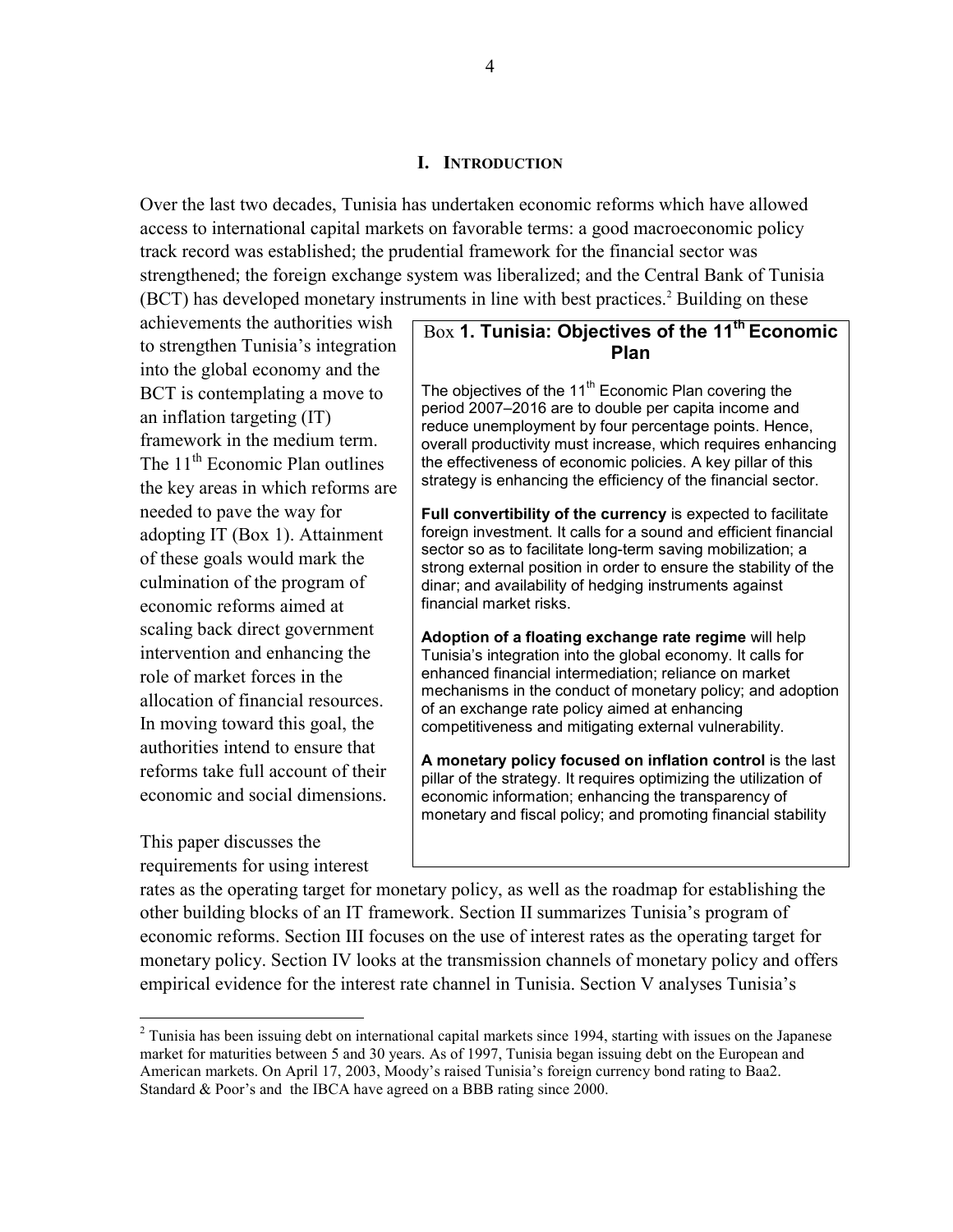## I. INTRODUCTION

Over the last two decades, Tunisia has undertaken economic reforms which have allowed access to international capital markets on favorable terms: a good macroeconomic policy track record was established; the prudential framework for the financial sector was strengthened; the foreign exchange system was liberalized; and the Central Bank of Tunisia (BCT) has developed monetary instruments in line with best practices.[2] Building on these achievements the authorities wish to strengthen Tunisia's integration into the global economy and the BCT is contemplating a move to an inflation targeting (IT) framework in the medium term. The 11[th] Economic Plan outlines the key areas in which reforms are needed to pave the way for adopting IT (Box 1). Attainment of these goals would mark the culmination of the program of economic reforms aimed at scaling back direct government intervention and enhancing the role of market forces in the allocation of financial resources. In moving toward this goal, the authorities intend to ensure that reforms take full account of their economic and social dimensions.

> **Box 1. Tunisia: Objectives of the 11[th] Economic Plan**
>
> The objectives of the 11[th] Economic Plan covering the period 2007–2016 are to double per capita income and reduce unemployment by four percentage points. Hence, overall productivity must increase, which requires enhancing the effectiveness of economic policies. A key pillar of this strategy is enhancing the efficiency of the financial sector.
>
> **Full convertibility of the currency** is expected to facilitate foreign investment. It calls for a sound and efficient financial sector so as to facilitate long-term saving mobilization; a strong external position in order to ensure the stability of the dinar; and availability of hedging instruments against financial market risks.
>
> **Adoption of a floating exchange rate regime** will help Tunisia's integration into the global economy. It calls for enhanced financial intermediation; reliance on market mechanisms in the conduct of monetary policy; and adoption of an exchange rate policy aimed at enhancing competitiveness and mitigating external vulnerability.
>
> **A monetary policy focused on inflation control** is the last pillar of the strategy. It requires optimizing the utilization of economic information; enhancing the transparency of monetary and fiscal policy; and promoting financial stability

This paper discusses the requirements for using interest rates as the operating target for monetary policy, as well as the roadmap for establishing the other building blocks of an IT framework. Section II summarizes Tunisia's program of economic reforms. Section III focuses on the use of interest rates as the operating target for monetary policy. Section IV looks at the transmission channels of monetary policy and offers empirical evidence for the interest rate channel in Tunisia. Section V analyses Tunisia's

[2] Tunisia has been issuing debt on international capital markets since 1994, starting with issues on the Japanese market for maturities between 5 and 30 years. As of 1997, Tunisia began issuing debt on the European and American markets. On April 17, 2003, Moody's raised Tunisia's foreign currency bond rating to Baa2. Standard & Poor's and the IBCA have agreed on a BBB rating since 2000.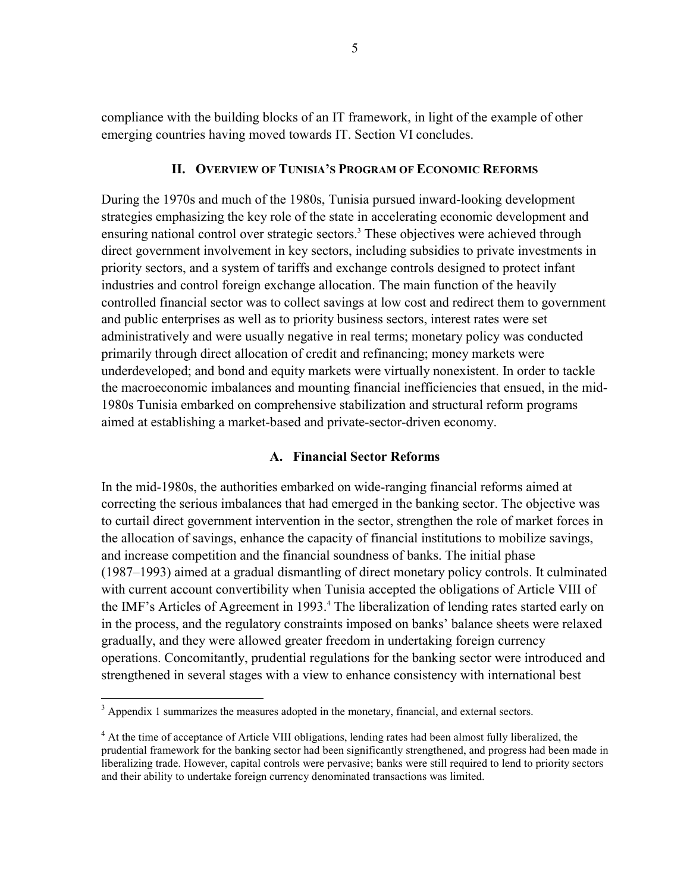compliance with the building blocks of an IT framework, in light of the example of other emerging countries having moved towards IT. Section VI concludes.

## II. Overview of Tunisia's Program of Economic Reforms

During the 1970s and much of the 1980s, Tunisia pursued inward-looking development strategies emphasizing the key role of the state in accelerating economic development and ensuring national control over strategic sectors.[3] These objectives were achieved through direct government involvement in key sectors, including subsidies to private investments in priority sectors, and a system of tariffs and exchange controls designed to protect infant industries and control foreign exchange allocation. The main function of the heavily controlled financial sector was to collect savings at low cost and redirect them to government and public enterprises as well as to priority business sectors, interest rates were set administratively and were usually negative in real terms; monetary policy was conducted primarily through direct allocation of credit and refinancing; money markets were underdeveloped; and bond and equity markets were virtually nonexistent. In order to tackle the macroeconomic imbalances and mounting financial inefficiencies that ensued, in the mid-1980s Tunisia embarked on comprehensive stabilization and structural reform programs aimed at establishing a market-based and private-sector-driven economy.

### A. Financial Sector Reforms

In the mid-1980s, the authorities embarked on wide-ranging financial reforms aimed at correcting the serious imbalances that had emerged in the banking sector. The objective was to curtail direct government intervention in the sector, strengthen the role of market forces in the allocation of savings, enhance the capacity of financial institutions to mobilize savings, and increase competition and the financial soundness of banks. The initial phase (1987–1993) aimed at a gradual dismantling of direct monetary policy controls. It culminated with current account convertibility when Tunisia accepted the obligations of Article VIII of the IMF's Articles of Agreement in 1993.[4] The liberalization of lending rates started early on in the process, and the regulatory constraints imposed on banks' balance sheets were relaxed gradually, and they were allowed greater freedom in undertaking foreign currency operations. Concomitantly, prudential regulations for the banking sector were introduced and strengthened in several stages with a view to enhance consistency with international best

---

[3] Appendix 1 summarizes the measures adopted in the monetary, financial, and external sectors.

[4] At the time of acceptance of Article VIII obligations, lending rates had been almost fully liberalized, the prudential framework for the banking sector had been significantly strengthened, and progress had been made in liberalizing trade. However, capital controls were pervasive; banks were still required to lend to priority sectors and their ability to undertake foreign currency denominated transactions was limited.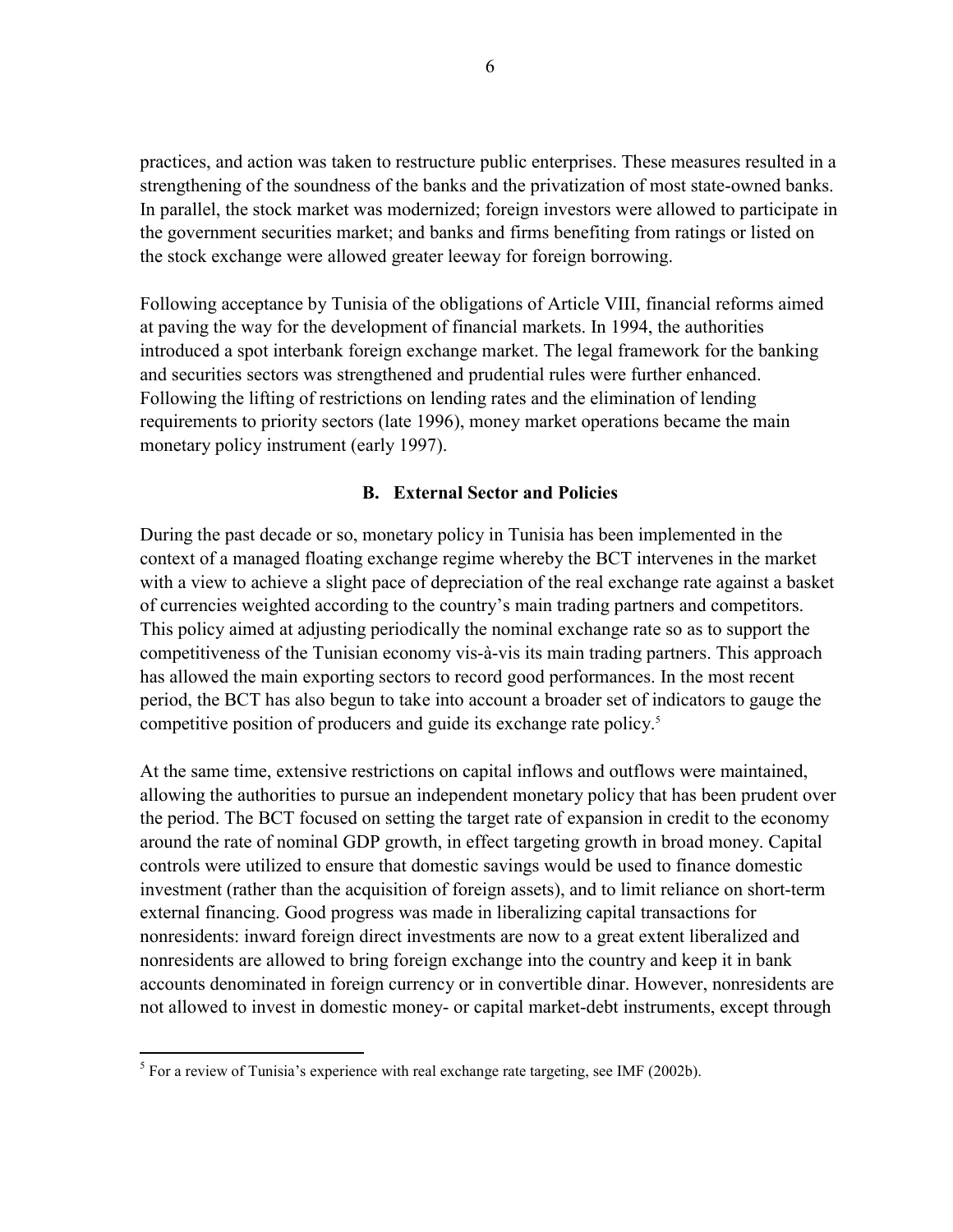practices, and action was taken to restructure public enterprises. These measures resulted in a strengthening of the soundness of the banks and the privatization of most state-owned banks. In parallel, the stock market was modernized; foreign investors were allowed to participate in the government securities market; and banks and firms benefiting from ratings or listed on the stock exchange were allowed greater leeway for foreign borrowing.

Following acceptance by Tunisia of the obligations of Article VIII, financial reforms aimed at paving the way for the development of financial markets. In 1994, the authorities introduced a spot interbank foreign exchange market. The legal framework for the banking and securities sectors was strengthened and prudential rules were further enhanced. Following the lifting of restrictions on lending rates and the elimination of lending requirements to priority sectors (late 1996), money market operations became the main monetary policy instrument (early 1997).

## B. External Sector and Policies

During the past decade or so, monetary policy in Tunisia has been implemented in the context of a managed floating exchange regime whereby the BCT intervenes in the market with a view to achieve a slight pace of depreciation of the real exchange rate against a basket of currencies weighted according to the country's main trading partners and competitors. This policy aimed at adjusting periodically the nominal exchange rate so as to support the competitiveness of the Tunisian economy vis-à-vis its main trading partners. This approach has allowed the main exporting sectors to record good performances. In the most recent period, the BCT has also begun to take into account a broader set of indicators to gauge the competitive position of producers and guide its exchange rate policy.[5]

At the same time, extensive restrictions on capital inflows and outflows were maintained, allowing the authorities to pursue an independent monetary policy that has been prudent over the period. The BCT focused on setting the target rate of expansion in credit to the economy around the rate of nominal GDP growth, in effect targeting growth in broad money. Capital controls were utilized to ensure that domestic savings would be used to finance domestic investment (rather than the acquisition of foreign assets), and to limit reliance on short-term external financing. Good progress was made in liberalizing capital transactions for nonresidents: inward foreign direct investments are now to a great extent liberalized and nonresidents are allowed to bring foreign exchange into the country and keep it in bank accounts denominated in foreign currency or in convertible dinar. However, nonresidents are not allowed to invest in domestic money- or capital market-debt instruments, except through

[5] For a review of Tunisia's experience with real exchange rate targeting, see IMF (2002b).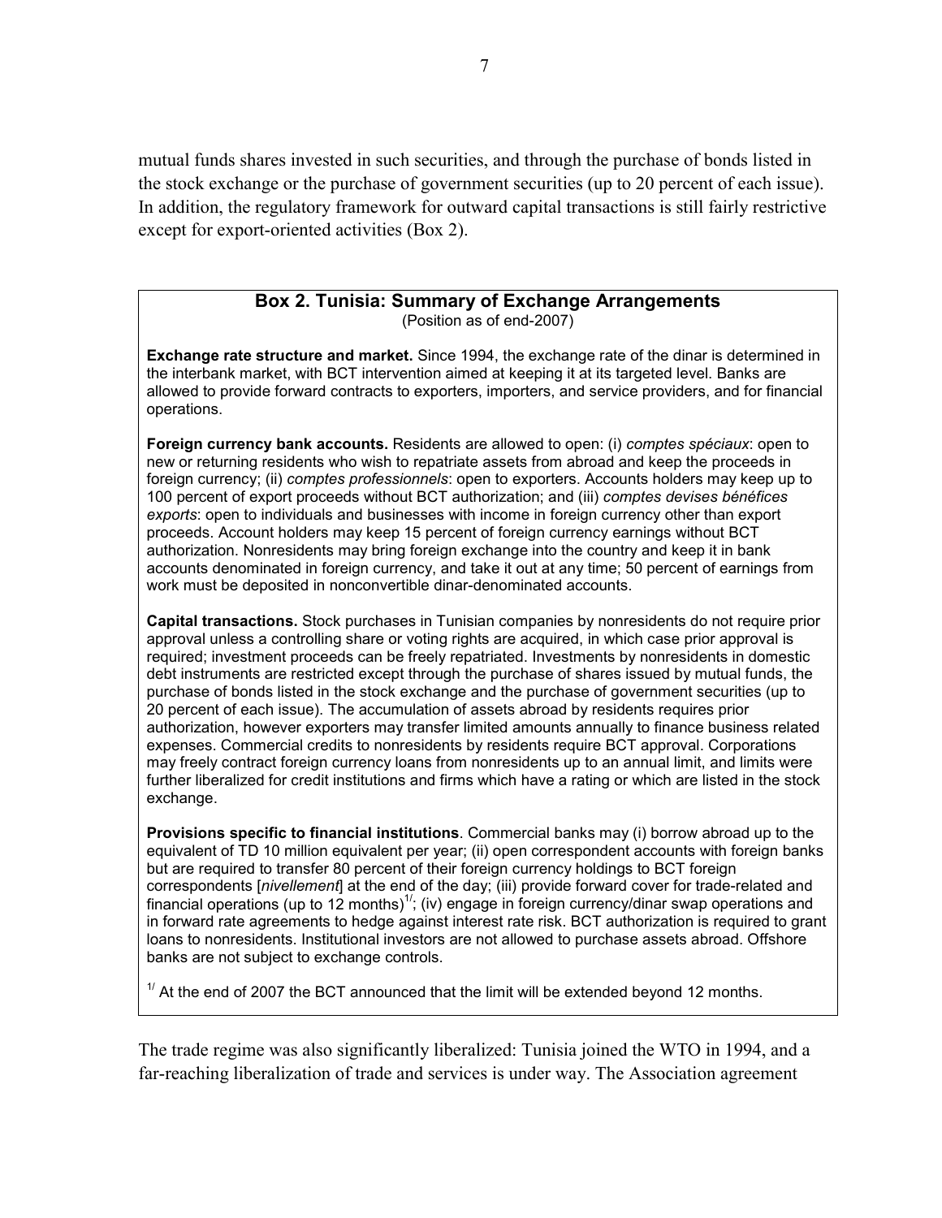mutual funds shares invested in such securities, and through the purchase of bonds listed in the stock exchange or the purchase of government securities (up to 20 percent of each issue). In addition, the regulatory framework for outward capital transactions is still fairly restrictive except for export-oriented activities (Box 2).

### Box 2. Tunisia: Summary of Exchange Arrangements

(Position as of end-2007)

**Exchange rate structure and market.** Since 1994, the exchange rate of the dinar is determined in the interbank market, with BCT intervention aimed at keeping it at its targeted level. Banks are allowed to provide forward contracts to exporters, importers, and service providers, and for financial operations.

**Foreign currency bank accounts.** Residents are allowed to open: (i) *comptes spéciaux*: open to new or returning residents who wish to repatriate assets from abroad and keep the proceeds in foreign currency; (ii) *comptes professionnels*: open to exporters. Accounts holders may keep up to 100 percent of export proceeds without BCT authorization; and (iii) *comptes devises bénéfices exports*: open to individuals and businesses with income in foreign currency other than export proceeds. Account holders may keep 15 percent of foreign currency earnings without BCT authorization. Nonresidents may bring foreign exchange into the country and keep it in bank accounts denominated in foreign currency, and take it out at any time; 50 percent of earnings from work must be deposited in nonconvertible dinar-denominated accounts.

**Capital transactions.** Stock purchases in Tunisian companies by nonresidents do not require prior approval unless a controlling share or voting rights are acquired, in which case prior approval is required; investment proceeds can be freely repatriated. Investments by nonresidents in domestic debt instruments are restricted except through the purchase of shares issued by mutual funds, the purchase of bonds listed in the stock exchange and the purchase of government securities (up to 20 percent of each issue). The accumulation of assets abroad by residents requires prior authorization, however exporters may transfer limited amounts annually to finance business related expenses. Commercial credits to nonresidents by residents require BCT approval. Corporations may freely contract foreign currency loans from nonresidents up to an annual limit, and limits were further liberalized for credit institutions and firms which have a rating or which are listed in the stock exchange.

**Provisions specific to financial institutions**. Commercial banks may (i) borrow abroad up to the equivalent of TD 10 million equivalent per year; (ii) open correspondent accounts with foreign banks but are required to transfer 80 percent of their foreign currency holdings to BCT foreign correspondents [*nivellement*] at the end of the day; (iii) provide forward cover for trade-related and financial operations (up to 12 months)[1/]; (iv) engage in foreign currency/dinar swap operations and in forward rate agreements to hedge against interest rate risk. BCT authorization is required to grant loans to nonresidents. Institutional investors are not allowed to purchase assets abroad. Offshore banks are not subject to exchange controls.

[1/] At the end of 2007 the BCT announced that the limit will be extended beyond 12 months.

The trade regime was also significantly liberalized: Tunisia joined the WTO in 1994, and a far-reaching liberalization of trade and services is under way. The Association agreement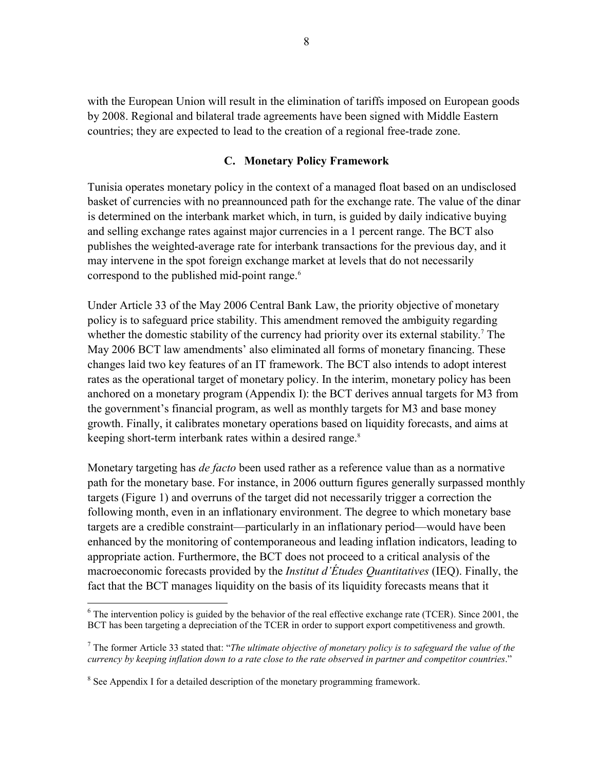with the European Union will result in the elimination of tariffs imposed on European goods by 2008. Regional and bilateral trade agreements have been signed with Middle Eastern countries; they are expected to lead to the creation of a regional free-trade zone.

### C. Monetary Policy Framework

Tunisia operates monetary policy in the context of a managed float based on an undisclosed basket of currencies with no preannounced path for the exchange rate. The value of the dinar is determined on the interbank market which, in turn, is guided by daily indicative buying and selling exchange rates against major currencies in a 1 percent range. The BCT also publishes the weighted-average rate for interbank transactions for the previous day, and it may intervene in the spot foreign exchange market at levels that do not necessarily correspond to the published mid-point range.[6]

Under Article 33 of the May 2006 Central Bank Law, the priority objective of monetary policy is to safeguard price stability. This amendment removed the ambiguity regarding whether the domestic stability of the currency had priority over its external stability.[7] The May 2006 BCT law amendments' also eliminated all forms of monetary financing. These changes laid two key features of an IT framework. The BCT also intends to adopt interest rates as the operational target of monetary policy. In the interim, monetary policy has been anchored on a monetary program (Appendix I): the BCT derives annual targets for M3 from the government's financial program, as well as monthly targets for M3 and base money growth. Finally, it calibrates monetary operations based on liquidity forecasts, and aims at keeping short-term interbank rates within a desired range.[8]

Monetary targeting has *de facto* been used rather as a reference value than as a normative path for the monetary base. For instance, in 2006 outturn figures generally surpassed monthly targets (Figure 1) and overruns of the target did not necessarily trigger a correction the following month, even in an inflationary environment. The degree to which monetary base targets are a credible constraint—particularly in an inflationary period—would have been enhanced by the monitoring of contemporaneous and leading inflation indicators, leading to appropriate action. Furthermore, the BCT does not proceed to a critical analysis of the macroeconomic forecasts provided by the *Institut d'Études Quantitatives* (IEQ). Finally, the fact that the BCT manages liquidity on the basis of its liquidity forecasts means that it

---

[6] The intervention policy is guided by the behavior of the real effective exchange rate (TCER). Since 2001, the BCT has been targeting a depreciation of the TCER in order to support export competitiveness and growth.

[7] The former Article 33 stated that: "*The ultimate objective of monetary policy is to safeguard the value of the currency by keeping inflation down to a rate close to the rate observed in partner and competitor countries*."

[8] See Appendix I for a detailed description of the monetary programming framework.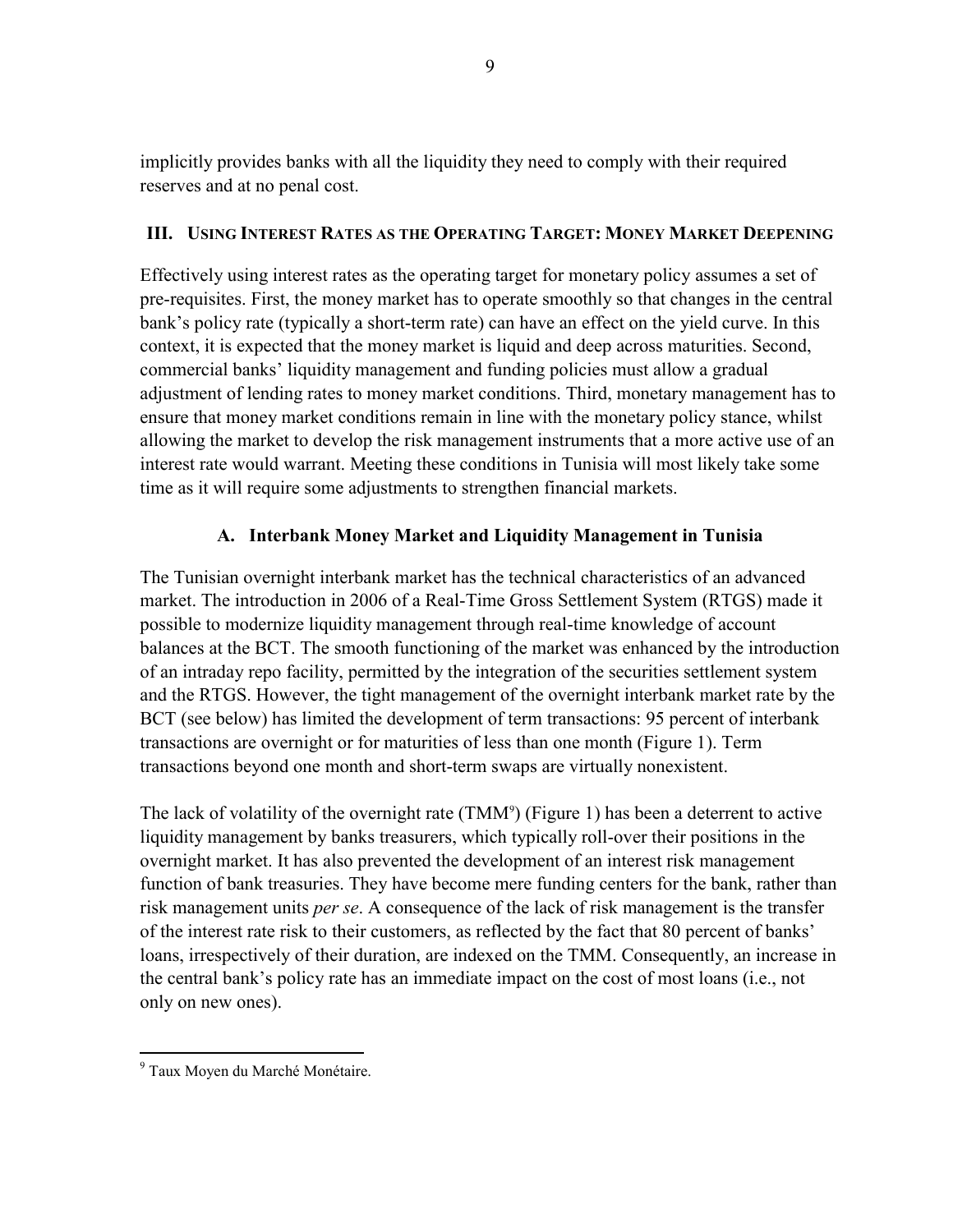implicitly provides banks with all the liquidity they need to comply with their required reserves and at no penal cost.

## III. Using Interest Rates as the Operating Target: Money Market Deepening

Effectively using interest rates as the operating target for monetary policy assumes a set of pre-requisites. First, the money market has to operate smoothly so that changes in the central bank's policy rate (typically a short-term rate) can have an effect on the yield curve. In this context, it is expected that the money market is liquid and deep across maturities. Second, commercial banks' liquidity management and funding policies must allow a gradual adjustment of lending rates to money market conditions. Third, monetary management has to ensure that money market conditions remain in line with the monetary policy stance, whilst allowing the market to develop the risk management instruments that a more active use of an interest rate would warrant. Meeting these conditions in Tunisia will most likely take some time as it will require some adjustments to strengthen financial markets.

### A. Interbank Money Market and Liquidity Management in Tunisia

The Tunisian overnight interbank market has the technical characteristics of an advanced market. The introduction in 2006 of a Real-Time Gross Settlement System (RTGS) made it possible to modernize liquidity management through real-time knowledge of account balances at the BCT. The smooth functioning of the market was enhanced by the introduction of an intraday repo facility, permitted by the integration of the securities settlement system and the RTGS. However, the tight management of the overnight interbank market rate by the BCT (see below) has limited the development of term transactions: 95 percent of interbank transactions are overnight or for maturities of less than one month (Figure 1). Term transactions beyond one month and short-term swaps are virtually nonexistent.

The lack of volatility of the overnight rate (TMM[9]) (Figure 1) has been a deterrent to active liquidity management by banks treasurers, which typically roll-over their positions in the overnight market. It has also prevented the development of an interest risk management function of bank treasuries. They have become mere funding centers for the bank, rather than risk management units *per se*. A consequence of the lack of risk management is the transfer of the interest rate risk to their customers, as reflected by the fact that 80 percent of banks' loans, irrespectively of their duration, are indexed on the TMM. Consequently, an increase in the central bank's policy rate has an immediate impact on the cost of most loans (i.e., not only on new ones).

---

[9] Taux Moyen du Marché Monétaire.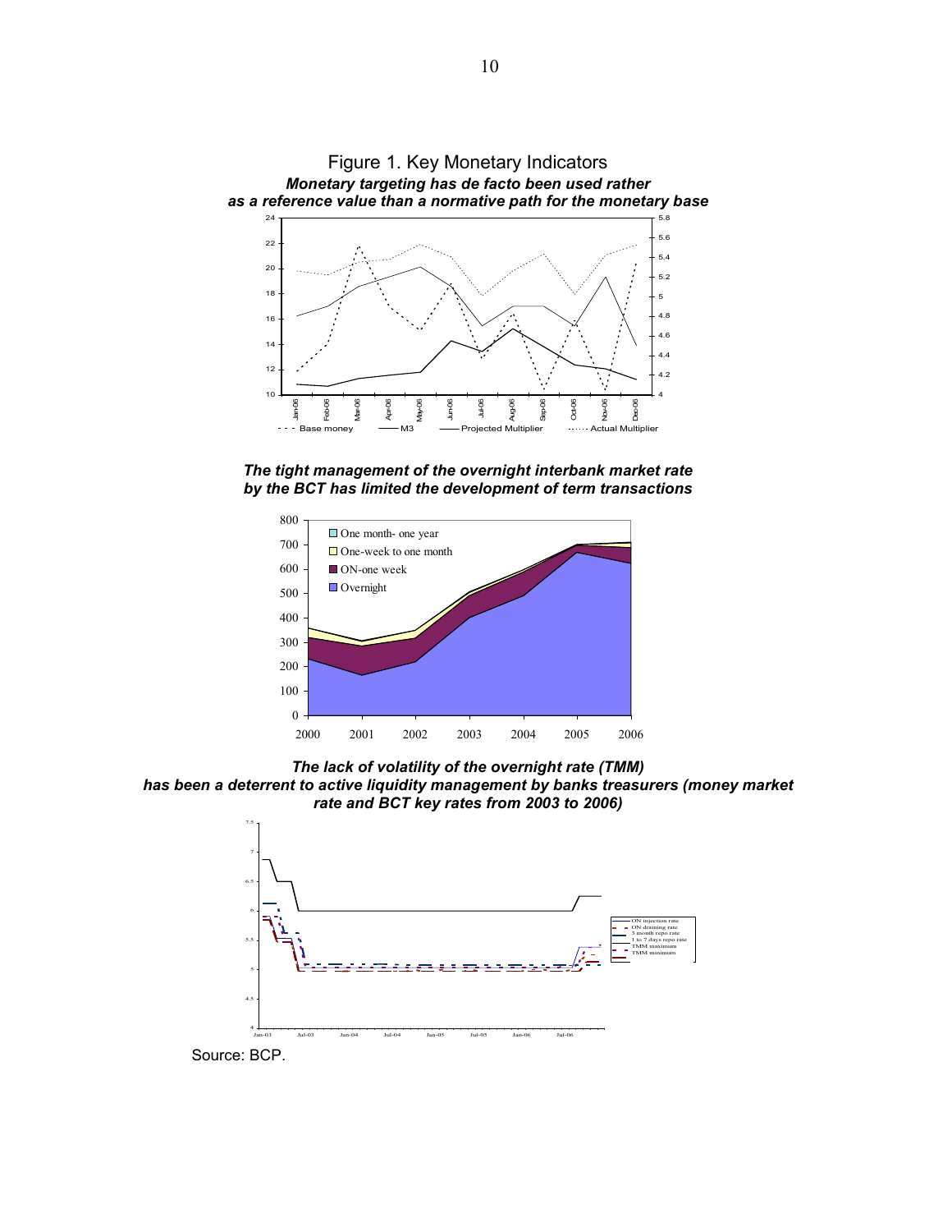Figure 1. Key Monetary Indicators

***Monetary targeting has de facto been used rather as a reference value than a normative path for the monetary base***

***The tight management of the overnight interbank market rate by the BCT has limited the development of term transactions***

***The lack of volatility of the overnight rate (TMM) has been a deterrent to active liquidity management by banks treasurers (money market rate and BCT key rates from 2003 to 2006)***

Source: BCP.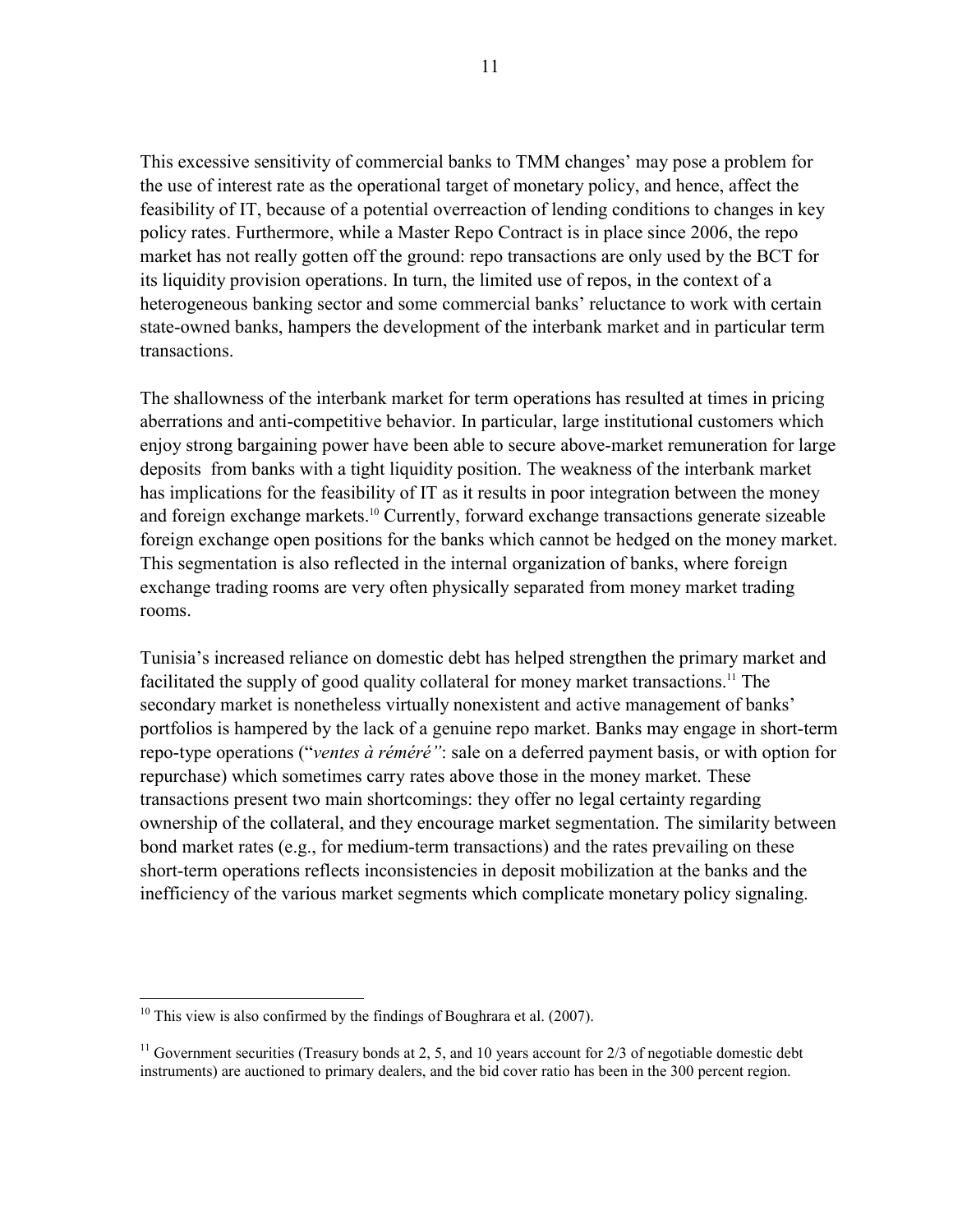This excessive sensitivity of commercial banks to TMM changes' may pose a problem for the use of interest rate as the operational target of monetary policy, and hence, affect the feasibility of IT, because of a potential overreaction of lending conditions to changes in key policy rates. Furthermore, while a Master Repo Contract is in place since 2006, the repo market has not really gotten off the ground: repo transactions are only used by the BCT for its liquidity provision operations. In turn, the limited use of repos, in the context of a heterogeneous banking sector and some commercial banks' reluctance to work with certain state-owned banks, hampers the development of the interbank market and in particular term transactions.

The shallowness of the interbank market for term operations has resulted at times in pricing aberrations and anti-competitive behavior. In particular, large institutional customers which enjoy strong bargaining power have been able to secure above-market remuneration for large deposits from banks with a tight liquidity position. The weakness of the interbank market has implications for the feasibility of IT as it results in poor integration between the money and foreign exchange markets.[10] Currently, forward exchange transactions generate sizeable foreign exchange open positions for the banks which cannot be hedged on the money market. This segmentation is also reflected in the internal organization of banks, where foreign exchange trading rooms are very often physically separated from money market trading rooms.

Tunisia's increased reliance on domestic debt has helped strengthen the primary market and facilitated the supply of good quality collateral for money market transactions.[11] The secondary market is nonetheless virtually nonexistent and active management of banks' portfolios is hampered by the lack of a genuine repo market. Banks may engage in short-term repo-type operations ("*ventes à réméré"*: sale on a deferred payment basis, or with option for repurchase) which sometimes carry rates above those in the money market. These transactions present two main shortcomings: they offer no legal certainty regarding ownership of the collateral, and they encourage market segmentation. The similarity between bond market rates (e.g., for medium-term transactions) and the rates prevailing on these short-term operations reflects inconsistencies in deposit mobilization at the banks and the inefficiency of the various market segments which complicate monetary policy signaling.

---

[10] This view is also confirmed by the findings of Boughrara et al. (2007).

[11] Government securities (Treasury bonds at 2, 5, and 10 years account for 2/3 of negotiable domestic debt instruments) are auctioned to primary dealers, and the bid cover ratio has been in the 300 percent region.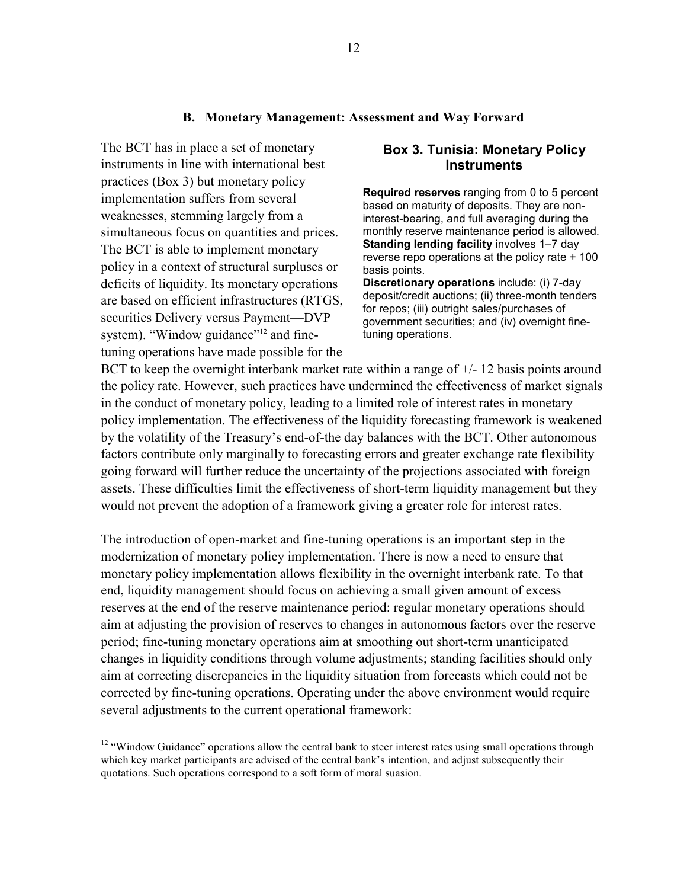### B. Monetary Management: Assessment and Way Forward

The BCT has in place a set of monetary instruments in line with international best practices (Box 3) but monetary policy implementation suffers from several weaknesses, stemming largely from a simultaneous focus on quantities and prices. The BCT is able to implement monetary policy in a context of structural surpluses or deficits of liquidity. Its monetary operations are based on efficient infrastructures (RTGS, securities Delivery versus Payment—DVP system). "Window guidance"[12] and fine-tuning operations have made possible for the BCT to keep the overnight interbank market rate within a range of +/- 12 basis points around the policy rate. However, such practices have undermined the effectiveness of market signals in the conduct of monetary policy, leading to a limited role of interest rates in monetary policy implementation. The effectiveness of the liquidity forecasting framework is weakened by the volatility of the Treasury's end-of-the day balances with the BCT. Other autonomous factors contribute only marginally to forecasting errors and greater exchange rate flexibility going forward will further reduce the uncertainty of the projections associated with foreign assets. These difficulties limit the effectiveness of short-term liquidity management but they would not prevent the adoption of a framework giving a greater role for interest rates.

> **Box 3. Tunisia: Monetary Policy Instruments**
>
> **Required reserves** ranging from 0 to 5 percent based on maturity of deposits. They are non-interest-bearing, and full averaging during the monthly reserve maintenance period is allowed.
> **Standing lending facility** involves 1–7 day reverse repo operations at the policy rate + 100 basis points.
> **Discretionary operations** include: (i) 7-day deposit/credit auctions; (ii) three-month tenders for repos; (iii) outright sales/purchases of government securities; and (iv) overnight fine-tuning operations.

The introduction of open-market and fine-tuning operations is an important step in the modernization of monetary policy implementation. There is now a need to ensure that monetary policy implementation allows flexibility in the overnight interbank rate. To that end, liquidity management should focus on achieving a small given amount of excess reserves at the end of the reserve maintenance period: regular monetary operations should aim at adjusting the provision of reserves to changes in autonomous factors over the reserve period; fine-tuning monetary operations aim at smoothing out short-term unanticipated changes in liquidity conditions through volume adjustments; standing facilities should only aim at correcting discrepancies in the liquidity situation from forecasts which could not be corrected by fine-tuning operations. Operating under the above environment would require several adjustments to the current operational framework:

[12] "Window Guidance" operations allow the central bank to steer interest rates using small operations through which key market participants are advised of the central bank's intention, and adjust subsequently their quotations. Such operations correspond to a soft form of moral suasion.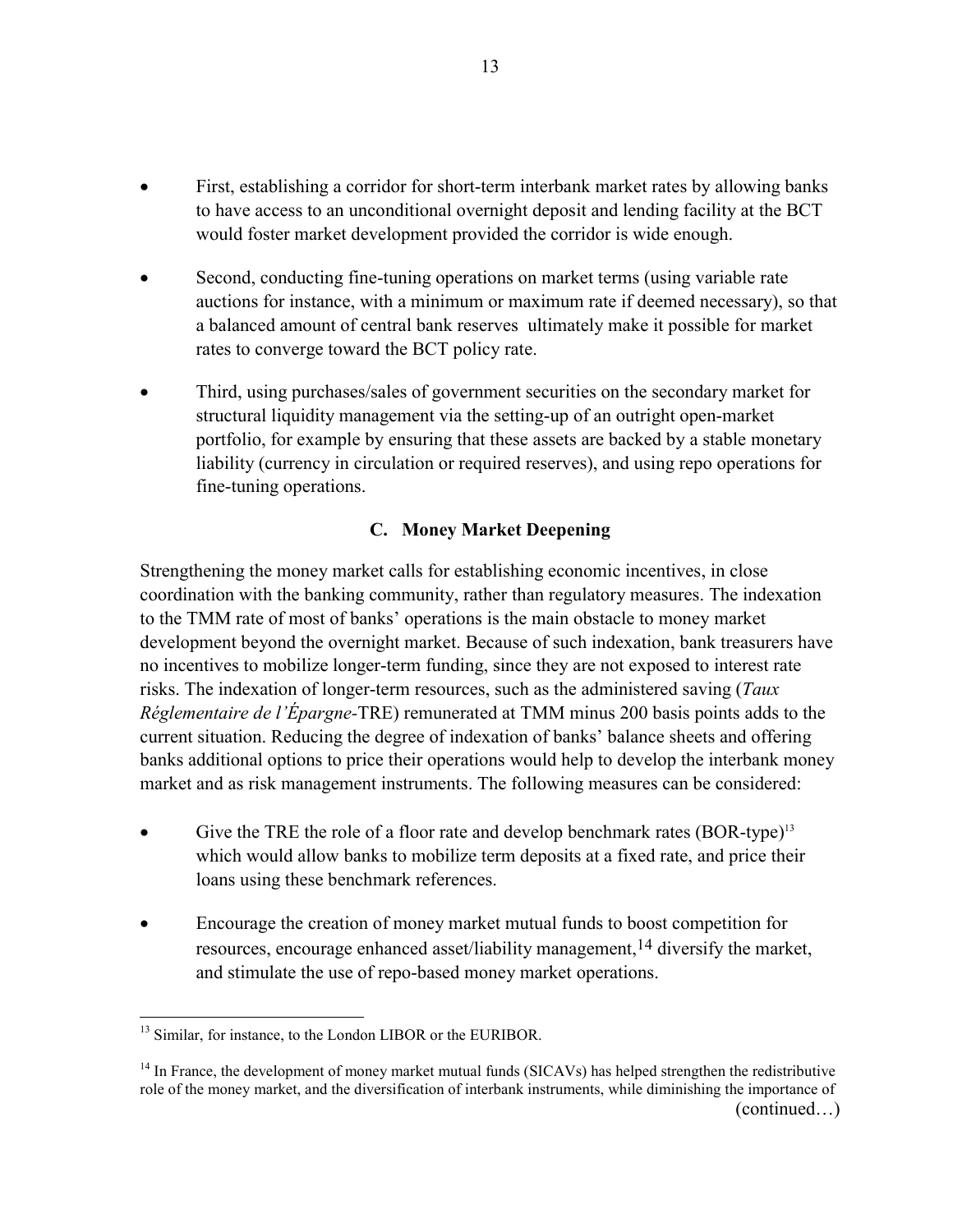- First, establishing a corridor for short-term interbank market rates by allowing banks to have access to an unconditional overnight deposit and lending facility at the BCT would foster market development provided the corridor is wide enough.

- Second, conducting fine-tuning operations on market terms (using variable rate auctions for instance, with a minimum or maximum rate if deemed necessary), so that a balanced amount of central bank reserves ultimately make it possible for market rates to converge toward the BCT policy rate.

- Third, using purchases/sales of government securities on the secondary market for structural liquidity management via the setting-up of an outright open-market portfolio, for example by ensuring that these assets are backed by a stable monetary liability (currency in circulation or required reserves), and using repo operations for fine-tuning operations.

## C. Money Market Deepening

Strengthening the money market calls for establishing economic incentives, in close coordination with the banking community, rather than regulatory measures. The indexation to the TMM rate of most of banks' operations is the main obstacle to money market development beyond the overnight market. Because of such indexation, bank treasurers have no incentives to mobilize longer-term funding, since they are not exposed to interest rate risks. The indexation of longer-term resources, such as the administered saving (*Taux Réglementaire de l'Épargne*-TRE) remunerated at TMM minus 200 basis points adds to the current situation. Reducing the degree of indexation of banks' balance sheets and offering banks additional options to price their operations would help to develop the interbank money market and as risk management instruments. The following measures can be considered:

- Give the TRE the role of a floor rate and develop benchmark rates (BOR-type)[13] which would allow banks to mobilize term deposits at a fixed rate, and price their loans using these benchmark references.

- Encourage the creation of money market mutual funds to boost competition for resources, encourage enhanced asset/liability management,[14] diversify the market, and stimulate the use of repo-based money market operations.

---

[13] Similar, for instance, to the London LIBOR or the EURIBOR.

[14] In France, the development of money market mutual funds (SICAVs) has helped strengthen the redistributive role of the money market, and the diversification of interbank instruments, while diminishing the importance of (continued…)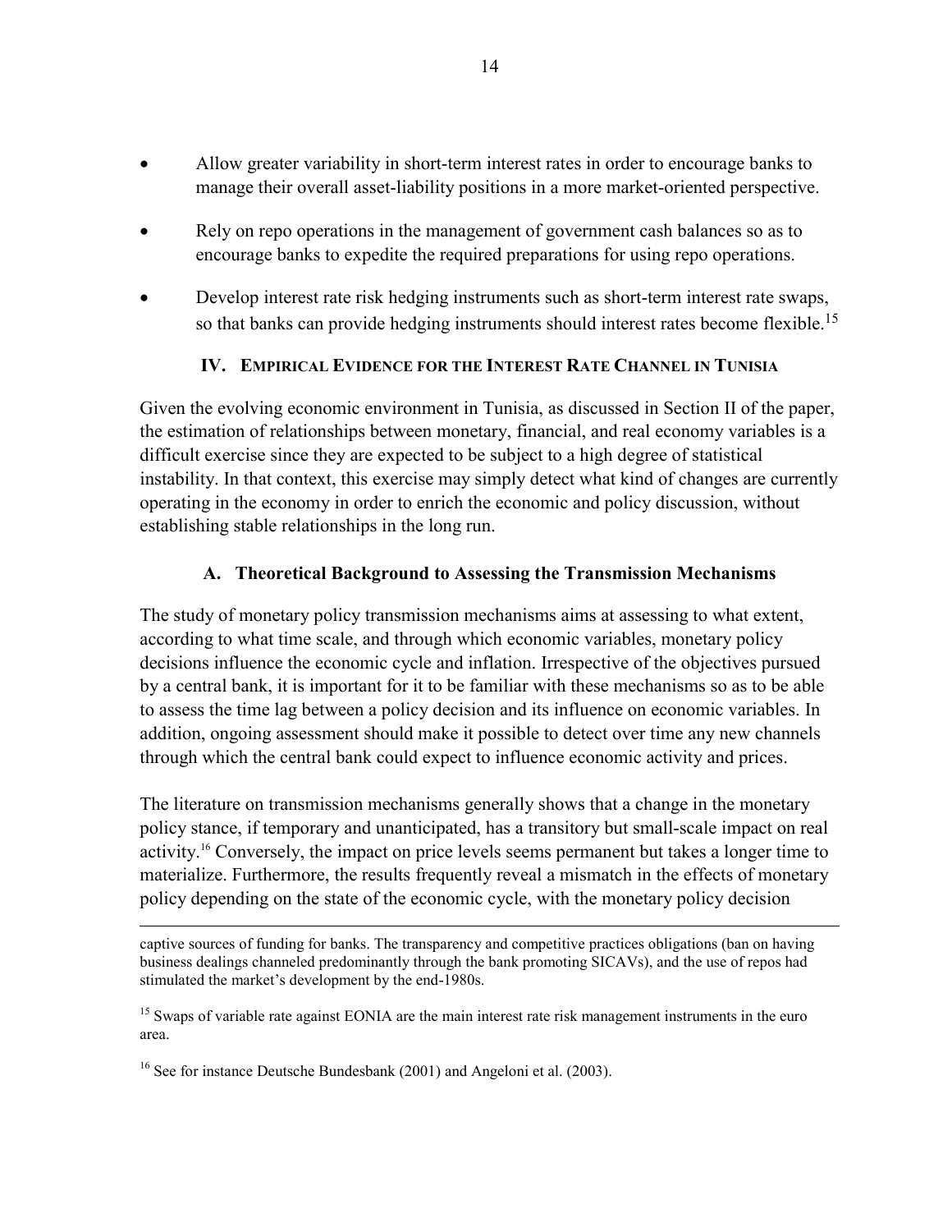- Allow greater variability in short-term interest rates in order to encourage banks to manage their overall asset-liability positions in a more market-oriented perspective.

- Rely on repo operations in the management of government cash balances so as to encourage banks to expedite the required preparations for using repo operations.

- Develop interest rate risk hedging instruments such as short-term interest rate swaps, so that banks can provide hedging instruments should interest rates become flexible.[15]

## IV. Empirical Evidence for the Interest Rate Channel in Tunisia

Given the evolving economic environment in Tunisia, as discussed in Section II of the paper, the estimation of relationships between monetary, financial, and real economy variables is a difficult exercise since they are expected to be subject to a high degree of statistical instability. In that context, this exercise may simply detect what kind of changes are currently operating in the economy in order to enrich the economic and policy discussion, without establishing stable relationships in the long run.

### A. Theoretical Background to Assessing the Transmission Mechanisms

The study of monetary policy transmission mechanisms aims at assessing to what extent, according to what time scale, and through which economic variables, monetary policy decisions influence the economic cycle and inflation. Irrespective of the objectives pursued by a central bank, it is important for it to be familiar with these mechanisms so as to be able to assess the time lag between a policy decision and its influence on economic variables. In addition, ongoing assessment should make it possible to detect over time any new channels through which the central bank could expect to influence economic activity and prices.

The literature on transmission mechanisms generally shows that a change in the monetary policy stance, if temporary and unanticipated, has a transitory but small-scale impact on real activity.[16] Conversely, the impact on price levels seems permanent but takes a longer time to materialize. Furthermore, the results frequently reveal a mismatch in the effects of monetary policy depending on the state of the economic cycle, with the monetary policy decision

---

captive sources of funding for banks. The transparency and competitive practices obligations (ban on having business dealings channeled predominantly through the bank promoting SICAVs), and the use of repos had stimulated the market's development by the end-1980s.

[15] Swaps of variable rate against EONIA are the main interest rate risk management instruments in the euro area.

[16] See for instance Deutsche Bundesbank (2001) and Angeloni et al. (2003).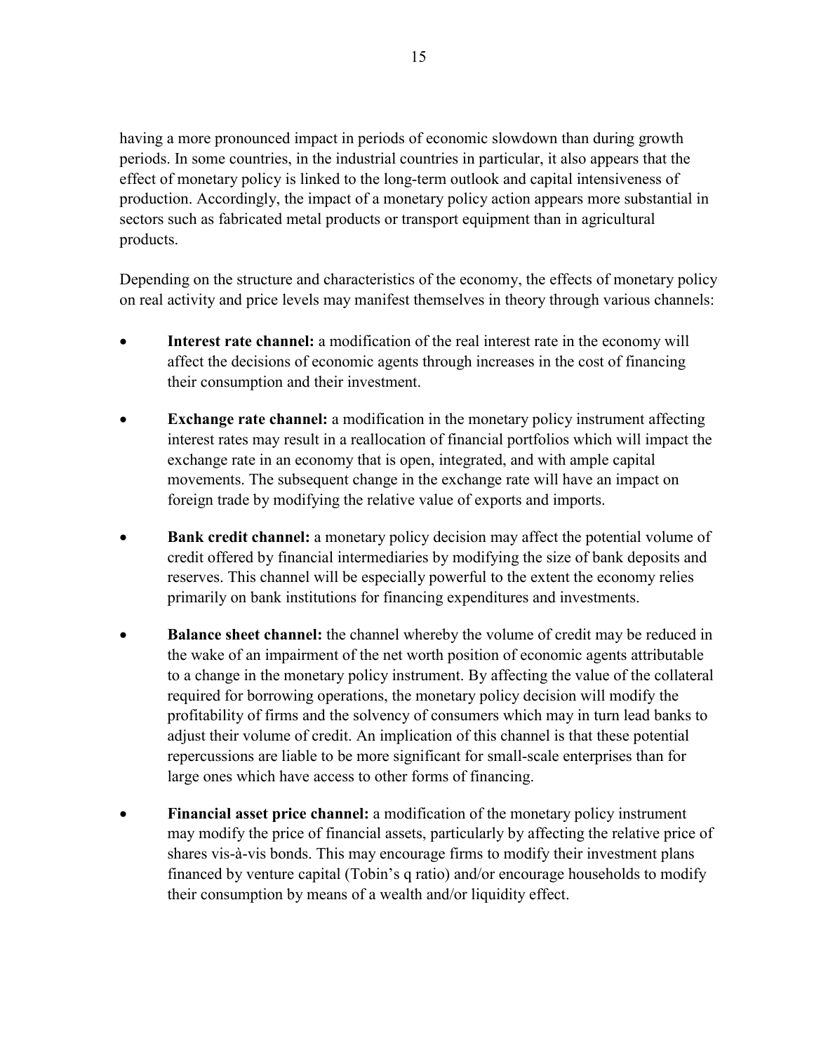having a more pronounced impact in periods of economic slowdown than during growth periods. In some countries, in the industrial countries in particular, it also appears that the effect of monetary policy is linked to the long-term outlook and capital intensiveness of production. Accordingly, the impact of a monetary policy action appears more substantial in sectors such as fabricated metal products or transport equipment than in agricultural products.

Depending on the structure and characteristics of the economy, the effects of monetary policy on real activity and price levels may manifest themselves in theory through various channels:

- **Interest rate channel:** a modification of the real interest rate in the economy will affect the decisions of economic agents through increases in the cost of financing their consumption and their investment.
- **Exchange rate channel:** a modification in the monetary policy instrument affecting interest rates may result in a reallocation of financial portfolios which will impact the exchange rate in an economy that is open, integrated, and with ample capital movements. The subsequent change in the exchange rate will have an impact on foreign trade by modifying the relative value of exports and imports.
- **Bank credit channel:** a monetary policy decision may affect the potential volume of credit offered by financial intermediaries by modifying the size of bank deposits and reserves. This channel will be especially powerful to the extent the economy relies primarily on bank institutions for financing expenditures and investments.
- **Balance sheet channel:** the channel whereby the volume of credit may be reduced in the wake of an impairment of the net worth position of economic agents attributable to a change in the monetary policy instrument. By affecting the value of the collateral required for borrowing operations, the monetary policy decision will modify the profitability of firms and the solvency of consumers which may in turn lead banks to adjust their volume of credit. An implication of this channel is that these potential repercussions are liable to be more significant for small-scale enterprises than for large ones which have access to other forms of financing.
- **Financial asset price channel:** a modification of the monetary policy instrument may modify the price of financial assets, particularly by affecting the relative price of shares vis-à-vis bonds. This may encourage firms to modify their investment plans financed by venture capital (Tobin's q ratio) and/or encourage households to modify their consumption by means of a wealth and/or liquidity effect.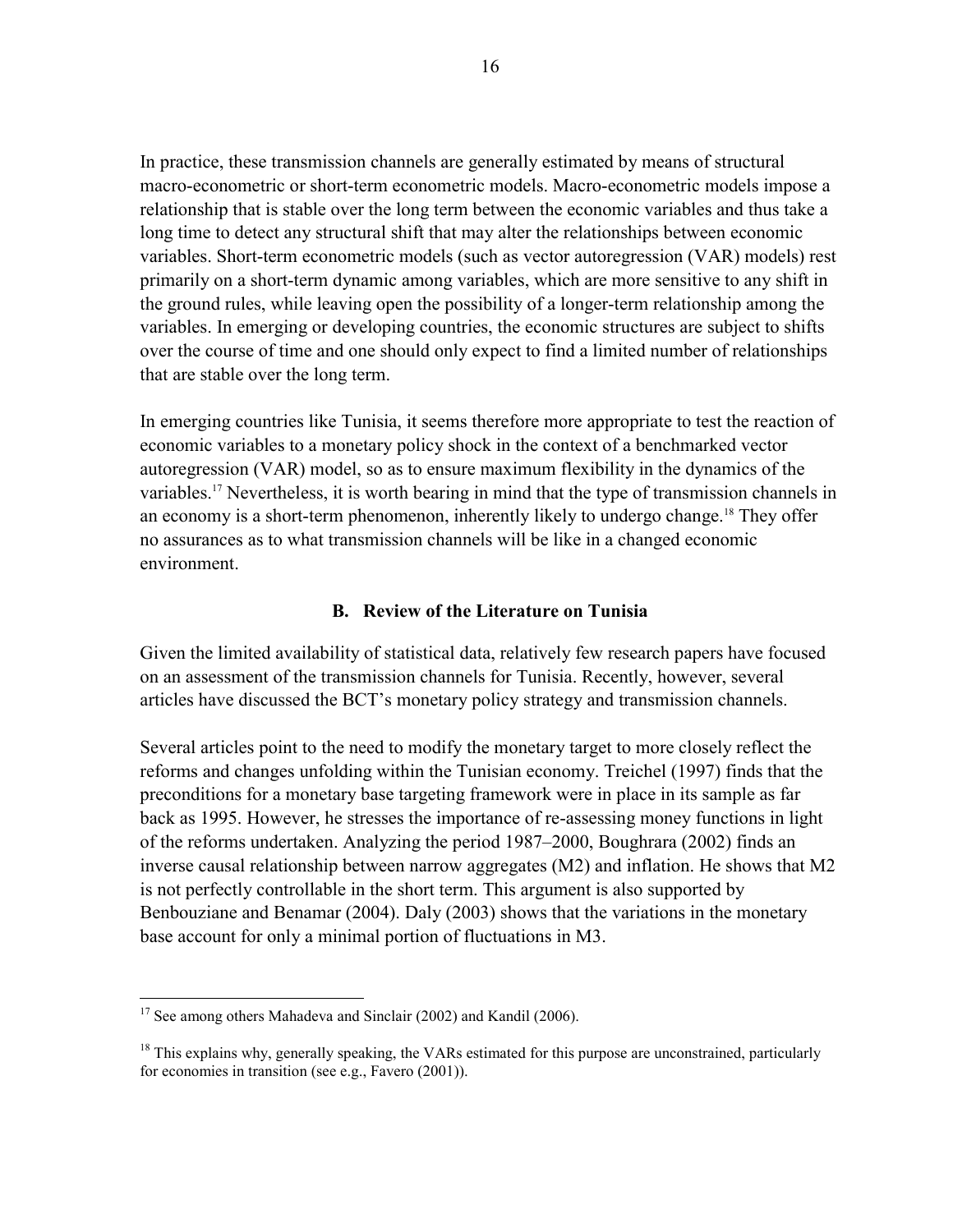In practice, these transmission channels are generally estimated by means of structural macro-econometric or short-term econometric models. Macro-econometric models impose a relationship that is stable over the long term between the economic variables and thus take a long time to detect any structural shift that may alter the relationships between economic variables. Short-term econometric models (such as vector autoregression (VAR) models) rest primarily on a short-term dynamic among variables, which are more sensitive to any shift in the ground rules, while leaving open the possibility of a longer-term relationship among the variables. In emerging or developing countries, the economic structures are subject to shifts over the course of time and one should only expect to find a limited number of relationships that are stable over the long term.

In emerging countries like Tunisia, it seems therefore more appropriate to test the reaction of economic variables to a monetary policy shock in the context of a benchmarked vector autoregression (VAR) model, so as to ensure maximum flexibility in the dynamics of the variables.[17] Nevertheless, it is worth bearing in mind that the type of transmission channels in an economy is a short-term phenomenon, inherently likely to undergo change.[18] They offer no assurances as to what transmission channels will be like in a changed economic environment.

## B. Review of the Literature on Tunisia

Given the limited availability of statistical data, relatively few research papers have focused on an assessment of the transmission channels for Tunisia. Recently, however, several articles have discussed the BCT's monetary policy strategy and transmission channels.

Several articles point to the need to modify the monetary target to more closely reflect the reforms and changes unfolding within the Tunisian economy. Treichel (1997) finds that the preconditions for a monetary base targeting framework were in place in its sample as far back as 1995. However, he stresses the importance of re-assessing money functions in light of the reforms undertaken. Analyzing the period 1987–2000, Boughrara (2002) finds an inverse causal relationship between narrow aggregates (M2) and inflation. He shows that M2 is not perfectly controllable in the short term. This argument is also supported by Benbouziane and Benamar (2004). Daly (2003) shows that the variations in the monetary base account for only a minimal portion of fluctuations in M3.

[17] See among others Mahadeva and Sinclair (2002) and Kandil (2006).

[18] This explains why, generally speaking, the VARs estimated for this purpose are unconstrained, particularly for economies in transition (see e.g., Favero (2001)).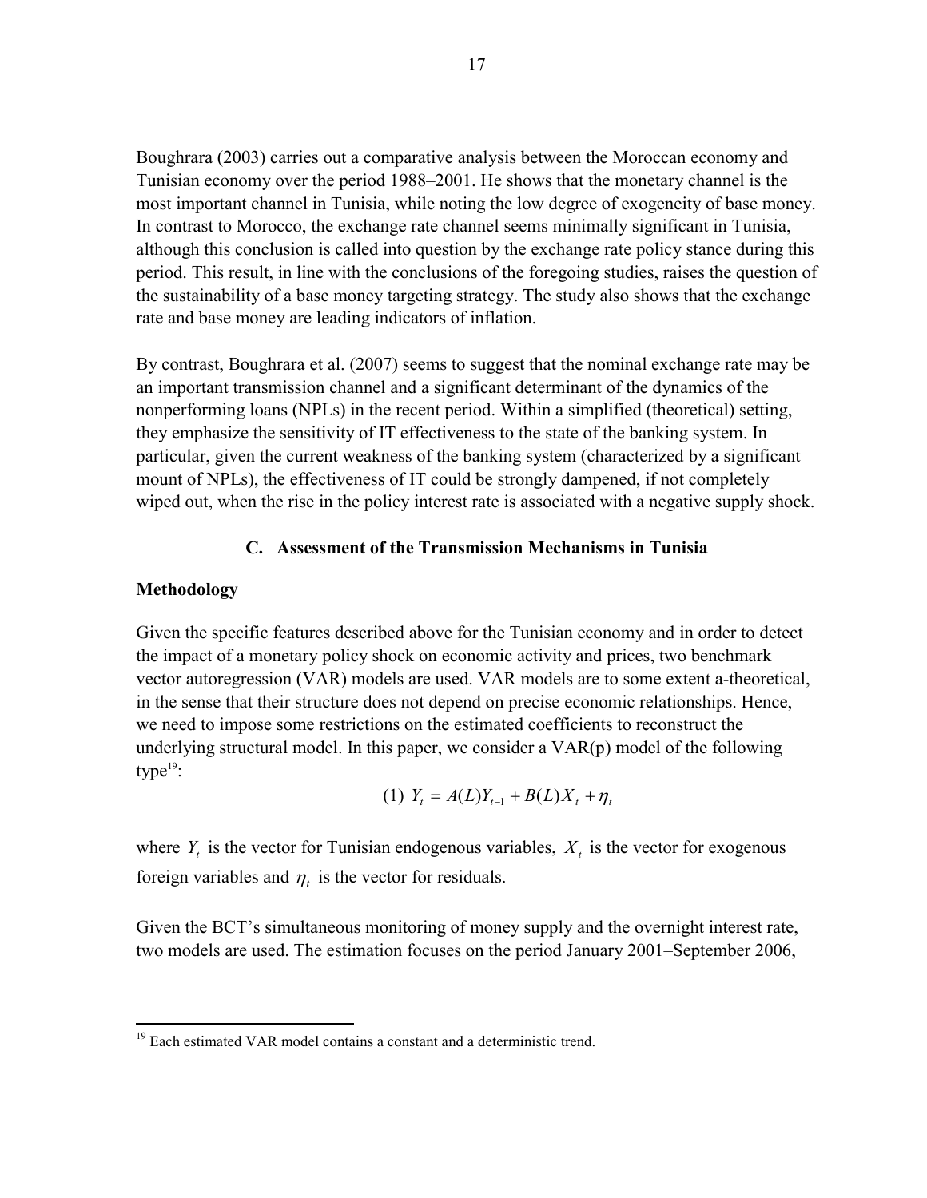Boughrara (2003) carries out a comparative analysis between the Moroccan economy and Tunisian economy over the period 1988–2001. He shows that the monetary channel is the most important channel in Tunisia, while noting the low degree of exogeneity of base money. In contrast to Morocco, the exchange rate channel seems minimally significant in Tunisia, although this conclusion is called into question by the exchange rate policy stance during this period. This result, in line with the conclusions of the foregoing studies, raises the question of the sustainability of a base money targeting strategy. The study also shows that the exchange rate and base money are leading indicators of inflation.

By contrast, Boughrara et al. (2007) seems to suggest that the nominal exchange rate may be an important transmission channel and a significant determinant of the dynamics of the nonperforming loans (NPLs) in the recent period. Within a simplified (theoretical) setting, they emphasize the sensitivity of IT effectiveness to the state of the banking system. In particular, given the current weakness of the banking system (characterized by a significant mount of NPLs), the effectiveness of IT could be strongly dampened, if not completely wiped out, when the rise in the policy interest rate is associated with a negative supply shock.

### C. Assessment of the Transmission Mechanisms in Tunisia

**Methodology**

Given the specific features described above for the Tunisian economy and in order to detect the impact of a monetary policy shock on economic activity and prices, two benchmark vector autoregression (VAR) models are used. VAR models are to some extent a-theoretical, in the sense that their structure does not depend on precise economic relationships. Hence, we need to impose some restrictions on the estimated coefficients to reconstruct the underlying structural model. In this paper, we consider a VAR(p) model of the following type[19]:

$$(1)\ Y_t = A(L)Y_{t-1} + B(L)X_t + \eta_t$$

where $Y_t$ is the vector for Tunisian endogenous variables, $X_t$ is the vector for exogenous foreign variables and $\eta_t$ is the vector for residuals.

Given the BCT's simultaneous monitoring of money supply and the overnight interest rate, two models are used. The estimation focuses on the period January 2001–September 2006,

[19] Each estimated VAR model contains a constant and a deterministic trend.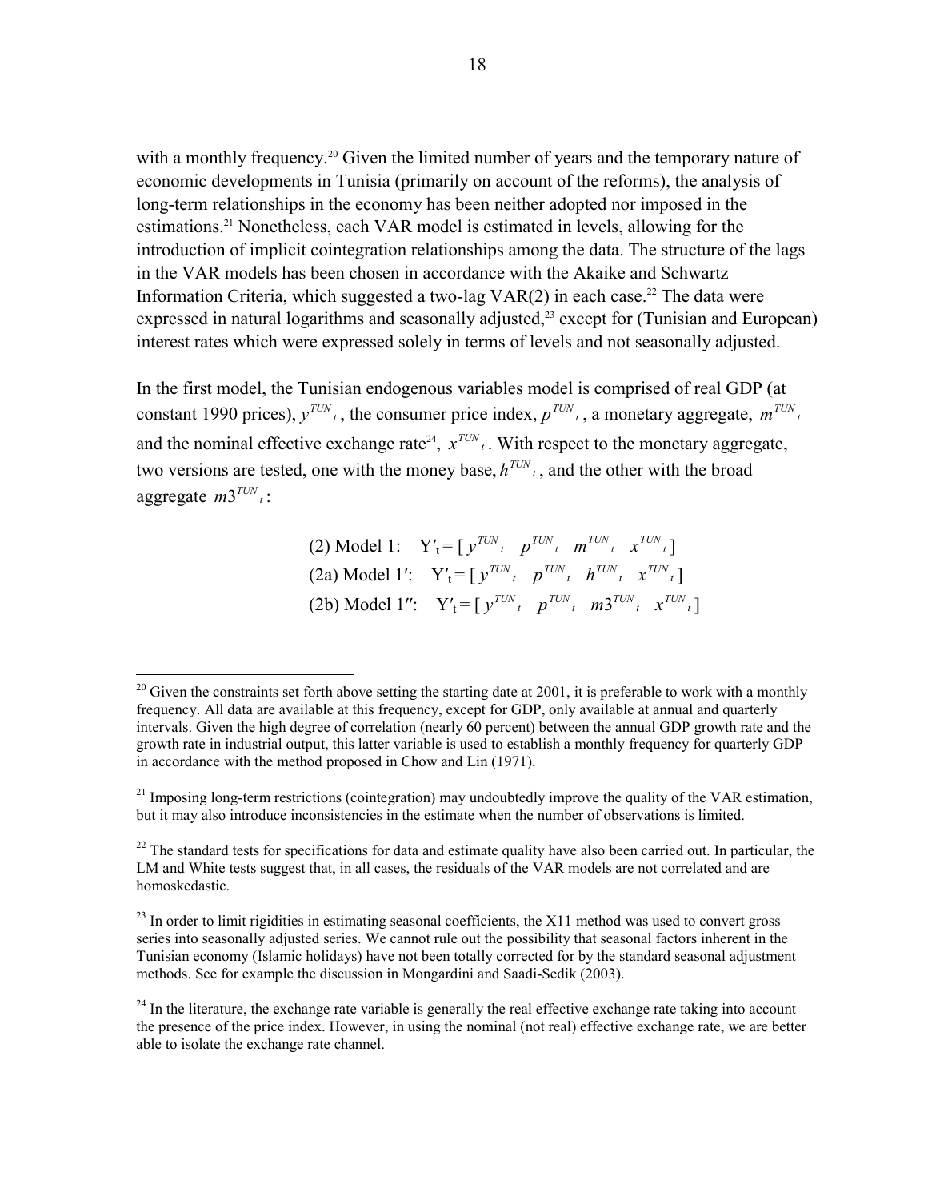with a monthly frequency.[20] Given the limited number of years and the temporary nature of economic developments in Tunisia (primarily on account of the reforms), the analysis of long-term relationships in the economy has been neither adopted nor imposed in the estimations.[21] Nonetheless, each VAR model is estimated in levels, allowing for the introduction of implicit cointegration relationships among the data. The structure of the lags in the VAR models has been chosen in accordance with the Akaike and Schwartz Information Criteria, which suggested a two-lag VAR(2) in each case.[22] The data were expressed in natural logarithms and seasonally adjusted,[23] except for (Tunisian and European) interest rates which were expressed solely in terms of levels and not seasonally adjusted.

In the first model, the Tunisian endogenous variables model is comprised of real GDP (at constant 1990 prices), $y^{TUN}{}_t$, the consumer price index, $p^{TUN}{}_t$, a monetary aggregate, $m^{TUN}{}_t$ and the nominal effective exchange rate[24], $x^{TUN}{}_t$. With respect to the monetary aggregate, two versions are tested, one with the money base, $h^{TUN}{}_t$, and the other with the broad aggregate $m3^{TUN}{}_t$:

$$\text{(2) Model 1:} \quad Y'_t = [\, y^{TUN}{}_t \quad p^{TUN}{}_t \quad m^{TUN}{}_t \quad x^{TUN}{}_t \,]$$

$$\text{(2a) Model 1}': \quad Y'_t = [\, y^{TUN}{}_t \quad p^{TUN}{}_t \quad h^{TUN}{}_t \quad x^{TUN}{}_t \,]$$

$$\text{(2b) Model 1}'': \quad Y'_t = [\, y^{TUN}{}_t \quad p^{TUN}{}_t \quad m3^{TUN}{}_t \quad x^{TUN}{}_t \,]$$

---

[20] Given the constraints set forth above setting the starting date at 2001, it is preferable to work with a monthly frequency. All data are available at this frequency, except for GDP, only available at annual and quarterly intervals. Given the high degree of correlation (nearly 60 percent) between the annual GDP growth rate and the growth rate in industrial output, this latter variable is used to establish a monthly frequency for quarterly GDP in accordance with the method proposed in Chow and Lin (1971).

[21] Imposing long-term restrictions (cointegration) may undoubtedly improve the quality of the VAR estimation, but it may also introduce inconsistencies in the estimate when the number of observations is limited.

[22] The standard tests for specifications for data and estimate quality have also been carried out. In particular, the LM and White tests suggest that, in all cases, the residuals of the VAR models are not correlated and are homoskedastic.

[23] In order to limit rigidities in estimating seasonal coefficients, the X11 method was used to convert gross series into seasonally adjusted series. We cannot rule out the possibility that seasonal factors inherent in the Tunisian economy (Islamic holidays) have not been totally corrected for by the standard seasonal adjustment methods. See for example the discussion in Mongardini and Saadi-Sedik (2003).

[24] In the literature, the exchange rate variable is generally the real effective exchange rate taking into account the presence of the price index. However, in using the nominal (not real) effective exchange rate, we are better able to isolate the exchange rate channel.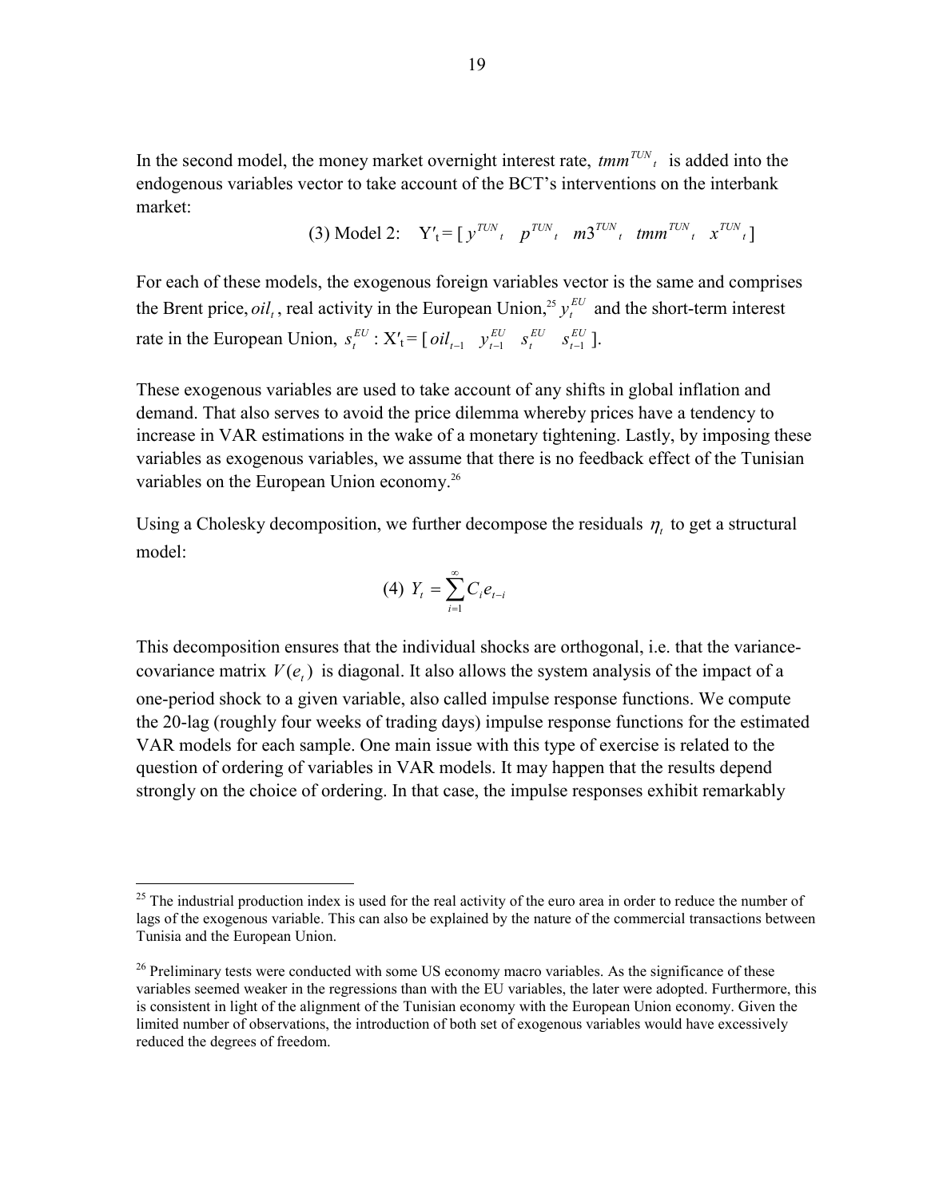In the second model, the money market overnight interest rate, $tmm^{TUN}{}_t$ is added into the endogenous variables vector to take account of the BCT's interventions on the interbank market:

$$\text{(3) Model 2:} \quad Y'_t = [\, y^{TUN}{}_t \quad p^{TUN}{}_t \quad m3^{TUN}{}_t \quad tmm^{TUN}{}_t \quad x^{TUN}{}_t \,]$$

For each of these models, the exogenous foreign variables vector is the same and comprises the Brent price, $oil_t$, real activity in the European Union,[25] $y_t^{EU}$ and the short-term interest rate in the European Union, $s_t^{EU}$ : $X'_t = [\, oil_{t-1} \quad y_{t-1}^{EU} \quad s_t^{EU} \quad s_{t-1}^{EU} \,]$.

These exogenous variables are used to take account of any shifts in global inflation and demand. That also serves to avoid the price dilemma whereby prices have a tendency to increase in VAR estimations in the wake of a monetary tightening. Lastly, by imposing these variables as exogenous variables, we assume that there is no feedback effect of the Tunisian variables on the European Union economy.[26]

Using a Cholesky decomposition, we further decompose the residuals $\eta_t$ to get a structural model:

$$\text{(4)} \quad Y_t = \sum_{i=1}^{\infty} C_i e_{t-i}$$

This decomposition ensures that the individual shocks are orthogonal, i.e. that the variance-covariance matrix $V(e_t)$ is diagonal. It also allows the system analysis of the impact of a one-period shock to a given variable, also called impulse response functions. We compute the 20-lag (roughly four weeks of trading days) impulse response functions for the estimated VAR models for each sample. One main issue with this type of exercise is related to the question of ordering of variables in VAR models. It may happen that the results depend strongly on the choice of ordering. In that case, the impulse responses exhibit remarkably

---

[25] The industrial production index is used for the real activity of the euro area in order to reduce the number of lags of the exogenous variable. This can also be explained by the nature of the commercial transactions between Tunisia and the European Union.

[26] Preliminary tests were conducted with some US economy macro variables. As the significance of these variables seemed weaker in the regressions than with the EU variables, the later were adopted. Furthermore, this is consistent in light of the alignment of the Tunisian economy with the European Union economy. Given the limited number of observations, the introduction of both set of exogenous variables would have excessively reduced the degrees of freedom.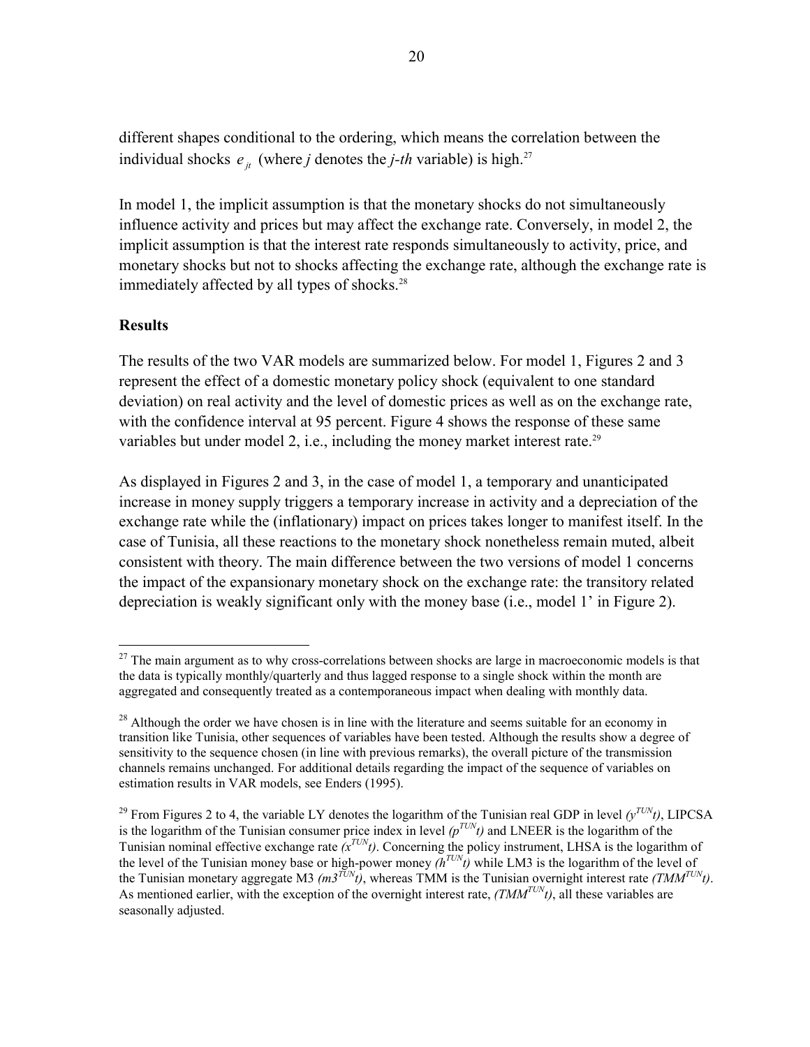different shapes conditional to the ordering, which means the correlation between the individual shocks $e_{jt}$ (where *j* denotes the *j-th* variable) is high.[27]

In model 1, the implicit assumption is that the monetary shocks do not simultaneously influence activity and prices but may affect the exchange rate. Conversely, in model 2, the implicit assumption is that the interest rate responds simultaneously to activity, price, and monetary shocks but not to shocks affecting the exchange rate, although the exchange rate is immediately affected by all types of shocks.[28]

**Results**

The results of the two VAR models are summarized below. For model 1, Figures 2 and 3 represent the effect of a domestic monetary policy shock (equivalent to one standard deviation) on real activity and the level of domestic prices as well as on the exchange rate, with the confidence interval at 95 percent. Figure 4 shows the response of these same variables but under model 2, i.e., including the money market interest rate.[29]

As displayed in Figures 2 and 3, in the case of model 1, a temporary and unanticipated increase in money supply triggers a temporary increase in activity and a depreciation of the exchange rate while the (inflationary) impact on prices takes longer to manifest itself. In the case of Tunisia, all these reactions to the monetary shock nonetheless remain muted, albeit consistent with theory. The main difference between the two versions of model 1 concerns the impact of the expansionary monetary shock on the exchange rate: the transitory related depreciation is weakly significant only with the money base (i.e., model 1' in Figure 2).

---

[27] The main argument as to why cross-correlations between shocks are large in macroeconomic models is that the data is typically monthly/quarterly and thus lagged response to a single shock within the month are aggregated and consequently treated as a contemporaneous impact when dealing with monthly data.

[28] Although the order we have chosen is in line with the literature and seems suitable for an economy in transition like Tunisia, other sequences of variables have been tested. Although the results show a degree of sensitivity to the sequence chosen (in line with previous remarks), the overall picture of the transmission channels remains unchanged. For additional details regarding the impact of the sequence of variables on estimation results in VAR models, see Enders (1995).

[29] From Figures 2 to 4, the variable LY denotes the logarithm of the Tunisian real GDP in level $(y^{TUN}t)$, LIPCSA is the logarithm of the Tunisian consumer price index in level $(p^{TUN}t)$ and LNEER is the logarithm of the Tunisian nominal effective exchange rate $(x^{TUN}t)$. Concerning the policy instrument, LHSA is the logarithm of the level of the Tunisian money base or high-power money $(h^{TUN}t)$ while LM3 is the logarithm of the level of the Tunisian monetary aggregate M3 $(m3^{TUN}t)$, whereas TMM is the Tunisian overnight interest rate $(TMM^{TUN}t)$. As mentioned earlier, with the exception of the overnight interest rate, $(TMM^{TUN}t)$, all these variables are seasonally adjusted.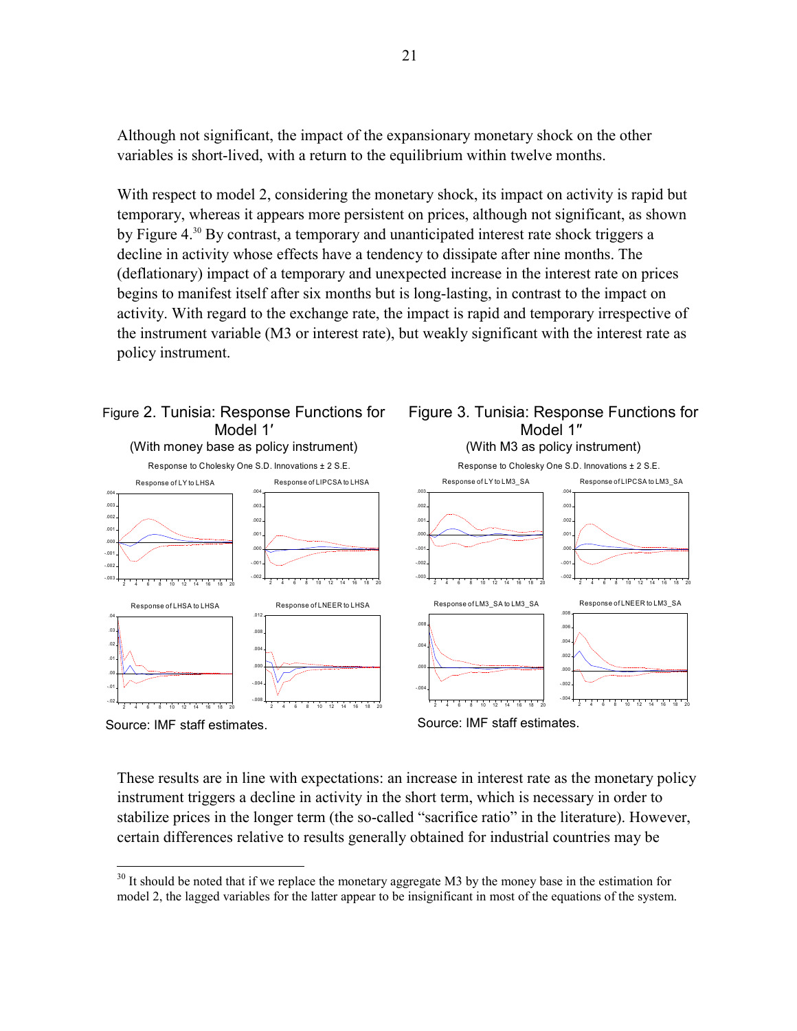Although not significant, the impact of the expansionary monetary shock on the other variables is short-lived, with a return to the equilibrium within twelve months.

With respect to model 2, considering the monetary shock, its impact on activity is rapid but temporary, whereas it appears more persistent on prices, although not significant, as shown by Figure 4.[30] By contrast, a temporary and unanticipated interest rate shock triggers a decline in activity whose effects have a tendency to dissipate after nine months. The (deflationary) impact of a temporary and unexpected increase in the interest rate on prices begins to manifest itself after six months but is long-lasting, in contrast to the impact on activity. With regard to the exchange rate, the impact is rapid and temporary irrespective of the instrument variable (M3 or interest rate), but weakly significant with the interest rate as policy instrument.

Figure 2. Tunisia: Response Functions for Model 1′
(With money base as policy instrument)

Response to Cholesky One S.D. Innovations ± 2 S.E.

Response of LY to LHSA; Response of LIPCSA to LHSA; Response of LHSA to LHSA; Response of LNEER to LHSA

Source: IMF staff estimates.

Figure 3. Tunisia: Response Functions for Model 1″
(With M3 as policy instrument)

Response to Cholesky One S.D. Innovations ± 2 S.E.

Response of LY to LM3_SA; Response of LIPCSA to LM3_SA; Response of LM3_SA to LM3_SA; Response of LNEER to LM3_SA

Source: IMF staff estimates.

These results are in line with expectations: an increase in interest rate as the monetary policy instrument triggers a decline in activity in the short term, which is necessary in order to stabilize prices in the longer term (the so-called "sacrifice ratio" in the literature). However, certain differences relative to results generally obtained for industrial countries may be

---

[30] It should be noted that if we replace the monetary aggregate M3 by the money base in the estimation for model 2, the lagged variables for the latter appear to be insignificant in most of the equations of the system.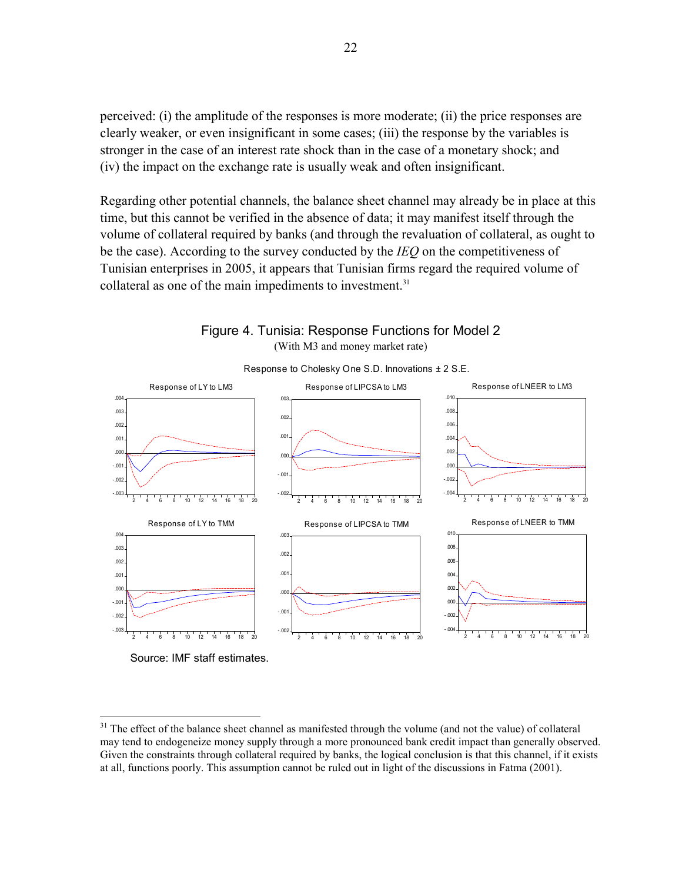perceived: (i) the amplitude of the responses is more moderate; (ii) the price responses are clearly weaker, or even insignificant in some cases; (iii) the response by the variables is stronger in the case of an interest rate shock than in the case of a monetary shock; and (iv) the impact on the exchange rate is usually weak and often insignificant.

Regarding other potential channels, the balance sheet channel may already be in place at this time, but this cannot be verified in the absence of data; it may manifest itself through the volume of collateral required by banks (and through the revaluation of collateral, as ought to be the case). According to the survey conducted by the *IEQ* on the competitiveness of Tunisian enterprises in 2005, it appears that Tunisian firms regard the required volume of collateral as one of the main impediments to investment.[31]

Figure 4. Tunisia: Response Functions for Model 2

(With M3 and money market rate)

Response to Cholesky One S.D. Innovations ± 2 S.E.

Source: IMF staff estimates.

[31] The effect of the balance sheet channel as manifested through the volume (and not the value) of collateral may tend to endogeneize money supply through a more pronounced bank credit impact than generally observed. Given the constraints through collateral required by banks, the logical conclusion is that this channel, if it exists at all, functions poorly. This assumption cannot be ruled out in light of the discussions in Fatma (2001).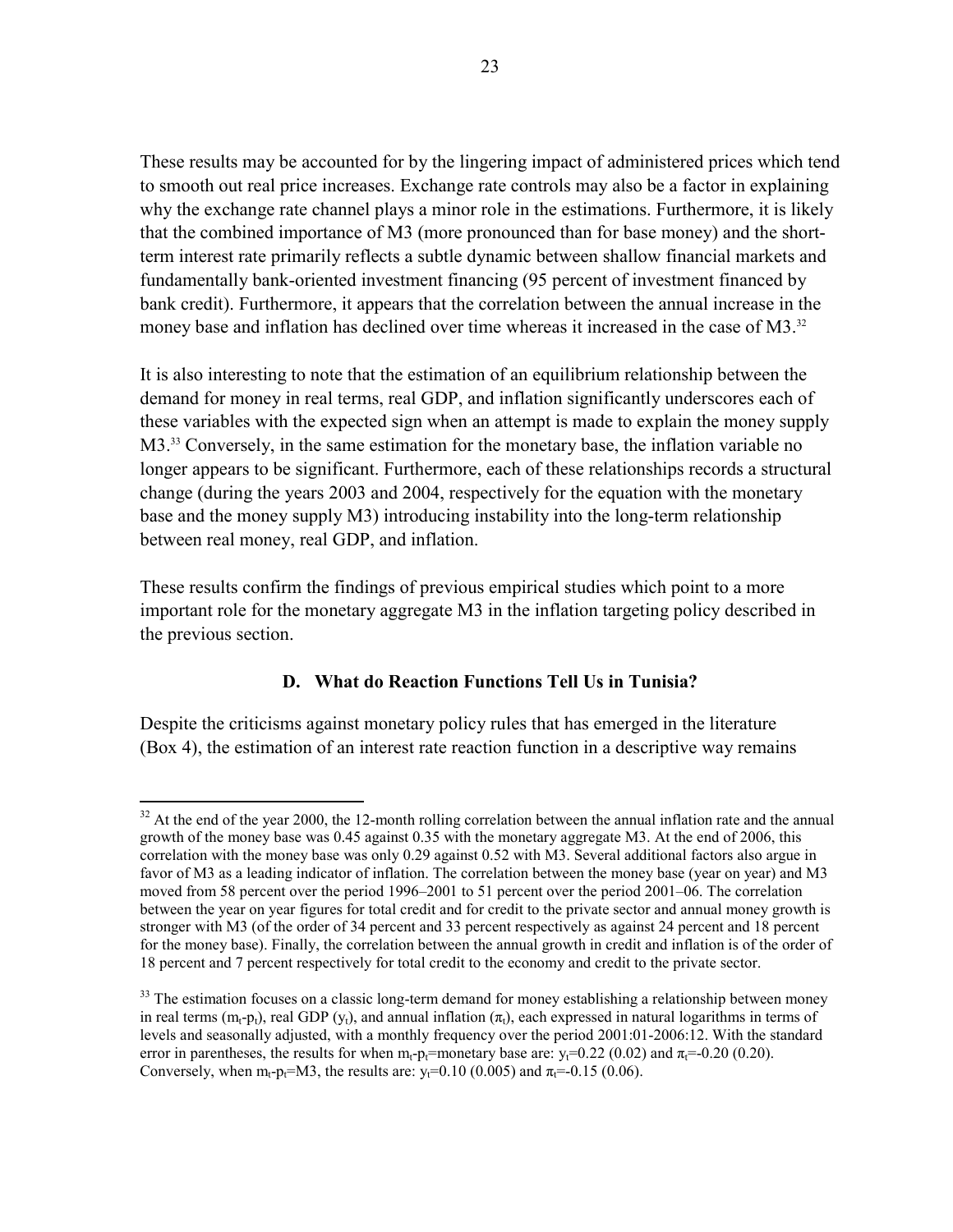These results may be accounted for by the lingering impact of administered prices which tend to smooth out real price increases. Exchange rate controls may also be a factor in explaining why the exchange rate channel plays a minor role in the estimations. Furthermore, it is likely that the combined importance of M3 (more pronounced than for base money) and the short-term interest rate primarily reflects a subtle dynamic between shallow financial markets and fundamentally bank-oriented investment financing (95 percent of investment financed by bank credit). Furthermore, it appears that the correlation between the annual increase in the money base and inflation has declined over time whereas it increased in the case of M3.[32]

It is also interesting to note that the estimation of an equilibrium relationship between the demand for money in real terms, real GDP, and inflation significantly underscores each of these variables with the expected sign when an attempt is made to explain the money supply M3.[33] Conversely, in the same estimation for the monetary base, the inflation variable no longer appears to be significant. Furthermore, each of these relationships records a structural change (during the years 2003 and 2004, respectively for the equation with the monetary base and the money supply M3) introducing instability into the long-term relationship between real money, real GDP, and inflation.

These results confirm the findings of previous empirical studies which point to a more important role for the monetary aggregate M3 in the inflation targeting policy described in the previous section.

### D. What do Reaction Functions Tell Us in Tunisia?

Despite the criticisms against monetary policy rules that has emerged in the literature (Box 4), the estimation of an interest rate reaction function in a descriptive way remains

---

[32] At the end of the year 2000, the 12-month rolling correlation between the annual inflation rate and the annual growth of the money base was 0.45 against 0.35 with the monetary aggregate M3. At the end of 2006, this correlation with the money base was only 0.29 against 0.52 with M3. Several additional factors also argue in favor of M3 as a leading indicator of inflation. The correlation between the money base (year on year) and M3 moved from 58 percent over the period 1996–2001 to 51 percent over the period 2001–06. The correlation between the year on year figures for total credit and for credit to the private sector and annual money growth is stronger with M3 (of the order of 34 percent and 33 percent respectively as against 24 percent and 18 percent for the money base). Finally, the correlation between the annual growth in credit and inflation is of the order of 18 percent and 7 percent respectively for total credit to the economy and credit to the private sector.

[33] The estimation focuses on a classic long-term demand for money establishing a relationship between money in real terms ($m_t$-$p_t$), real GDP ($y_t$), and annual inflation ($\pi_t$), each expressed in natural logarithms in terms of levels and seasonally adjusted, with a monthly frequency over the period 2001:01-2006:12. With the standard error in parentheses, the results for when $m_t$-$p_t$=monetary base are: $y_t$=0.22 (0.02) and $\pi_t$=-0.20 (0.20). Conversely, when $m_t$-$p_t$=M3, the results are: $y_t$=0.10 (0.005) and $\pi_t$=-0.15 (0.06).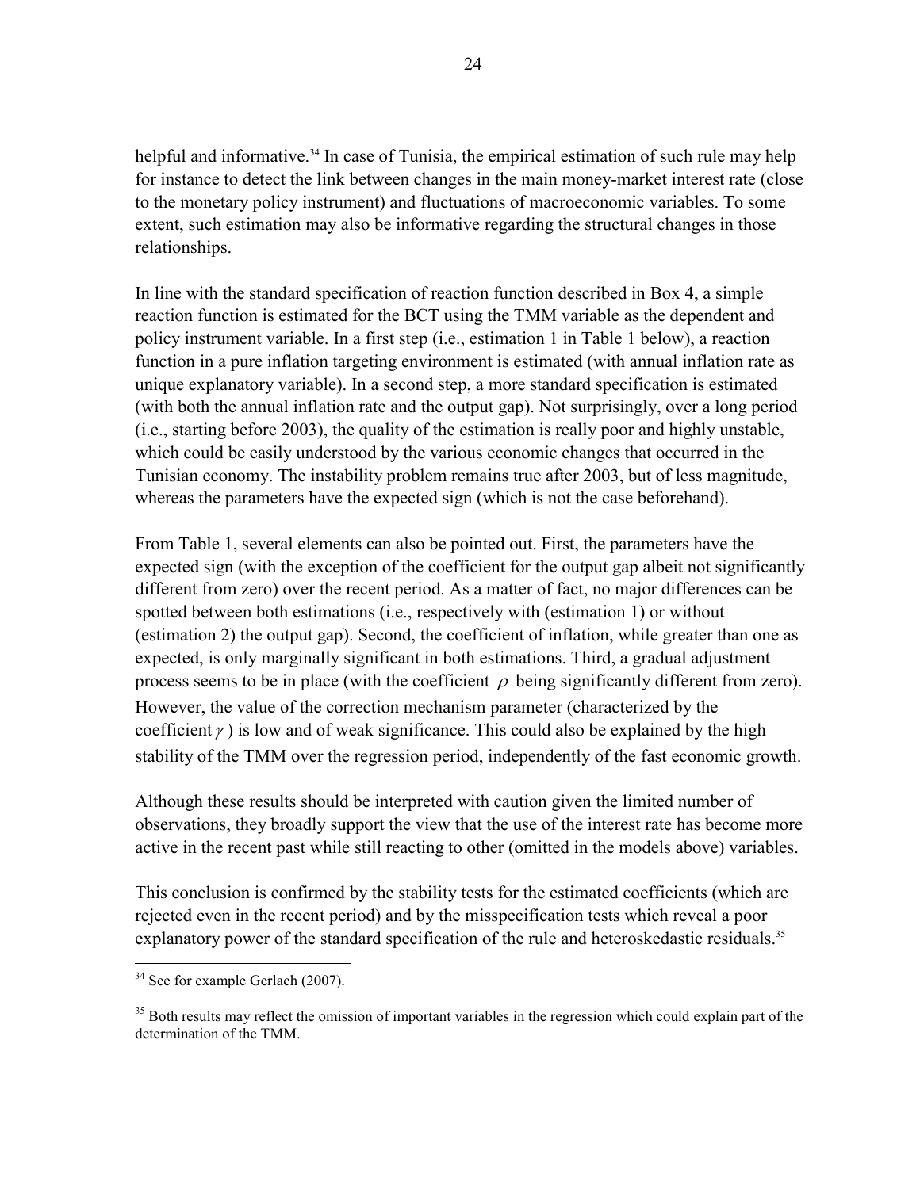helpful and informative.[34] In case of Tunisia, the empirical estimation of such rule may help for instance to detect the link between changes in the main money-market interest rate (close to the monetary policy instrument) and fluctuations of macroeconomic variables. To some extent, such estimation may also be informative regarding the structural changes in those relationships.

In line with the standard specification of reaction function described in Box 4, a simple reaction function is estimated for the BCT using the TMM variable as the dependent and policy instrument variable. In a first step (i.e., estimation 1 in Table 1 below), a reaction function in a pure inflation targeting environment is estimated (with annual inflation rate as unique explanatory variable). In a second step, a more standard specification is estimated (with both the annual inflation rate and the output gap). Not surprisingly, over a long period (i.e., starting before 2003), the quality of the estimation is really poor and highly unstable, which could be easily understood by the various economic changes that occurred in the Tunisian economy. The instability problem remains true after 2003, but of less magnitude, whereas the parameters have the expected sign (which is not the case beforehand).

From Table 1, several elements can also be pointed out. First, the parameters have the expected sign (with the exception of the coefficient for the output gap albeit not significantly different from zero) over the recent period. As a matter of fact, no major differences can be spotted between both estimations (i.e., respectively with (estimation 1) or without (estimation 2) the output gap). Second, the coefficient of inflation, while greater than one as expected, is only marginally significant in both estimations. Third, a gradual adjustment process seems to be in place (with the coefficient $\rho$ being significantly different from zero). However, the value of the correction mechanism parameter (characterized by the coefficient $\gamma$ ) is low and of weak significance. This could also be explained by the high stability of the TMM over the regression period, independently of the fast economic growth.

Although these results should be interpreted with caution given the limited number of observations, they broadly support the view that the use of the interest rate has become more active in the recent past while still reacting to other (omitted in the models above) variables.

This conclusion is confirmed by the stability tests for the estimated coefficients (which are rejected even in the recent period) and by the misspecification tests which reveal a poor explanatory power of the standard specification of the rule and heteroskedastic residuals.[35]

---

[34] See for example Gerlach (2007).

[35] Both results may reflect the omission of important variables in the regression which could explain part of the determination of the TMM.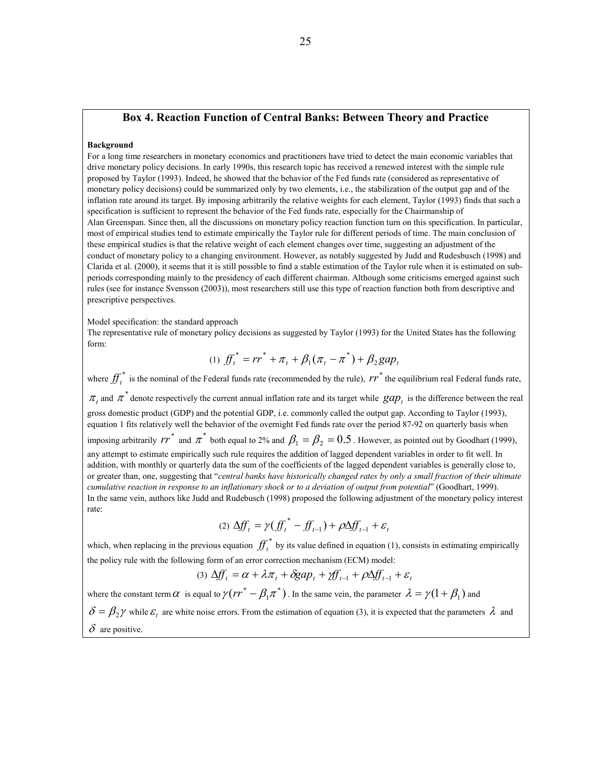## Box 4. Reaction Function of Central Banks: Between Theory and Practice

**Background**

For a long time researchers in monetary economics and practitioners have tried to detect the main economic variables that drive monetary policy decisions. In early 1990s, this research topic has received a renewed interest with the simple rule proposed by Taylor (1993). Indeed, he showed that the behavior of the Fed funds rate (considered as representative of monetary policy decisions) could be summarized only by two elements, i.e., the stabilization of the output gap and of the inflation rate around its target. By imposing arbitrarily the relative weights for each element, Taylor (1993) finds that such a specification is sufficient to represent the behavior of the Fed funds rate, especially for the Chairmanship of Alan Greenspan. Since then, all the discussions on monetary policy reaction function turn on this specification. In particular, most of empirical studies tend to estimate empirically the Taylor rule for different periods of time. The main conclusion of these empirical studies is that the relative weight of each element changes over time, suggesting an adjustment of the conduct of monetary policy to a changing environment. However, as notably suggested by Judd and Rudesbusch (1998) and Clarida et al. (2000), it seems that it is still possible to find a stable estimation of the Taylor rule when it is estimated on sub-periods corresponding mainly to the presidency of each different chairman. Although some criticisms emerged against such rules (see for instance Svensson (2003)), most researchers still use this type of reaction function both from descriptive and prescriptive perspectives.

Model specification: the standard approach

The representative rule of monetary policy decisions as suggested by Taylor (1993) for the United States has the following form:

$$(1)\ ff_t^* = rr^* + \pi_t + \beta_1(\pi_t - \pi^*) + \beta_2 gap_t$$

where $ff_t^*$ is the nominal of the Federal funds rate (recommended by the rule), $rr^*$ the equilibrium real Federal funds rate, $\pi_t$ and $\pi^*$ denote respectively the current annual inflation rate and its target while $gap_t$ is the difference between the real gross domestic product (GDP) and the potential GDP, i.e. commonly called the output gap. According to Taylor (1993), equation 1 fits relatively well the behavior of the overnight Fed funds rate over the period 87-92 on quarterly basis when imposing arbitrarily $rr^*$ and $\pi^*$ both equal to 2% and $\beta_1 = \beta_2 = 0.5$. However, as pointed out by Goodhart (1999), any attempt to estimate empirically such rule requires the addition of lagged dependent variables in order to fit well. In addition, with monthly or quarterly data the sum of the coefficients of the lagged dependent variables is generally close to, or greater than, one, suggesting that "*central banks have historically changed rates by only a small fraction of their ultimate cumulative reaction in response to an inflationary shock or to a deviation of output from potential*" (Goodhart, 1999). In the same vein, authors like Judd and Rudebusch (1998) proposed the following adjustment of the monetary policy interest rate:

$$(2)\ \Delta ff_t = \gamma(ff_t^* - ff_{t-1}) + \rho \Delta ff_{t-1} + \varepsilon_t$$

which, when replacing in the previous equation $ff_t^*$ by its value defined in equation (1), consists in estimating empirically the policy rule with the following form of an error correction mechanism (ECM) model:

$$(3)\ \Delta ff_t = \alpha + \lambda \pi_t + \delta gap_t + \gamma ff_{t-1} + \rho \Delta ff_{t-1} + \varepsilon_t$$

where the constant term $\alpha$ is equal to $\gamma(rr^* - \beta_1 \pi^*)$. In the same vein, the parameter $\lambda = \gamma(1 + \beta_1)$ and $\delta = \beta_2 \gamma$ while $\varepsilon_t$ are white noise errors. From the estimation of equation (3), it is expected that the parameters $\lambda$ and $\delta$ are positive.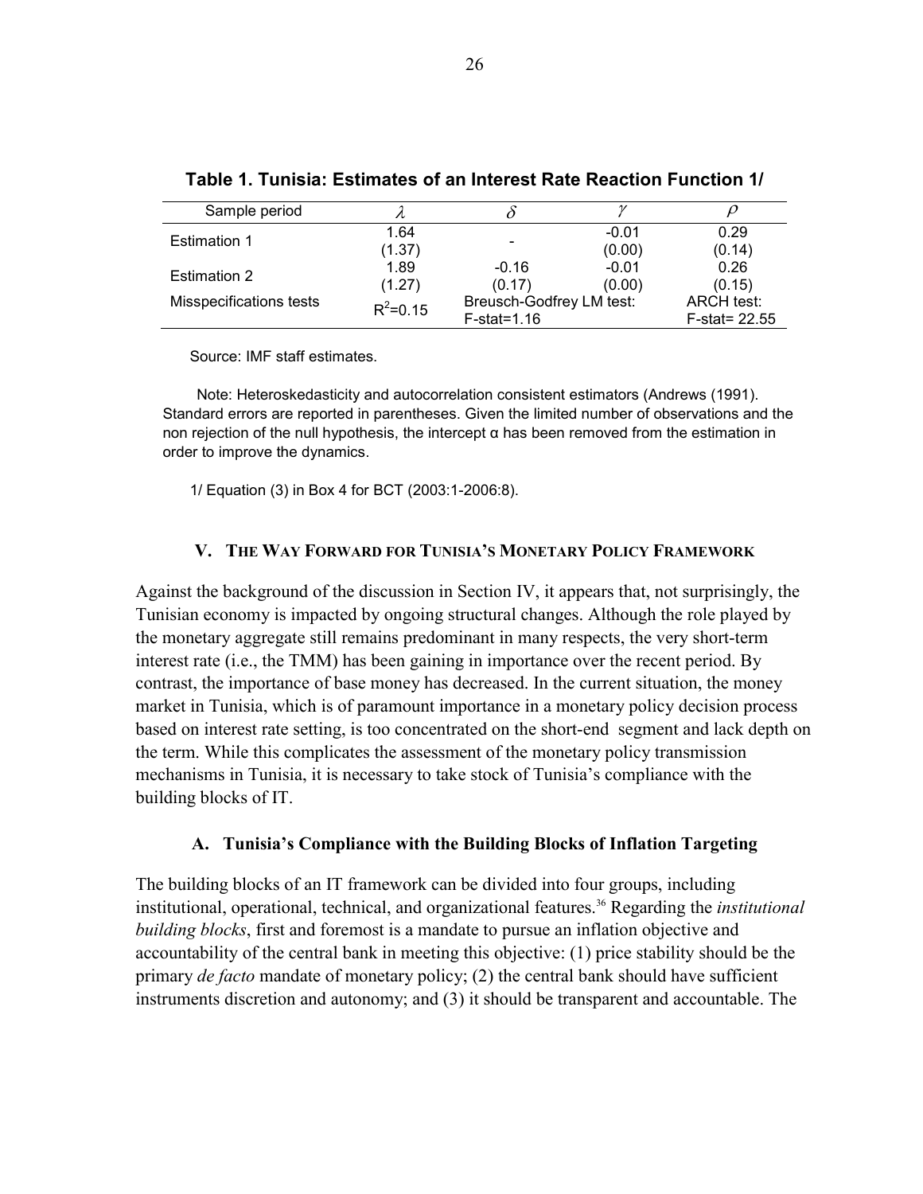**Table 1. Tunisia: Estimates of an Interest Rate Reaction Function 1/**

| Sample period | $\lambda$ | $\delta$ | $\gamma$ | $\rho$ |
|---|---|---|---|---|
| Estimation 1 | 1.64 | - | -0.01 | 0.29 |
| | (1.37) | | (0.00) | (0.14) |
| Estimation 2 | 1.89 | -0.16 | -0.01 | 0.26 |
| | (1.27) | (0.17) | (0.00) | (0.15) |
| Misspecifications tests | $R^2$=0.15 | Breusch-Godfrey LM test: F-stat=1.16 | | ARCH test: F-stat= 22.55 |

Source: IMF staff estimates.

Note: Heteroskedasticity and autocorrelation consistent estimators (Andrews (1991). Standard errors are reported in parentheses. Given the limited number of observations and the non rejection of the null hypothesis, the intercept α has been removed from the estimation in order to improve the dynamics.

1/ Equation (3) in Box 4 for BCT (2003:1-2006:8).

## V. The Way Forward for Tunisia's Monetary Policy Framework

Against the background of the discussion in Section IV, it appears that, not surprisingly, the Tunisian economy is impacted by ongoing structural changes. Although the role played by the monetary aggregate still remains predominant in many respects, the very short-term interest rate (i.e., the TMM) has been gaining in importance over the recent period. By contrast, the importance of base money has decreased. In the current situation, the money market in Tunisia, which is of paramount importance in a monetary policy decision process based on interest rate setting, is too concentrated on the short-end segment and lack depth on the term. While this complicates the assessment of the monetary policy transmission mechanisms in Tunisia, it is necessary to take stock of Tunisia's compliance with the building blocks of IT.

### A. Tunisia's Compliance with the Building Blocks of Inflation Targeting

The building blocks of an IT framework can be divided into four groups, including institutional, operational, technical, and organizational features.[36] Regarding the *institutional building blocks*, first and foremost is a mandate to pursue an inflation objective and accountability of the central bank in meeting this objective: (1) price stability should be the primary *de facto* mandate of monetary policy; (2) the central bank should have sufficient instruments discretion and autonomy; and (3) it should be transparent and accountable. The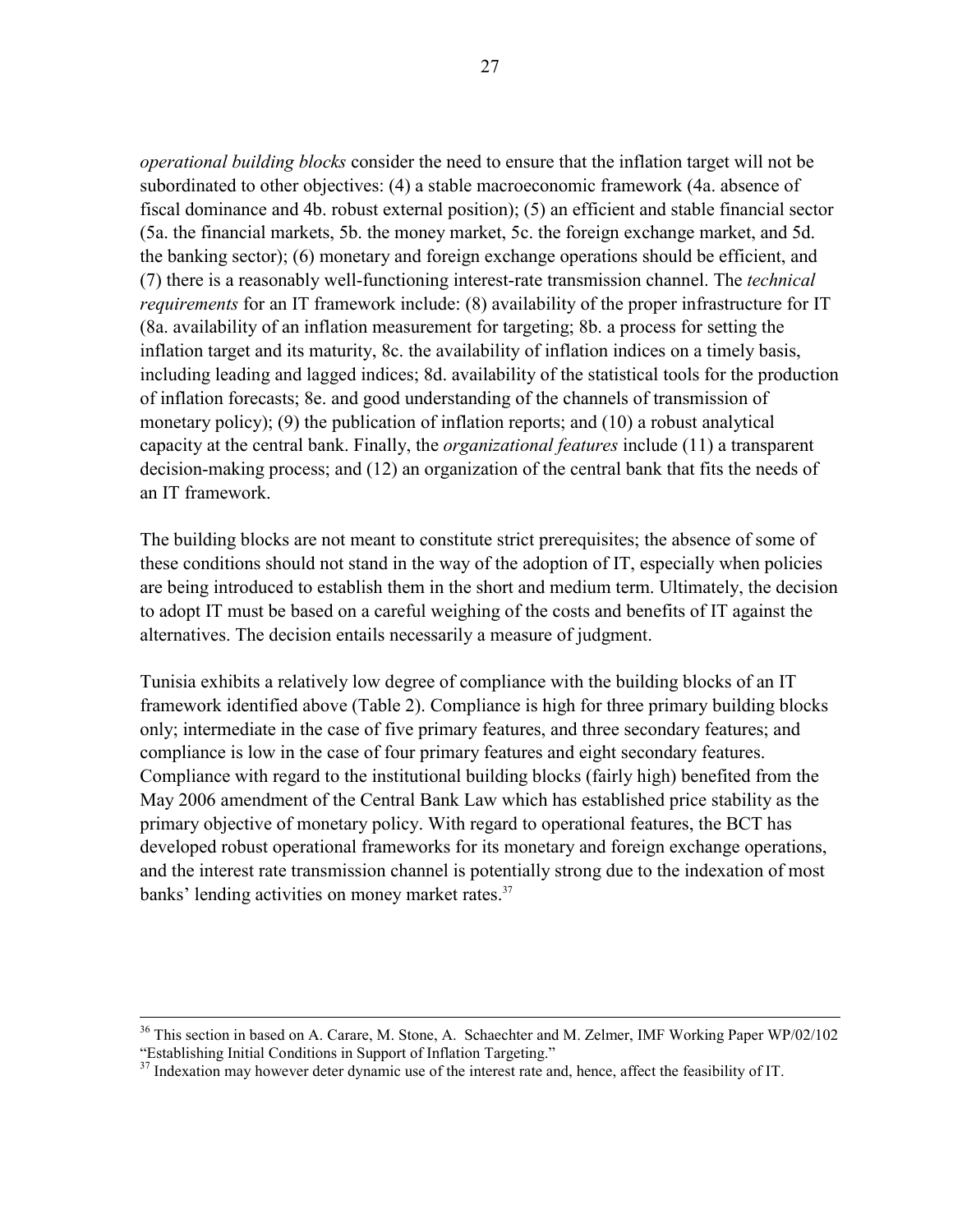*operational building blocks* consider the need to ensure that the inflation target will not be subordinated to other objectives: (4) a stable macroeconomic framework (4a. absence of fiscal dominance and 4b. robust external position); (5) an efficient and stable financial sector (5a. the financial markets, 5b. the money market, 5c. the foreign exchange market, and 5d. the banking sector); (6) monetary and foreign exchange operations should be efficient, and (7) there is a reasonably well-functioning interest-rate transmission channel. The *technical requirements* for an IT framework include: (8) availability of the proper infrastructure for IT (8a. availability of an inflation measurement for targeting; 8b. a process for setting the inflation target and its maturity, 8c. the availability of inflation indices on a timely basis, including leading and lagged indices; 8d. availability of the statistical tools for the production of inflation forecasts; 8e. and good understanding of the channels of transmission of monetary policy); (9) the publication of inflation reports; and (10) a robust analytical capacity at the central bank. Finally, the *organizational features* include (11) a transparent decision-making process; and (12) an organization of the central bank that fits the needs of an IT framework.

The building blocks are not meant to constitute strict prerequisites; the absence of some of these conditions should not stand in the way of the adoption of IT, especially when policies are being introduced to establish them in the short and medium term. Ultimately, the decision to adopt IT must be based on a careful weighing of the costs and benefits of IT against the alternatives. The decision entails necessarily a measure of judgment.

Tunisia exhibits a relatively low degree of compliance with the building blocks of an IT framework identified above (Table 2). Compliance is high for three primary building blocks only; intermediate in the case of five primary features, and three secondary features; and compliance is low in the case of four primary features and eight secondary features. Compliance with regard to the institutional building blocks (fairly high) benefited from the May 2006 amendment of the Central Bank Law which has established price stability as the primary objective of monetary policy. With regard to operational features, the BCT has developed robust operational frameworks for its monetary and foreign exchange operations, and the interest rate transmission channel is potentially strong due to the indexation of most banks' lending activities on money market rates.[37]

---

[36] This section in based on A. Carare, M. Stone, A. Schaechter and M. Zelmer, IMF Working Paper WP/02/102 "Establishing Initial Conditions in Support of Inflation Targeting."

[37] Indexation may however deter dynamic use of the interest rate and, hence, affect the feasibility of IT.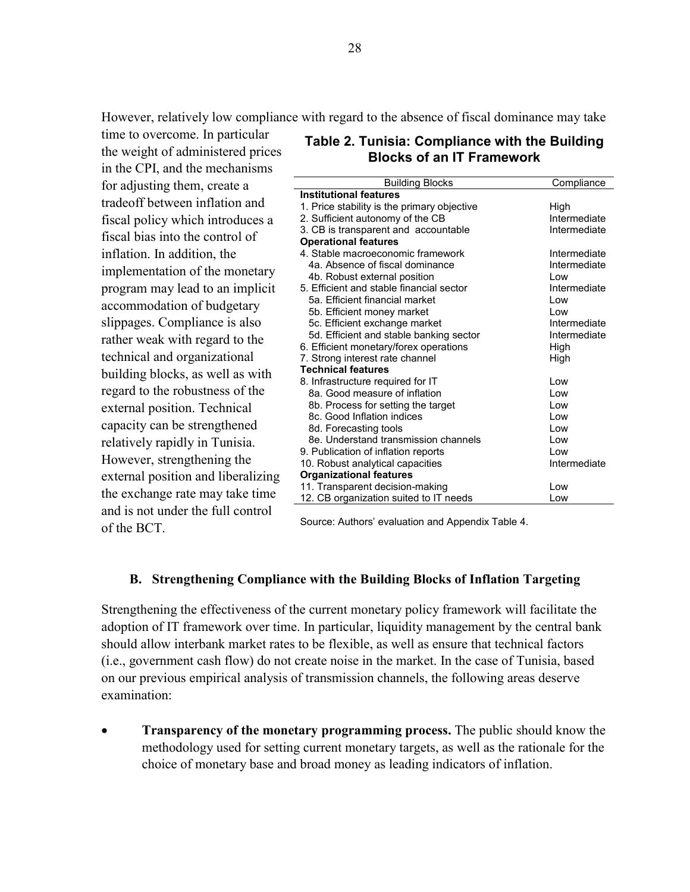However, relatively low compliance with regard to the absence of fiscal dominance may take time to overcome. In particular the weight of administered prices in the CPI, and the mechanisms for adjusting them, create a tradeoff between inflation and fiscal policy which introduces a fiscal bias into the control of inflation. In addition, the implementation of the monetary program may lead to an implicit accommodation of budgetary slippages. Compliance is also rather weak with regard to the technical and organizational building blocks, as well as with regard to the robustness of the external position. Technical capacity can be strengthened relatively rapidly in Tunisia. However, strengthening the external position and liberalizing the exchange rate may take time and is not under the full control of the BCT.

**Table 2. Tunisia: Compliance with the Building Blocks of an IT Framework**

| Building Blocks | Compliance |
|---|---|
| **Institutional features** | |
| 1. Price stability is the primary objective | High |
| 2. Sufficient autonomy of the CB | Intermediate |
| 3. CB is transparent and accountable | Intermediate |
| **Operational features** | |
| 4. Stable macroeconomic framework | Intermediate |
| 4a. Absence of fiscal dominance | Intermediate |
| 4b. Robust external position | Low |
| 5. Efficient and stable financial sector | Intermediate |
| 5a. Efficient financial market | Low |
| 5b. Efficient money market | Low |
| 5c. Efficient exchange market | Intermediate |
| 5d. Efficient and stable banking sector | Intermediate |
| 6. Efficient monetary/forex operations | High |
| 7. Strong interest rate channel | High |
| **Technical features** | |
| 8. Infrastructure required for IT | Low |
| 8a. Good measure of inflation | Low |
| 8b. Process for setting the target | Low |
| 8c. Good Inflation indices | Low |
| 8d. Forecasting tools | Low |
| 8e. Understand transmission channels | Low |
| 9. Publication of inflation reports | Low |
| 10. Robust analytical capacities | Intermediate |
| **Organizational features** | |
| 11. Transparent decision-making | Low |
| 12. CB organization suited to IT needs | Low |

Source: Authors' evaluation and Appendix Table 4.

### B. Strengthening Compliance with the Building Blocks of Inflation Targeting

Strengthening the effectiveness of the current monetary policy framework will facilitate the adoption of IT framework over time. In particular, liquidity management by the central bank should allow interbank market rates to be flexible, as well as ensure that technical factors (i.e., government cash flow) do not create noise in the market. In the case of Tunisia, based on our previous empirical analysis of transmission channels, the following areas deserve examination:

- **Transparency of the monetary programming process.** The public should know the methodology used for setting current monetary targets, as well as the rationale for the choice of monetary base and broad money as leading indicators of inflation.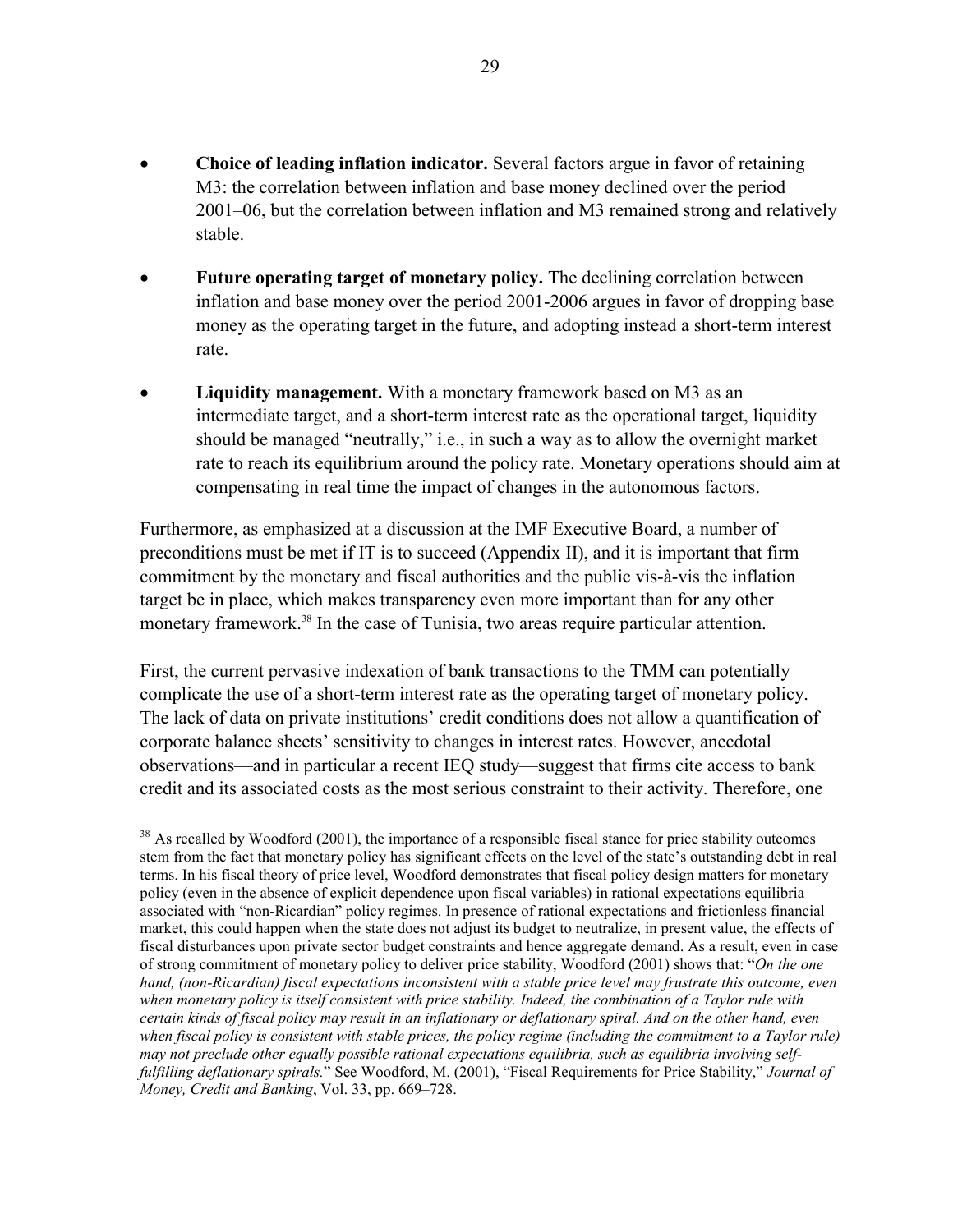- **Choice of leading inflation indicator.** Several factors argue in favor of retaining M3: the correlation between inflation and base money declined over the period 2001–06, but the correlation between inflation and M3 remained strong and relatively stable.

- **Future operating target of monetary policy.** The declining correlation between inflation and base money over the period 2001-2006 argues in favor of dropping base money as the operating target in the future, and adopting instead a short-term interest rate.

- **Liquidity management.** With a monetary framework based on M3 as an intermediate target, and a short-term interest rate as the operational target, liquidity should be managed "neutrally," i.e., in such a way as to allow the overnight market rate to reach its equilibrium around the policy rate. Monetary operations should aim at compensating in real time the impact of changes in the autonomous factors.

Furthermore, as emphasized at a discussion at the IMF Executive Board, a number of preconditions must be met if IT is to succeed (Appendix II), and it is important that firm commitment by the monetary and fiscal authorities and the public vis-à-vis the inflation target be in place, which makes transparency even more important than for any other monetary framework.[38] In the case of Tunisia, two areas require particular attention.

First, the current pervasive indexation of bank transactions to the TMM can potentially complicate the use of a short-term interest rate as the operating target of monetary policy. The lack of data on private institutions' credit conditions does not allow a quantification of corporate balance sheets' sensitivity to changes in interest rates. However, anecdotal observations—and in particular a recent IEQ study—suggest that firms cite access to bank credit and its associated costs as the most serious constraint to their activity. Therefore, one

---

[38] As recalled by Woodford (2001), the importance of a responsible fiscal stance for price stability outcomes stem from the fact that monetary policy has significant effects on the level of the state's outstanding debt in real terms. In his fiscal theory of price level, Woodford demonstrates that fiscal policy design matters for monetary policy (even in the absence of explicit dependence upon fiscal variables) in rational expectations equilibria associated with "non-Ricardian" policy regimes. In presence of rational expectations and frictionless financial market, this could happen when the state does not adjust its budget to neutralize, in present value, the effects of fiscal disturbances upon private sector budget constraints and hence aggregate demand. As a result, even in case of strong commitment of monetary policy to deliver price stability, Woodford (2001) shows that: "*On the one hand, (non-Ricardian) fiscal expectations inconsistent with a stable price level may frustrate this outcome, even when monetary policy is itself consistent with price stability. Indeed, the combination of a Taylor rule with certain kinds of fiscal policy may result in an inflationary or deflationary spiral. And on the other hand, even when fiscal policy is consistent with stable prices, the policy regime (including the commitment to a Taylor rule) may not preclude other equally possible rational expectations equilibria, such as equilibria involving self-fulfilling deflationary spirals.*" See Woodford, M. (2001), "Fiscal Requirements for Price Stability," *Journal of Money, Credit and Banking*, Vol. 33, pp. 669–728.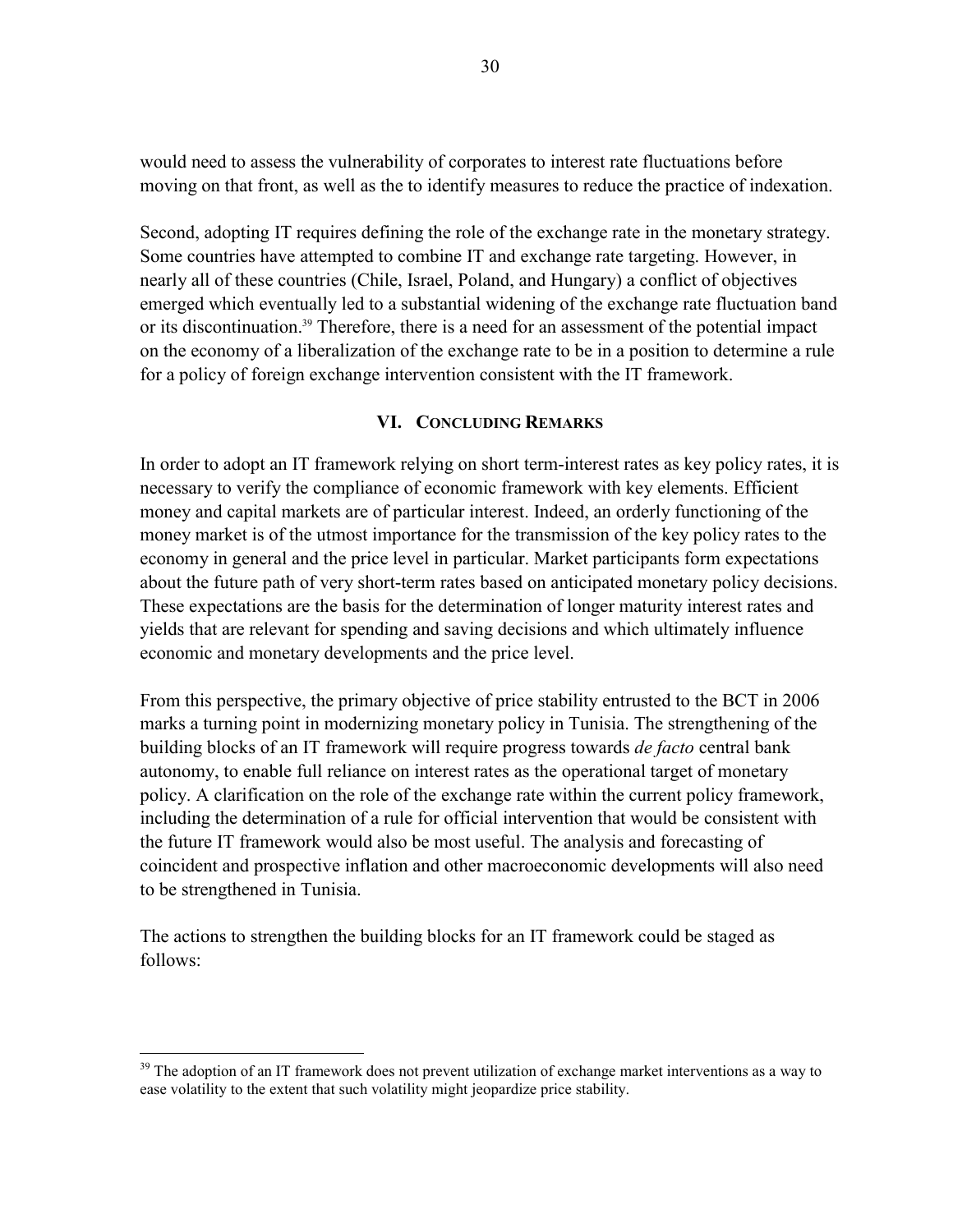would need to assess the vulnerability of corporates to interest rate fluctuations before moving on that front, as well as the to identify measures to reduce the practice of indexation.

Second, adopting IT requires defining the role of the exchange rate in the monetary strategy. Some countries have attempted to combine IT and exchange rate targeting. However, in nearly all of these countries (Chile, Israel, Poland, and Hungary) a conflict of objectives emerged which eventually led to a substantial widening of the exchange rate fluctuation band or its discontinuation.[39] Therefore, there is a need for an assessment of the potential impact on the economy of a liberalization of the exchange rate to be in a position to determine a rule for a policy of foreign exchange intervention consistent with the IT framework.

## VI. Concluding Remarks

In order to adopt an IT framework relying on short term-interest rates as key policy rates, it is necessary to verify the compliance of economic framework with key elements. Efficient money and capital markets are of particular interest. Indeed, an orderly functioning of the money market is of the utmost importance for the transmission of the key policy rates to the economy in general and the price level in particular. Market participants form expectations about the future path of very short-term rates based on anticipated monetary policy decisions. These expectations are the basis for the determination of longer maturity interest rates and yields that are relevant for spending and saving decisions and which ultimately influence economic and monetary developments and the price level.

From this perspective, the primary objective of price stability entrusted to the BCT in 2006 marks a turning point in modernizing monetary policy in Tunisia. The strengthening of the building blocks of an IT framework will require progress towards *de facto* central bank autonomy, to enable full reliance on interest rates as the operational target of monetary policy. A clarification on the role of the exchange rate within the current policy framework, including the determination of a rule for official intervention that would be consistent with the future IT framework would also be most useful. The analysis and forecasting of coincident and prospective inflation and other macroeconomic developments will also need to be strengthened in Tunisia.

The actions to strengthen the building blocks for an IT framework could be staged as follows:

---

[39] The adoption of an IT framework does not prevent utilization of exchange market interventions as a way to ease volatility to the extent that such volatility might jeopardize price stability.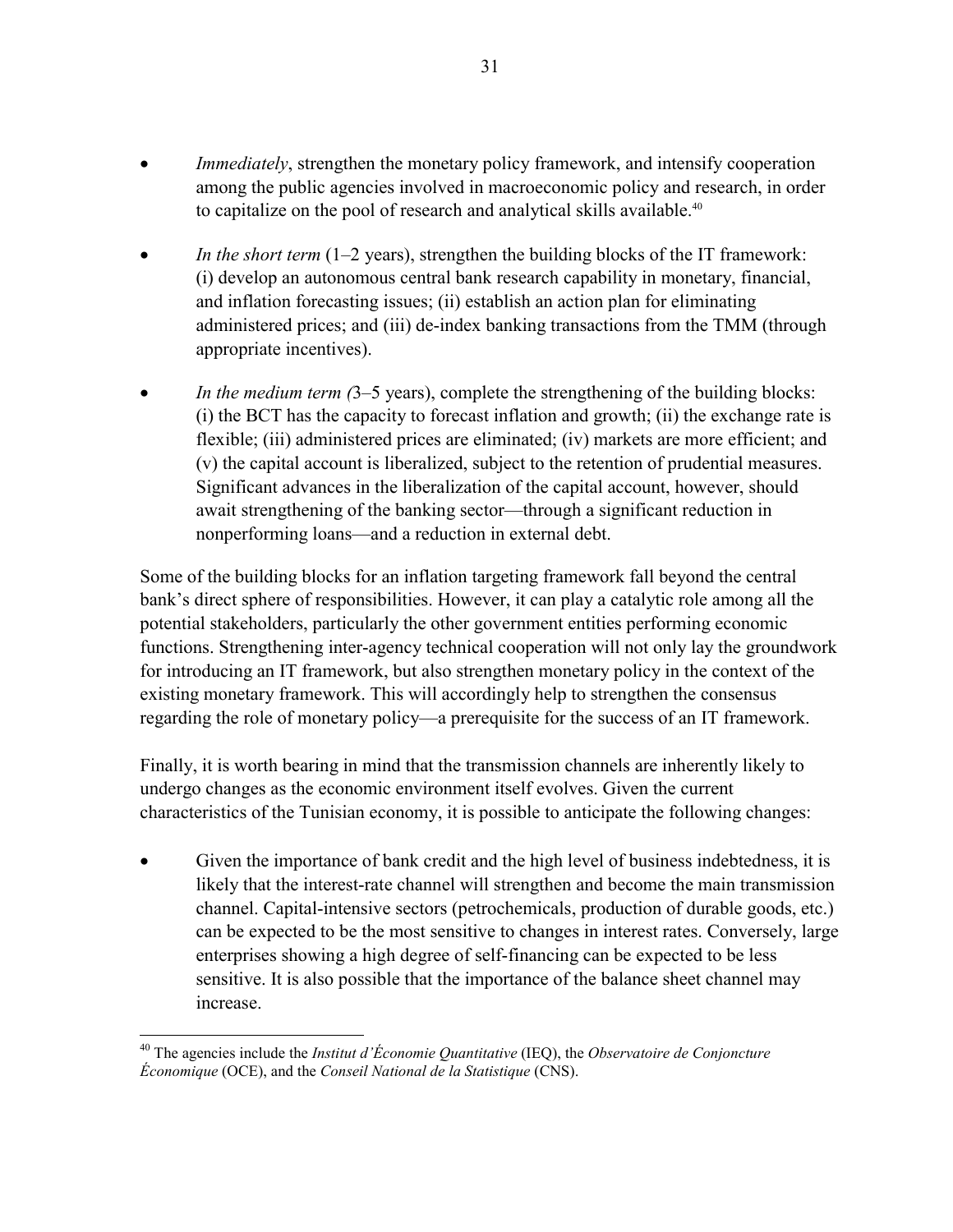- *Immediately*, strengthen the monetary policy framework, and intensify cooperation among the public agencies involved in macroeconomic policy and research, in order to capitalize on the pool of research and analytical skills available.[40]

- *In the short term* (1–2 years), strengthen the building blocks of the IT framework: (i) develop an autonomous central bank research capability in monetary, financial, and inflation forecasting issues; (ii) establish an action plan for eliminating administered prices; and (iii) de-index banking transactions from the TMM (through appropriate incentives).

- *In the medium term (*3–5 years), complete the strengthening of the building blocks: (i) the BCT has the capacity to forecast inflation and growth; (ii) the exchange rate is flexible; (iii) administered prices are eliminated; (iv) markets are more efficient; and (v) the capital account is liberalized, subject to the retention of prudential measures. Significant advances in the liberalization of the capital account, however, should await strengthening of the banking sector—through a significant reduction in nonperforming loans—and a reduction in external debt.

Some of the building blocks for an inflation targeting framework fall beyond the central bank's direct sphere of responsibilities. However, it can play a catalytic role among all the potential stakeholders, particularly the other government entities performing economic functions. Strengthening inter-agency technical cooperation will not only lay the groundwork for introducing an IT framework, but also strengthen monetary policy in the context of the existing monetary framework. This will accordingly help to strengthen the consensus regarding the role of monetary policy—a prerequisite for the success of an IT framework.

Finally, it is worth bearing in mind that the transmission channels are inherently likely to undergo changes as the economic environment itself evolves. Given the current characteristics of the Tunisian economy, it is possible to anticipate the following changes:

- Given the importance of bank credit and the high level of business indebtedness, it is likely that the interest-rate channel will strengthen and become the main transmission channel. Capital-intensive sectors (petrochemicals, production of durable goods, etc.) can be expected to be the most sensitive to changes in interest rates. Conversely, large enterprises showing a high degree of self-financing can be expected to be less sensitive. It is also possible that the importance of the balance sheet channel may increase.

[40] The agencies include the *Institut d'Économie Quantitative* (IEQ), the *Observatoire de Conjoncture Économique* (OCE), and the *Conseil National de la Statistique* (CNS).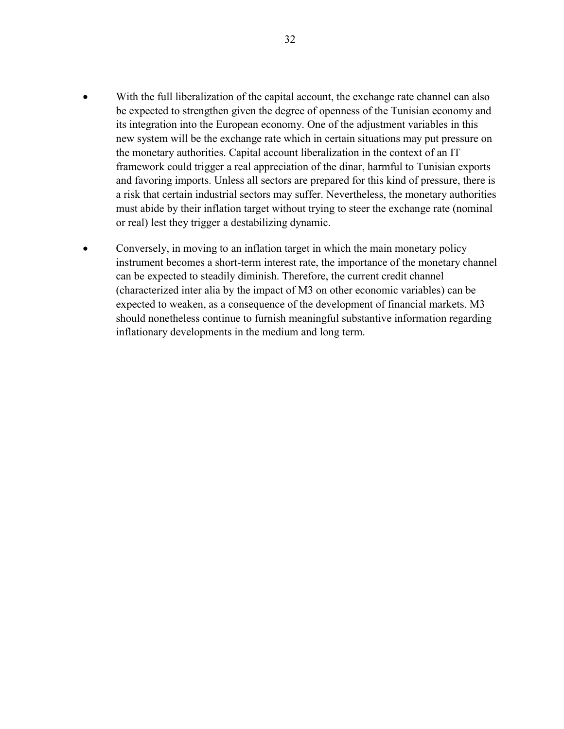- With the full liberalization of the capital account, the exchange rate channel can also be expected to strengthen given the degree of openness of the Tunisian economy and its integration into the European economy. One of the adjustment variables in this new system will be the exchange rate which in certain situations may put pressure on the monetary authorities. Capital account liberalization in the context of an IT framework could trigger a real appreciation of the dinar, harmful to Tunisian exports and favoring imports. Unless all sectors are prepared for this kind of pressure, there is a risk that certain industrial sectors may suffer. Nevertheless, the monetary authorities must abide by their inflation target without trying to steer the exchange rate (nominal or real) lest they trigger a destabilizing dynamic.

- Conversely, in moving to an inflation target in which the main monetary policy instrument becomes a short-term interest rate, the importance of the monetary channel can be expected to steadily diminish. Therefore, the current credit channel (characterized inter alia by the impact of M3 on other economic variables) can be expected to weaken, as a consequence of the development of financial markets. M3 should nonetheless continue to furnish meaningful substantive information regarding inflationary developments in the medium and long term.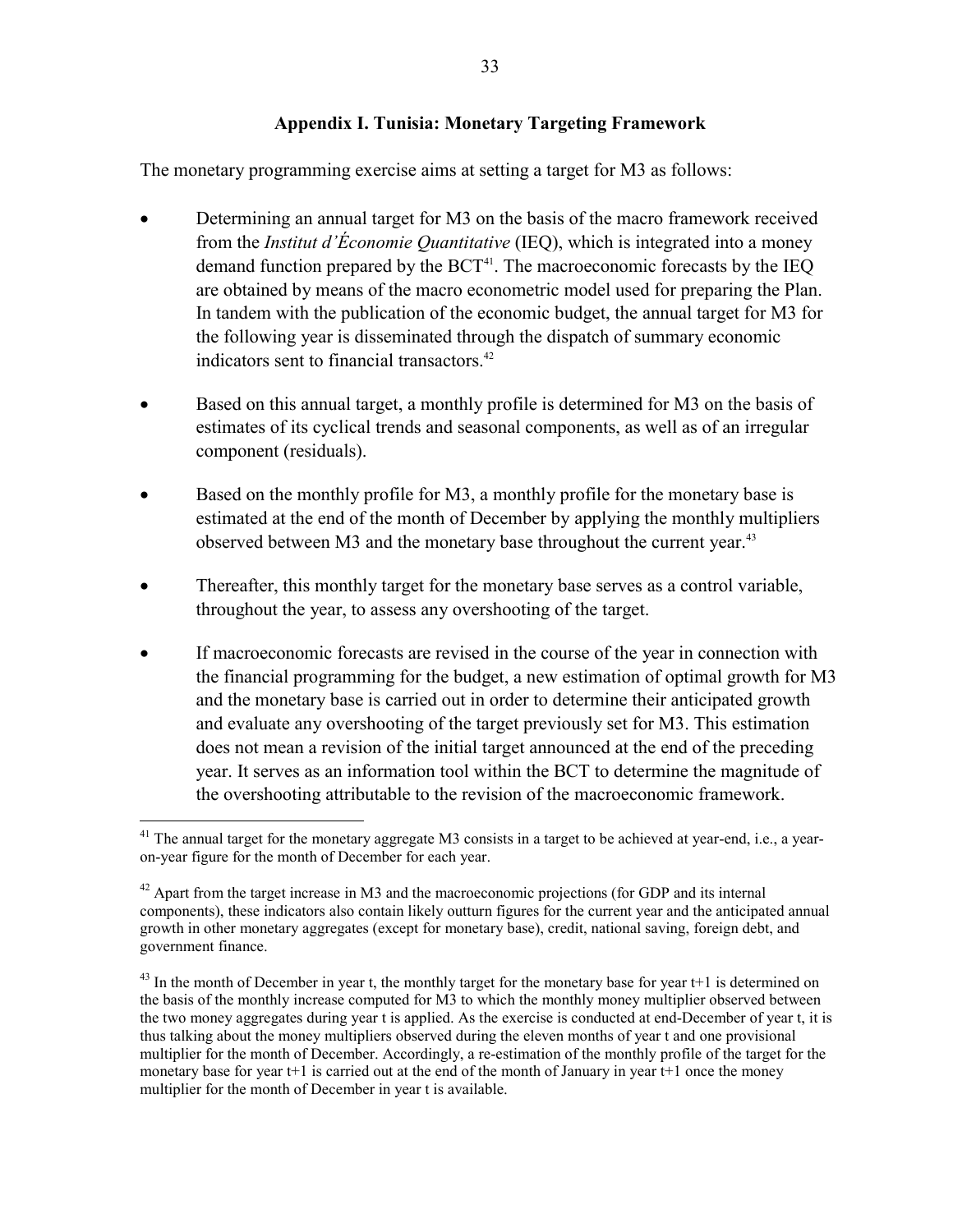## Appendix I. Tunisia: Monetary Targeting Framework

The monetary programming exercise aims at setting a target for M3 as follows:

- Determining an annual target for M3 on the basis of the macro framework received from the *Institut d'Économie Quantitative* (IEQ), which is integrated into a money demand function prepared by the BCT[41]. The macroeconomic forecasts by the IEQ are obtained by means of the macro econometric model used for preparing the Plan. In tandem with the publication of the economic budget, the annual target for M3 for the following year is disseminated through the dispatch of summary economic indicators sent to financial transactors.[42]

- Based on this annual target, a monthly profile is determined for M3 on the basis of estimates of its cyclical trends and seasonal components, as well as of an irregular component (residuals).

- Based on the monthly profile for M3, a monthly profile for the monetary base is estimated at the end of the month of December by applying the monthly multipliers observed between M3 and the monetary base throughout the current year.[43]

- Thereafter, this monthly target for the monetary base serves as a control variable, throughout the year, to assess any overshooting of the target.

- If macroeconomic forecasts are revised in the course of the year in connection with the financial programming for the budget, a new estimation of optimal growth for M3 and the monetary base is carried out in order to determine their anticipated growth and evaluate any overshooting of the target previously set for M3. This estimation does not mean a revision of the initial target announced at the end of the preceding year. It serves as an information tool within the BCT to determine the magnitude of the overshooting attributable to the revision of the macroeconomic framework.

---

[41] The annual target for the monetary aggregate M3 consists in a target to be achieved at year-end, i.e., a year-on-year figure for the month of December for each year.

[42] Apart from the target increase in M3 and the macroeconomic projections (for GDP and its internal components), these indicators also contain likely outturn figures for the current year and the anticipated annual growth in other monetary aggregates (except for monetary base), credit, national saving, foreign debt, and government finance.

[43] In the month of December in year t, the monthly target for the monetary base for year t+1 is determined on the basis of the monthly increase computed for M3 to which the monthly money multiplier observed between the two money aggregates during year t is applied. As the exercise is conducted at end-December of year t, it is thus talking about the money multipliers observed during the eleven months of year t and one provisional multiplier for the month of December. Accordingly, a re-estimation of the monthly profile of the target for the monetary base for year t+1 is carried out at the end of the month of January in year t+1 once the money multiplier for the month of December in year t is available.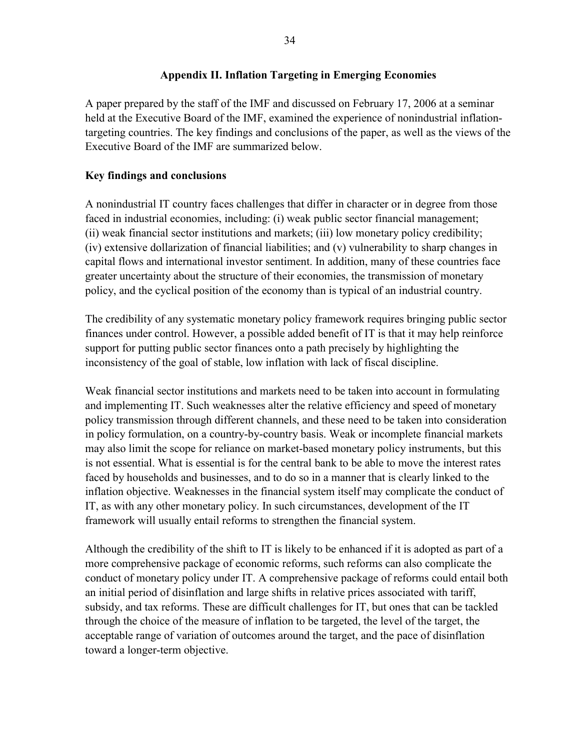## Appendix II. Inflation Targeting in Emerging Economies

A paper prepared by the staff of the IMF and discussed on February 17, 2006 at a seminar held at the Executive Board of the IMF, examined the experience of nonindustrial inflation-targeting countries. The key findings and conclusions of the paper, as well as the views of the Executive Board of the IMF are summarized below.

### Key findings and conclusions

A nonindustrial IT country faces challenges that differ in character or in degree from those faced in industrial economies, including: (i) weak public sector financial management; (ii) weak financial sector institutions and markets; (iii) low monetary policy credibility; (iv) extensive dollarization of financial liabilities; and (v) vulnerability to sharp changes in capital flows and international investor sentiment. In addition, many of these countries face greater uncertainty about the structure of their economies, the transmission of monetary policy, and the cyclical position of the economy than is typical of an industrial country.

The credibility of any systematic monetary policy framework requires bringing public sector finances under control. However, a possible added benefit of IT is that it may help reinforce support for putting public sector finances onto a path precisely by highlighting the inconsistency of the goal of stable, low inflation with lack of fiscal discipline.

Weak financial sector institutions and markets need to be taken into account in formulating and implementing IT. Such weaknesses alter the relative efficiency and speed of monetary policy transmission through different channels, and these need to be taken into consideration in policy formulation, on a country-by-country basis. Weak or incomplete financial markets may also limit the scope for reliance on market-based monetary policy instruments, but this is not essential. What is essential is for the central bank to be able to move the interest rates faced by households and businesses, and to do so in a manner that is clearly linked to the inflation objective. Weaknesses in the financial system itself may complicate the conduct of IT, as with any other monetary policy. In such circumstances, development of the IT framework will usually entail reforms to strengthen the financial system.

Although the credibility of the shift to IT is likely to be enhanced if it is adopted as part of a more comprehensive package of economic reforms, such reforms can also complicate the conduct of monetary policy under IT. A comprehensive package of reforms could entail both an initial period of disinflation and large shifts in relative prices associated with tariff, subsidy, and tax reforms. These are difficult challenges for IT, but ones that can be tackled through the choice of the measure of inflation to be targeted, the level of the target, the acceptable range of variation of outcomes around the target, and the pace of disinflation toward a longer-term objective.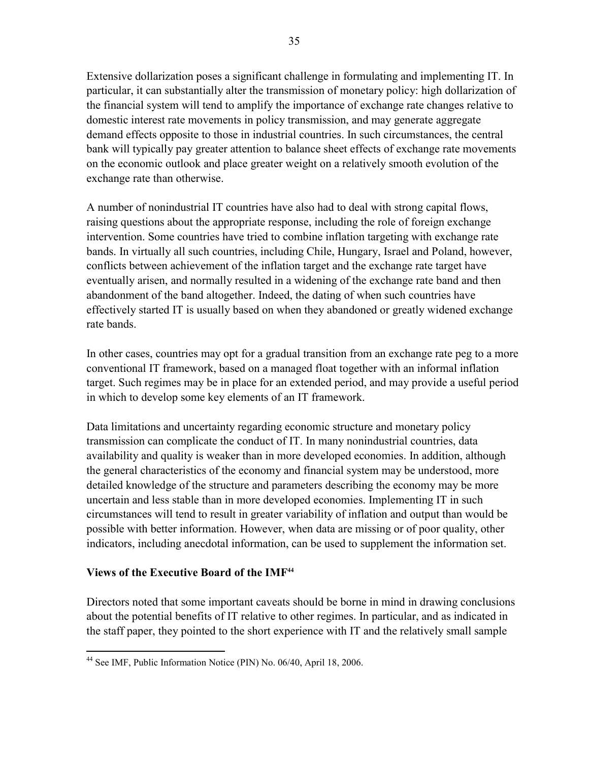Extensive dollarization poses a significant challenge in formulating and implementing IT. In particular, it can substantially alter the transmission of monetary policy: high dollarization of the financial system will tend to amplify the importance of exchange rate changes relative to domestic interest rate movements in policy transmission, and may generate aggregate demand effects opposite to those in industrial countries. In such circumstances, the central bank will typically pay greater attention to balance sheet effects of exchange rate movements on the economic outlook and place greater weight on a relatively smooth evolution of the exchange rate than otherwise.

A number of nonindustrial IT countries have also had to deal with strong capital flows, raising questions about the appropriate response, including the role of foreign exchange intervention. Some countries have tried to combine inflation targeting with exchange rate bands. In virtually all such countries, including Chile, Hungary, Israel and Poland, however, conflicts between achievement of the inflation target and the exchange rate target have eventually arisen, and normally resulted in a widening of the exchange rate band and then abandonment of the band altogether. Indeed, the dating of when such countries have effectively started IT is usually based on when they abandoned or greatly widened exchange rate bands.

In other cases, countries may opt for a gradual transition from an exchange rate peg to a more conventional IT framework, based on a managed float together with an informal inflation target. Such regimes may be in place for an extended period, and may provide a useful period in which to develop some key elements of an IT framework.

Data limitations and uncertainty regarding economic structure and monetary policy transmission can complicate the conduct of IT. In many nonindustrial countries, data availability and quality is weaker than in more developed economies. In addition, although the general characteristics of the economy and financial system may be understood, more detailed knowledge of the structure and parameters describing the economy may be more uncertain and less stable than in more developed economies. Implementing IT in such circumstances will tend to result in greater variability of inflation and output than would be possible with better information. However, when data are missing or of poor quality, other indicators, including anecdotal information, can be used to supplement the information set.

**Views of the Executive Board of the IMF[44]**

Directors noted that some important caveats should be borne in mind in drawing conclusions about the potential benefits of IT relative to other regimes. In particular, and as indicated in the staff paper, they pointed to the short experience with IT and the relatively small sample

---

[44] See IMF, Public Information Notice (PIN) No. 06/40, April 18, 2006.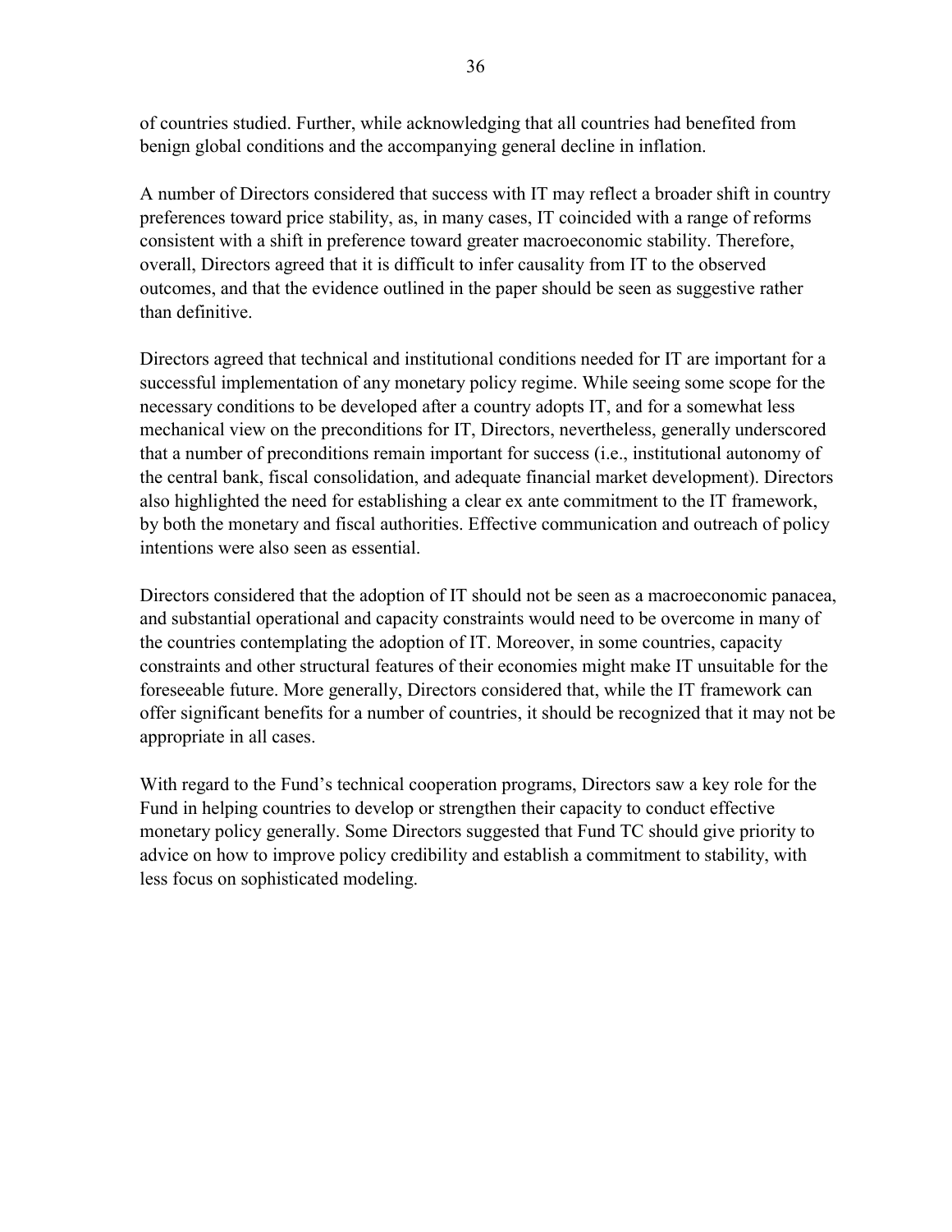of countries studied. Further, while acknowledging that all countries had benefited from benign global conditions and the accompanying general decline in inflation.

A number of Directors considered that success with IT may reflect a broader shift in country preferences toward price stability, as, in many cases, IT coincided with a range of reforms consistent with a shift in preference toward greater macroeconomic stability. Therefore, overall, Directors agreed that it is difficult to infer causality from IT to the observed outcomes, and that the evidence outlined in the paper should be seen as suggestive rather than definitive.

Directors agreed that technical and institutional conditions needed for IT are important for a successful implementation of any monetary policy regime. While seeing some scope for the necessary conditions to be developed after a country adopts IT, and for a somewhat less mechanical view on the preconditions for IT, Directors, nevertheless, generally underscored that a number of preconditions remain important for success (i.e., institutional autonomy of the central bank, fiscal consolidation, and adequate financial market development). Directors also highlighted the need for establishing a clear ex ante commitment to the IT framework, by both the monetary and fiscal authorities. Effective communication and outreach of policy intentions were also seen as essential.

Directors considered that the adoption of IT should not be seen as a macroeconomic panacea, and substantial operational and capacity constraints would need to be overcome in many of the countries contemplating the adoption of IT. Moreover, in some countries, capacity constraints and other structural features of their economies might make IT unsuitable for the foreseeable future. More generally, Directors considered that, while the IT framework can offer significant benefits for a number of countries, it should be recognized that it may not be appropriate in all cases.

With regard to the Fund's technical cooperation programs, Directors saw a key role for the Fund in helping countries to develop or strengthen their capacity to conduct effective monetary policy generally. Some Directors suggested that Fund TC should give priority to advice on how to improve policy credibility and establish a commitment to stability, with less focus on sophisticated modeling.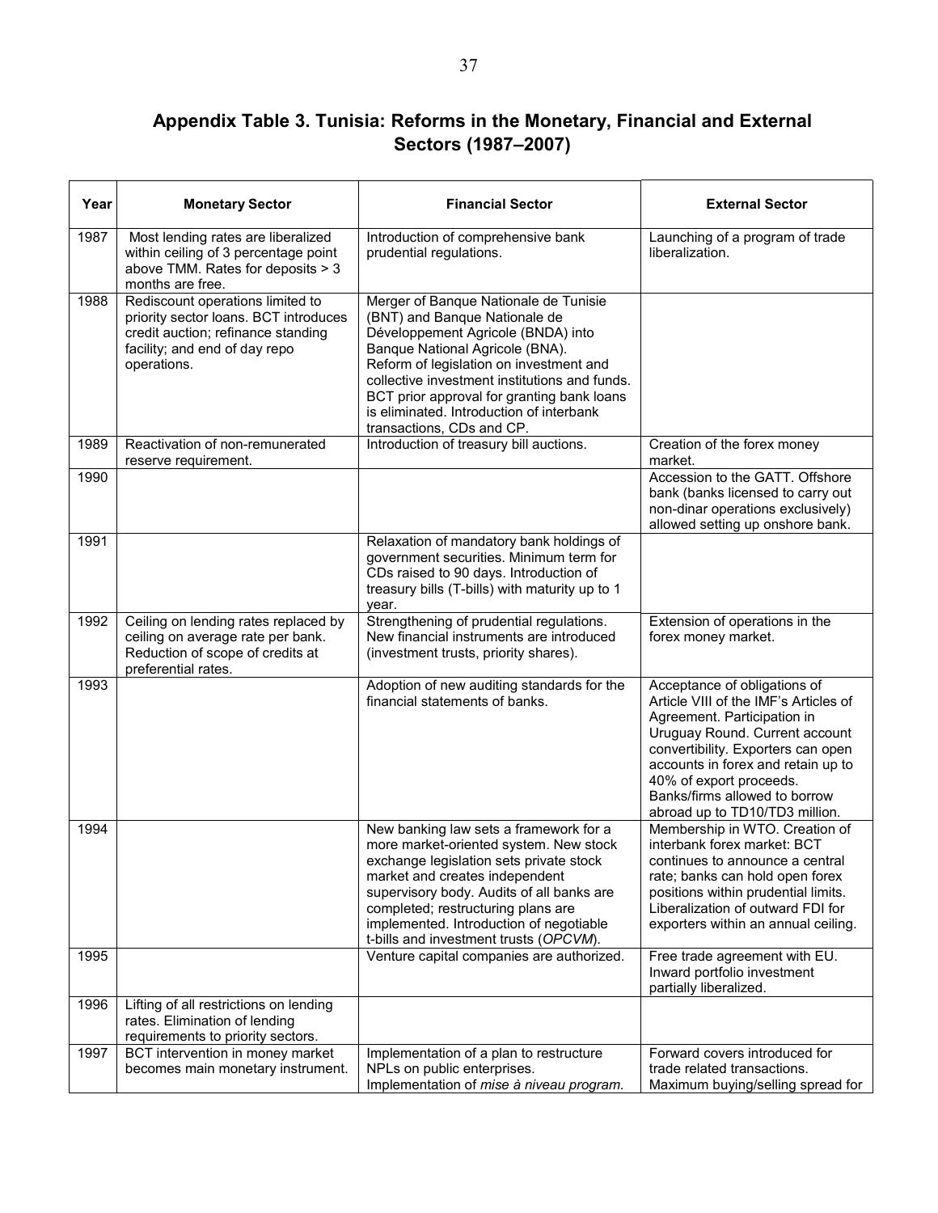## Appendix Table 3. Tunisia: Reforms in the Monetary, Financial and External Sectors (1987–2007)

| Year | Monetary Sector | Financial Sector | External Sector |
|---|---|---|---|
| 1987 | Most lending rates are liberalized within ceiling of 3 percentage point above TMM. Rates for deposits > 3 months are free. | Introduction of comprehensive bank prudential regulations. | Launching of a program of trade liberalization. |
| 1988 | Rediscount operations limited to priority sector loans. BCT introduces credit auction; refinance standing facility; and end of day repo operations. | Merger of Banque Nationale de Tunisie (BNT) and Banque Nationale de Développement Agricole (BNDA) into Banque National Agricole (BNA). Reform of legislation on investment and collective investment institutions and funds. BCT prior approval for granting bank loans is eliminated. Introduction of interbank transactions, CDs and CP. | |
| 1989 | Reactivation of non-remunerated reserve requirement. | Introduction of treasury bill auctions. | Creation of the forex money market. |
| 1990 | | | Accession to the GATT. Offshore bank (banks licensed to carry out non-dinar operations exclusively) allowed setting up onshore bank. |
| 1991 | | Relaxation of mandatory bank holdings of government securities. Minimum term for CDs raised to 90 days. Introduction of treasury bills (T-bills) with maturity up to 1 year. | |
| 1992 | Ceiling on lending rates replaced by ceiling on average rate per bank. Reduction of scope of credits at preferential rates. | Strengthening of prudential regulations. New financial instruments are introduced (investment trusts, priority shares). | Extension of operations in the forex money market. |
| 1993 | | Adoption of new auditing standards for the financial statements of banks. | Acceptance of obligations of Article VIII of the IMF's Articles of Agreement. Participation in Uruguay Round. Current account convertibility. Exporters can open accounts in forex and retain up to 40% of export proceeds. Banks/firms allowed to borrow abroad up to TD10/TD3 million. |
| 1994 | | New banking law sets a framework for a more market-oriented system. New stock exchange legislation sets private stock market and creates independent supervisory body. Audits of all banks are completed; restructuring plans are implemented. Introduction of negotiable t-bills and investment trusts (*OPCVM*). | Membership in WTO. Creation of interbank forex market: BCT continues to announce a central rate; banks can hold open forex positions within prudential limits. Liberalization of outward FDI for exporters within an annual ceiling. |
| 1995 | | Venture capital companies are authorized. | Free trade agreement with EU. Inward portfolio investment partially liberalized. |
| 1996 | Lifting of all restrictions on lending rates. Elimination of lending requirements to priority sectors. | | |
| 1997 | BCT intervention in money market becomes main monetary instrument. | Implementation of a plan to restructure NPLs on public enterprises. Implementation of *mise à niveau program.* | Forward covers introduced for trade related transactions. Maximum buying/selling spread for |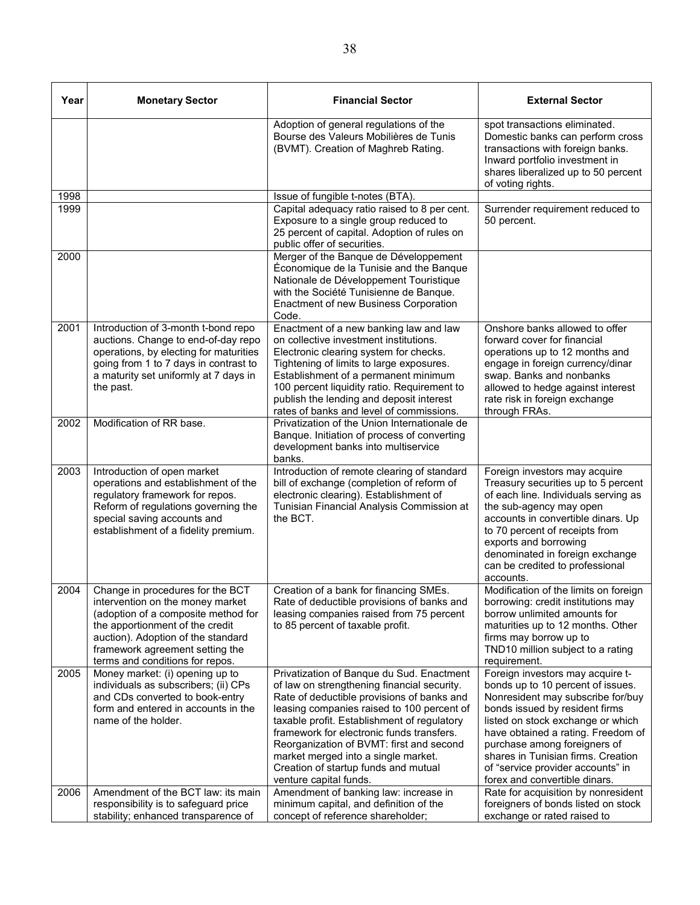| Year | Monetary Sector | Financial Sector | External Sector |
|---|---|---|---|
| | | Adoption of general regulations of the Bourse des Valeurs Mobilières de Tunis (BVMT). Creation of Maghreb Rating. | spot transactions eliminated. Domestic banks can perform cross transactions with foreign banks. Inward portfolio investment in shares liberalized up to 50 percent of voting rights. |
| 1998 | | Issue of fungible t-notes (BTA). | |
| 1999 | | Capital adequacy ratio raised to 8 per cent. Exposure to a single group reduced to 25 percent of capital. Adoption of rules on public offer of securities. | Surrender requirement reduced to 50 percent. |
| 2000 | | Merger of the Banque de Développement Économique de la Tunisie and the Banque Nationale de Développement Touristique with the Société Tunisienne de Banque. Enactment of new Business Corporation Code. | |
| 2001 | Introduction of 3-month t-bond repo auctions. Change to end-of-day repo operations, by electing for maturities going from 1 to 7 days in contrast to a maturity set uniformly at 7 days in the past. | Enactment of a new banking law and law on collective investment institutions. Electronic clearing system for checks. Tightening of limits to large exposures. Establishment of a permanent minimum 100 percent liquidity ratio. Requirement to publish the lending and deposit interest rates of banks and level of commissions. | Onshore banks allowed to offer forward cover for financial operations up to 12 months and engage in foreign currency/dinar swap. Banks and nonbanks allowed to hedge against interest rate risk in foreign exchange through FRAs. |
| 2002 | Modification of RR base. | Privatization of the Union Internationale de Banque. Initiation of process of converting development banks into multiservice banks. | |
| 2003 | Introduction of open market operations and establishment of the regulatory framework for repos. Reform of regulations governing the special saving accounts and establishment of a fidelity premium. | Introduction of remote clearing of standard bill of exchange (completion of reform of electronic clearing). Establishment of Tunisian Financial Analysis Commission at the BCT. | Foreign investors may acquire Treasury securities up to 5 percent of each line. Individuals serving as the sub-agency may open accounts in convertible dinars. Up to 70 percent of receipts from exports and borrowing denominated in foreign exchange can be credited to professional accounts. |
| 2004 | Change in procedures for the BCT intervention on the money market (adoption of a composite method for the apportionment of the credit auction). Adoption of the standard framework agreement setting the terms and conditions for repos. | Creation of a bank for financing SMEs. Rate of deductible provisions of banks and leasing companies raised from 75 percent to 85 percent of taxable profit. | Modification of the limits on foreign borrowing: credit institutions may borrow unlimited amounts for maturities up to 12 months. Other firms may borrow up to TND10 million subject to a rating requirement. |
| 2005 | Money market: (i) opening up to individuals as subscribers; (ii) CPs and CDs converted to book-entry form and entered in accounts in the name of the holder. | Privatization of Banque du Sud. Enactment of law on strengthening financial security. Rate of deductible provisions of banks and leasing companies raised to 100 percent of taxable profit. Establishment of regulatory framework for electronic funds transfers. Reorganization of BVMT: first and second market merged into a single market. Creation of startup funds and mutual venture capital funds. | Foreign investors may acquire t-bonds up to 10 percent of issues. Nonresident may subscribe for/buy bonds issued by resident firms listed on stock exchange or which have obtained a rating. Freedom of purchase among foreigners of shares in Tunisian firms. Creation of "service provider accounts" in forex and convertible dinars. |
| 2006 | Amendment of the BCT law: its main responsibility is to safeguard price stability; enhanced transparence of | Amendment of banking law: increase in minimum capital, and definition of the concept of reference shareholder; | Rate for acquisition by nonresident foreigners of bonds listed on stock exchange or rated raised to |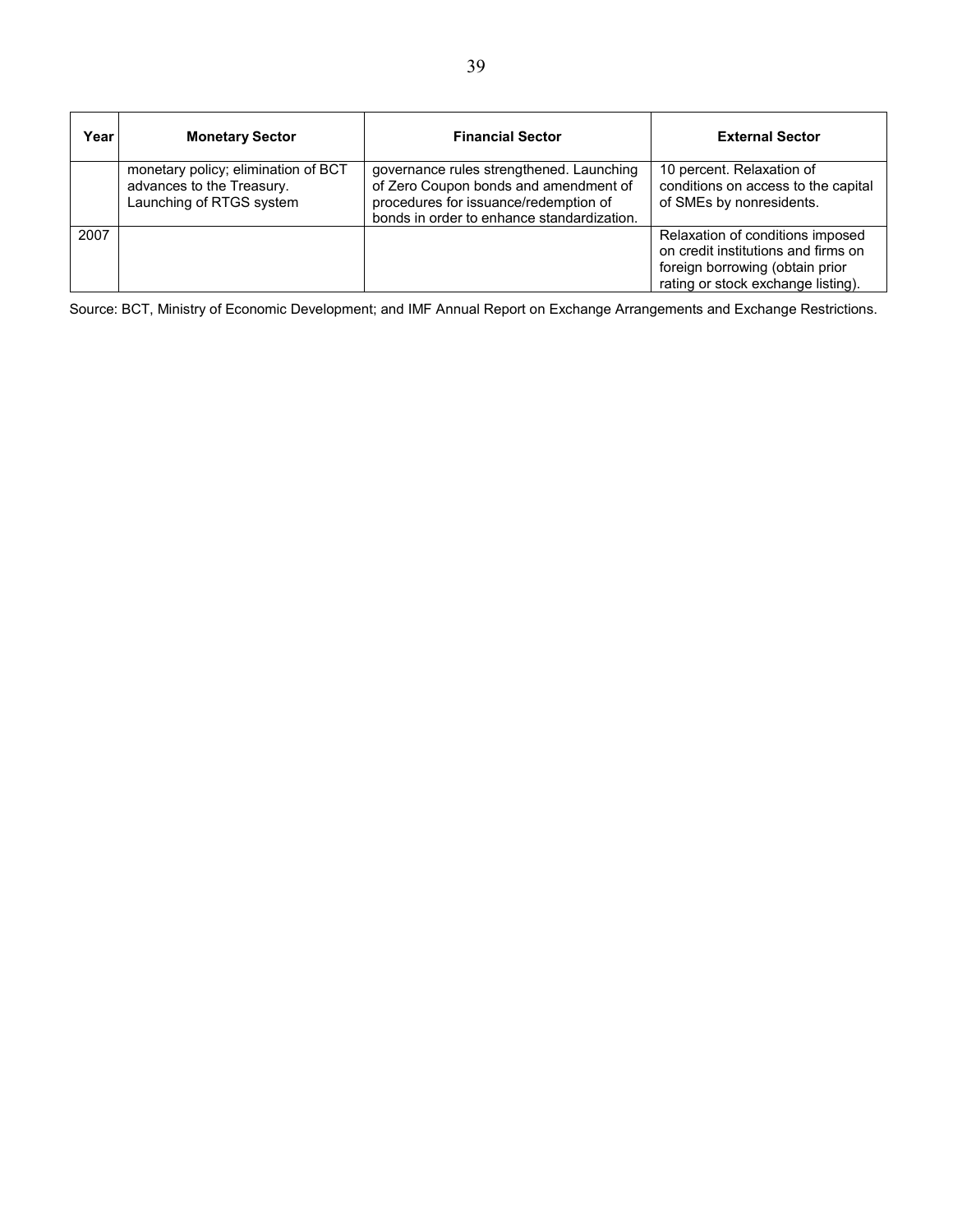| Year | Monetary Sector | Financial Sector | External Sector |
|---|---|---|---|
| | monetary policy; elimination of BCT advances to the Treasury. Launching of RTGS system | governance rules strengthened. Launching of Zero Coupon bonds and amendment of procedures for issuance/redemption of bonds in order to enhance standardization. | 10 percent. Relaxation of conditions on access to the capital of SMEs by nonresidents. |
| 2007 | | | Relaxation of conditions imposed on credit institutions and firms on foreign borrowing (obtain prior rating or stock exchange listing). |

Source: BCT, Ministry of Economic Development; and IMF Annual Report on Exchange Arrangements and Exchange Restrictions.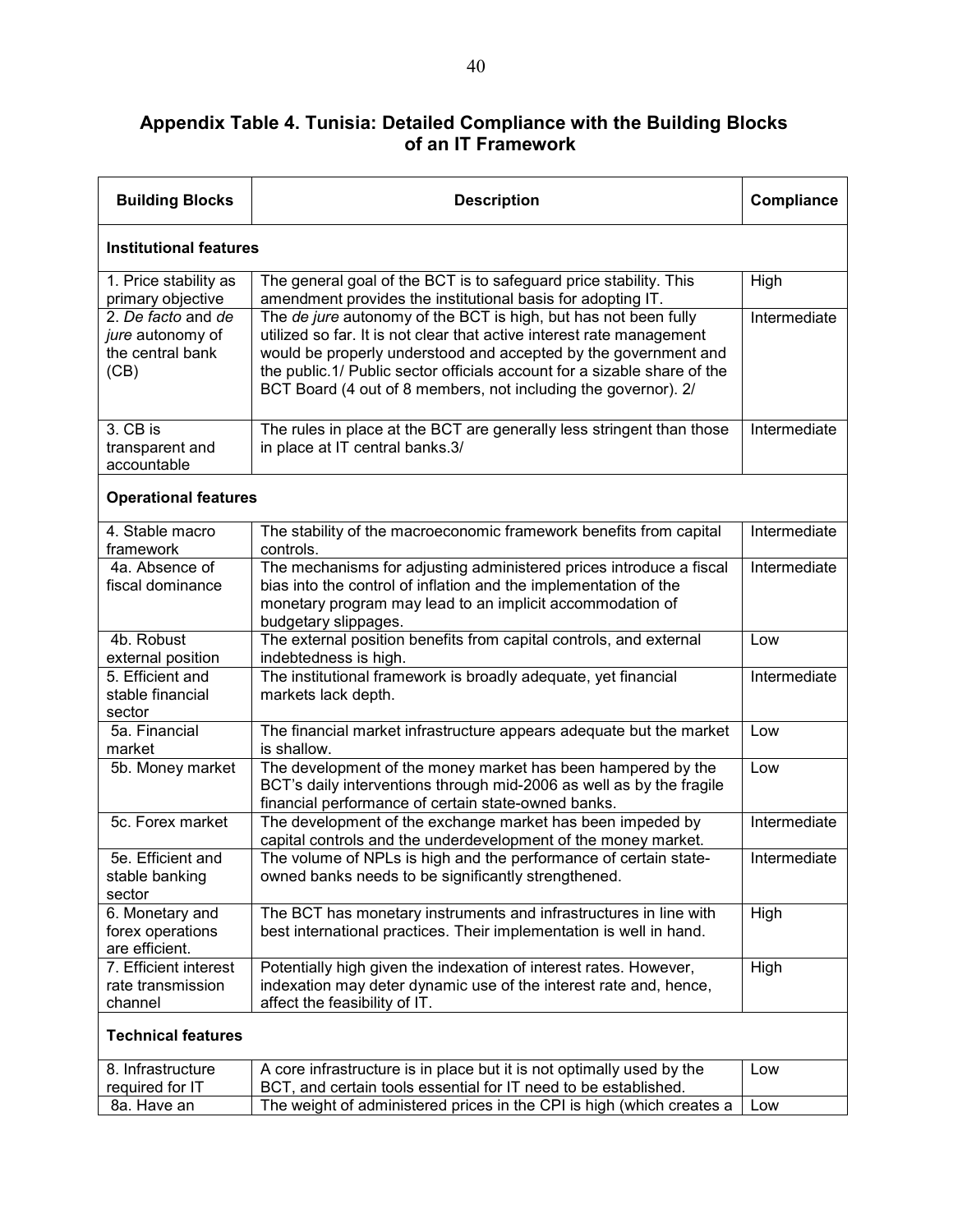## Appendix Table 4. Tunisia: Detailed Compliance with the Building Blocks of an IT Framework

| Building Blocks | Description | Compliance |
|---|---|---|
| **Institutional features** | | |
| 1. Price stability as primary objective | The general goal of the BCT is to safeguard price stability. This amendment provides the institutional basis for adopting IT. | High |
| 2. *De facto* and *de jure* autonomy of the central bank (CB) | The *de jure* autonomy of the BCT is high, but has not been fully utilized so far. It is not clear that active interest rate management would be properly understood and accepted by the government and the public.1/ Public sector officials account for a sizable share of the BCT Board (4 out of 8 members, not including the governor). 2/ | Intermediate |
| 3. CB is transparent and accountable | The rules in place at the BCT are generally less stringent than those in place at IT central banks.3/ | Intermediate |
| **Operational features** | | |
| 4. Stable macro framework | The stability of the macroeconomic framework benefits from capital controls. | Intermediate |
| 4a. Absence of fiscal dominance | The mechanisms for adjusting administered prices introduce a fiscal bias into the control of inflation and the implementation of the monetary program may lead to an implicit accommodation of budgetary slippages. | Intermediate |
| 4b. Robust external position | The external position benefits from capital controls, and external indebtedness is high. | Low |
| 5. Efficient and stable financial sector | The institutional framework is broadly adequate, yet financial markets lack depth. | Intermediate |
| 5a. Financial market | The financial market infrastructure appears adequate but the market is shallow. | Low |
| 5b. Money market | The development of the money market has been hampered by the BCT's daily interventions through mid-2006 as well as by the fragile financial performance of certain state-owned banks. | Low |
| 5c. Forex market | The development of the exchange market has been impeded by capital controls and the underdevelopment of the money market. | Intermediate |
| 5e. Efficient and stable banking sector | The volume of NPLs is high and the performance of certain state-owned banks needs to be significantly strengthened. | Intermediate |
| 6. Monetary and forex operations are efficient. | The BCT has monetary instruments and infrastructures in line with best international practices. Their implementation is well in hand. | High |
| 7. Efficient interest rate transmission channel | Potentially high given the indexation of interest rates. However, indexation may deter dynamic use of the interest rate and, hence, affect the feasibility of IT. | High |
| **Technical features** | | |
| 8. Infrastructure required for IT | A core infrastructure is in place but it is not optimally used by the BCT, and certain tools essential for IT need to be established. | Low |
| 8a. Have an | The weight of administered prices in the CPI is high (which creates a | Low |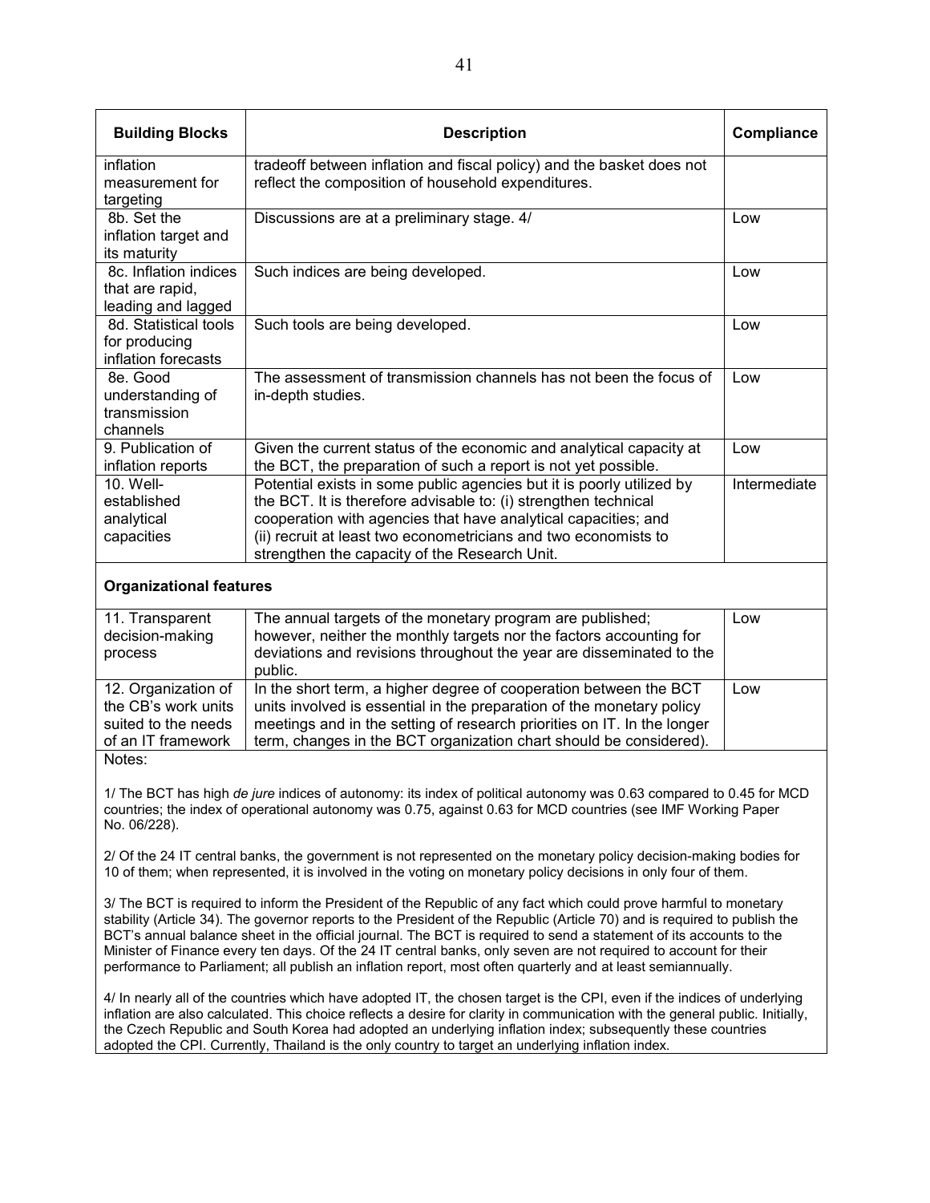| Building Blocks | Description | Compliance |
|---|---|---|
| inflation measurement for targeting | tradeoff between inflation and fiscal policy) and the basket does not reflect the composition of household expenditures. | |
| 8b. Set the inflation target and its maturity | Discussions are at a preliminary stage. 4/ | Low |
| 8c. Inflation indices that are rapid, leading and lagged | Such indices are being developed. | Low |
| 8d. Statistical tools for producing inflation forecasts | Such tools are being developed. | Low |
| 8e. Good understanding of transmission channels | The assessment of transmission channels has not been the focus of in-depth studies. | Low |
| 9. Publication of inflation reports | Given the current status of the economic and analytical capacity at the BCT, the preparation of such a report is not yet possible. | Low |
| 10. Well-established analytical capacities | Potential exists in some public agencies but it is poorly utilized by the BCT. It is therefore advisable to: (i) strengthen technical cooperation with agencies that have analytical capacities; and (ii) recruit at least two econometricians and two economists to strengthen the capacity of the Research Unit. | Intermediate |
| **Organizational features** | | |
| 11. Transparent decision-making process | The annual targets of the monetary program are published; however, neither the monthly targets nor the factors accounting for deviations and revisions throughout the year are disseminated to the public. | Low |
| 12. Organization of the CB's work units suited to the needs of an IT framework | In the short term, a higher degree of cooperation between the BCT units involved is essential in the preparation of the monetary policy meetings and in the setting of research priorities on IT. In the longer term, changes in the BCT organization chart should be considered). | Low |

Notes:

1/ The BCT has high *de jure* indices of autonomy: its index of political autonomy was 0.63 compared to 0.45 for MCD countries; the index of operational autonomy was 0.75, against 0.63 for MCD countries (see IMF Working Paper No. 06/228).

2/ Of the 24 IT central banks, the government is not represented on the monetary policy decision-making bodies for 10 of them; when represented, it is involved in the voting on monetary policy decisions in only four of them.

3/ The BCT is required to inform the President of the Republic of any fact which could prove harmful to monetary stability (Article 34). The governor reports to the President of the Republic (Article 70) and is required to publish the BCT's annual balance sheet in the official journal. The BCT is required to send a statement of its accounts to the Minister of Finance every ten days. Of the 24 IT central banks, only seven are not required to account for their performance to Parliament; all publish an inflation report, most often quarterly and at least semiannually.

4/ In nearly all of the countries which have adopted IT, the chosen target is the CPI, even if the indices of underlying inflation are also calculated. This choice reflects a desire for clarity in communication with the general public. Initially, the Czech Republic and South Korea had adopted an underlying inflation index; subsequently these countries adopted the CPI. Currently, Thailand is the only country to target an underlying inflation index.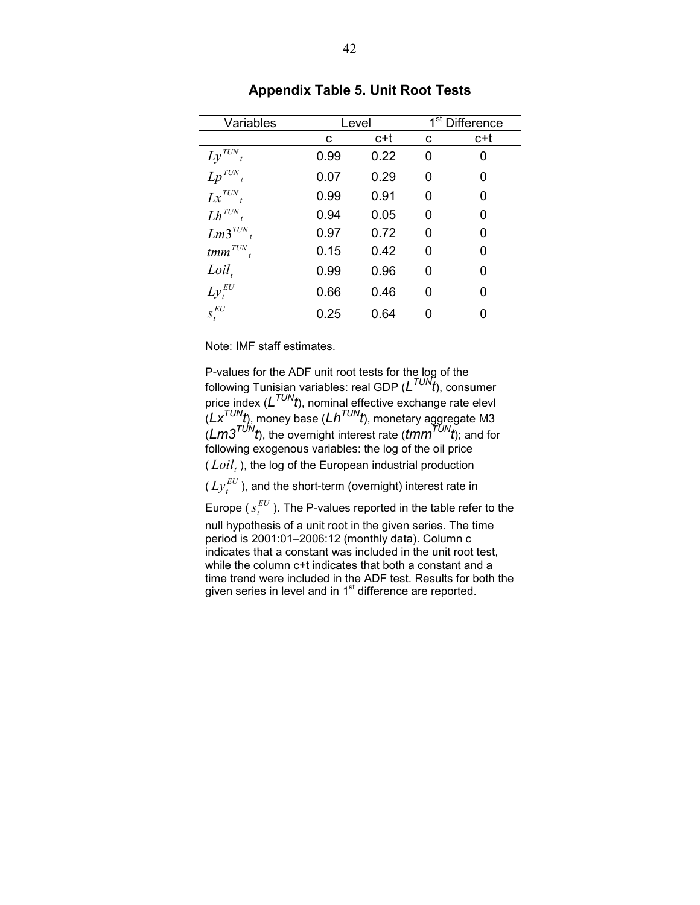## Appendix Table 5. Unit Root Tests

| Variables | Level | | 1st Difference | |
|---|---|---|---|---|
| | c | c+t | c | c+t |
| $Ly^{TUN}{}_t$ | 0.99 | 0.22 | 0 | 0 |
| $Lp^{TUN}{}_t$ | 0.07 | 0.29 | 0 | 0 |
| $Lx^{TUN}{}_t$ | 0.99 | 0.91 | 0 | 0 |
| $Lh^{TUN}{}_t$ | 0.94 | 0.05 | 0 | 0 |
| $Lm3^{TUN}{}_t$ | 0.97 | 0.72 | 0 | 0 |
| $tmm^{TUN}{}_t$ | 0.15 | 0.42 | 0 | 0 |
| $Loil_t$ | 0.99 | 0.96 | 0 | 0 |
| $Ly_t^{EU}$ | 0.66 | 0.46 | 0 | 0 |
| $s_t^{EU}$ | 0.25 | 0.64 | 0 | 0 |

Note: IMF staff estimates.

P-values for the ADF unit root tests for the log of the following Tunisian variables: real GDP ($L^{TUN}t$), consumer price index ($L^{TUN}t$), nominal effective exchange rate elevl ($Lx^{TUN}t$), money base ($Lh^{TUN}t$), monetary aggregate M3 ($Lm3^{TUN}t$), the overnight interest rate ($tmm^{TUN}t$); and for following exogenous variables: the log of the oil price ($Loil_t$), the log of the European industrial production ($Ly_t^{EU}$), and the short-term (overnight) interest rate in Europe ($s_t^{EU}$). The P-values reported in the table refer to the null hypothesis of a unit root in the given series. The time period is 2001:01–2006:12 (monthly data). Column c indicates that a constant was included in the unit root test, while the column c+t indicates that both a constant and a time trend were included in the ADF test. Results for both the given series in level and in 1st difference are reported.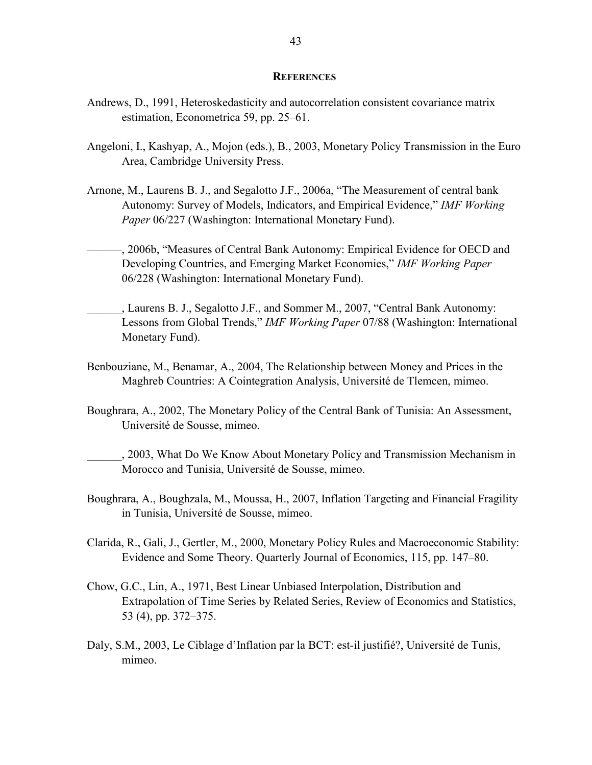## REFERENCES

Andrews, D., 1991, Heteroskedasticity and autocorrelation consistent covariance matrix estimation, Econometrica 59, pp. 25–61.

Angeloni, I., Kashyap, A., Mojon (eds.), B., 2003, Monetary Policy Transmission in the Euro Area, Cambridge University Press.

Arnone, M., Laurens B. J., and Segalotto J.F., 2006a, "The Measurement of central bank Autonomy: Survey of Models, Indicators, and Empirical Evidence," *IMF Working Paper* 06/227 (Washington: International Monetary Fund).

———, 2006b, "Measures of Central Bank Autonomy: Empirical Evidence for OECD and Developing Countries, and Emerging Market Economies," *IMF Working Paper* 06/228 (Washington: International Monetary Fund).

______, Laurens B. J., Segalotto J.F., and Sommer M., 2007, "Central Bank Autonomy: Lessons from Global Trends," *IMF Working Paper* 07/88 (Washington: International Monetary Fund).

Benbouziane, M., Benamar, A., 2004, The Relationship between Money and Prices in the Maghreb Countries: A Cointegration Analysis, Université de Tlemcen, mimeo.

Boughrara, A., 2002, The Monetary Policy of the Central Bank of Tunisia: An Assessment, Université de Sousse, mimeo.

______, 2003, What Do We Know About Monetary Policy and Transmission Mechanism in Morocco and Tunisia, Université de Sousse, mimeo.

Boughrara, A., Boughzala, M., Moussa, H., 2007, Inflation Targeting and Financial Fragility in Tunisia, Université de Sousse, mimeo.

Clarida, R., Gali, J., Gertler, M., 2000, Monetary Policy Rules and Macroeconomic Stability: Evidence and Some Theory. Quarterly Journal of Economics, 115, pp. 147–80.

Chow, G.C., Lin, A., 1971, Best Linear Unbiased Interpolation, Distribution and Extrapolation of Time Series by Related Series, Review of Economics and Statistics, 53 (4), pp. 372–375.

Daly, S.M., 2003, Le Ciblage d'Inflation par la BCT: est-il justifié?, Université de Tunis, mimeo.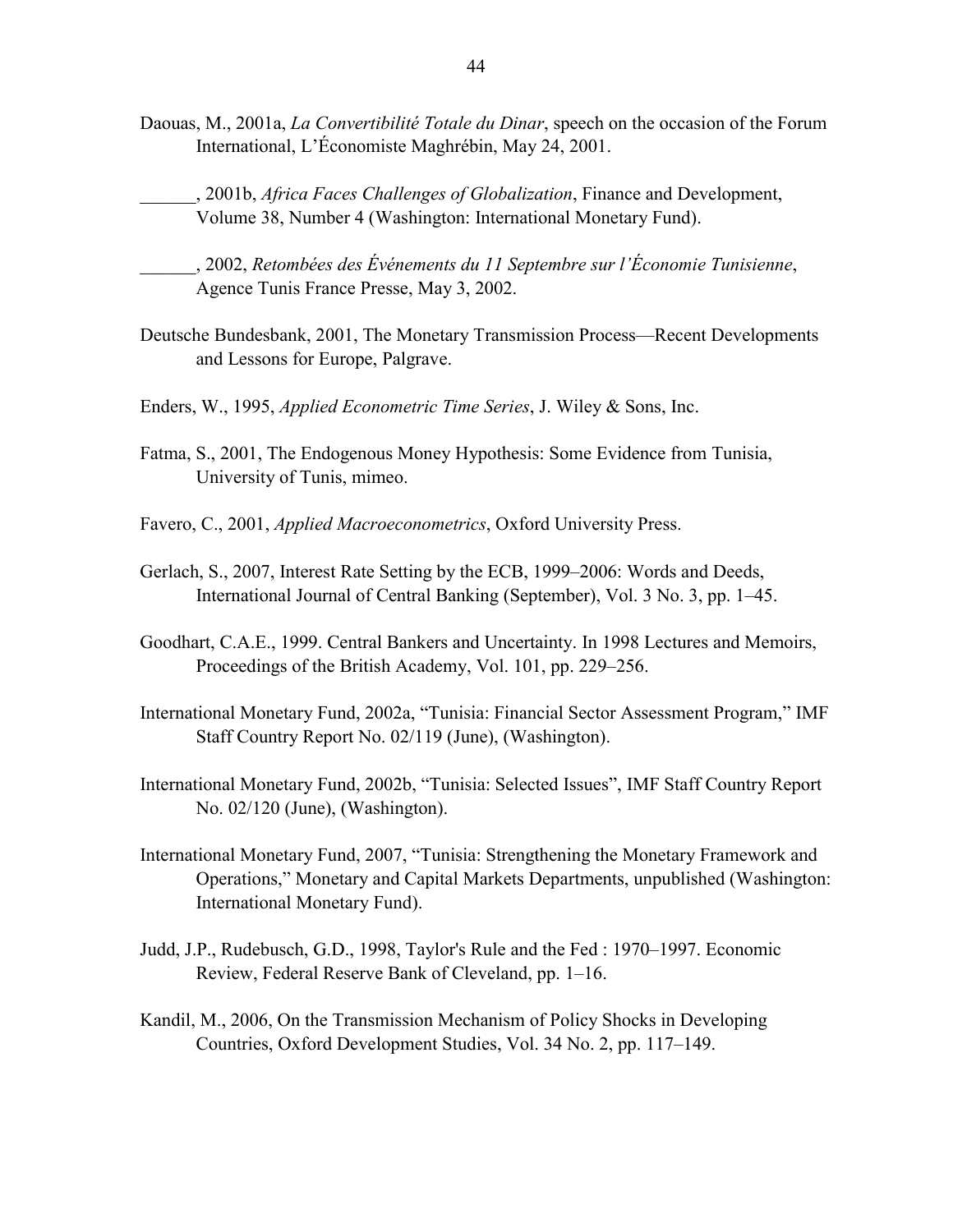Daouas, M., 2001a, *La Convertibilité Totale du Dinar*, speech on the occasion of the Forum International, L'Économiste Maghrébin, May 24, 2001.

______, 2001b, *Africa Faces Challenges of Globalization*, Finance and Development, Volume 38, Number 4 (Washington: International Monetary Fund).

______, 2002, *Retombées des Événements du 11 Septembre sur l'Économie Tunisienne*, Agence Tunis France Presse, May 3, 2002.

Deutsche Bundesbank, 2001, The Monetary Transmission Process—Recent Developments and Lessons for Europe, Palgrave.

Enders, W., 1995, *Applied Econometric Time Series*, J. Wiley & Sons, Inc.

Fatma, S., 2001, The Endogenous Money Hypothesis: Some Evidence from Tunisia, University of Tunis, mimeo.

Favero, C., 2001, *Applied Macroeconometrics*, Oxford University Press.

Gerlach, S., 2007, Interest Rate Setting by the ECB, 1999–2006: Words and Deeds, International Journal of Central Banking (September), Vol. 3 No. 3, pp. 1–45.

Goodhart, C.A.E., 1999. Central Bankers and Uncertainty. In 1998 Lectures and Memoirs, Proceedings of the British Academy, Vol. 101, pp. 229–256.

International Monetary Fund, 2002a, "Tunisia: Financial Sector Assessment Program," IMF Staff Country Report No. 02/119 (June), (Washington).

International Monetary Fund, 2002b, "Tunisia: Selected Issues", IMF Staff Country Report No. 02/120 (June), (Washington).

International Monetary Fund, 2007, "Tunisia: Strengthening the Monetary Framework and Operations," Monetary and Capital Markets Departments, unpublished (Washington: International Monetary Fund).

Judd, J.P., Rudebusch, G.D., 1998, Taylor's Rule and the Fed : 1970–1997. Economic Review, Federal Reserve Bank of Cleveland, pp. 1–16.

Kandil, M., 2006, On the Transmission Mechanism of Policy Shocks in Developing Countries, Oxford Development Studies, Vol. 34 No. 2, pp. 117–149.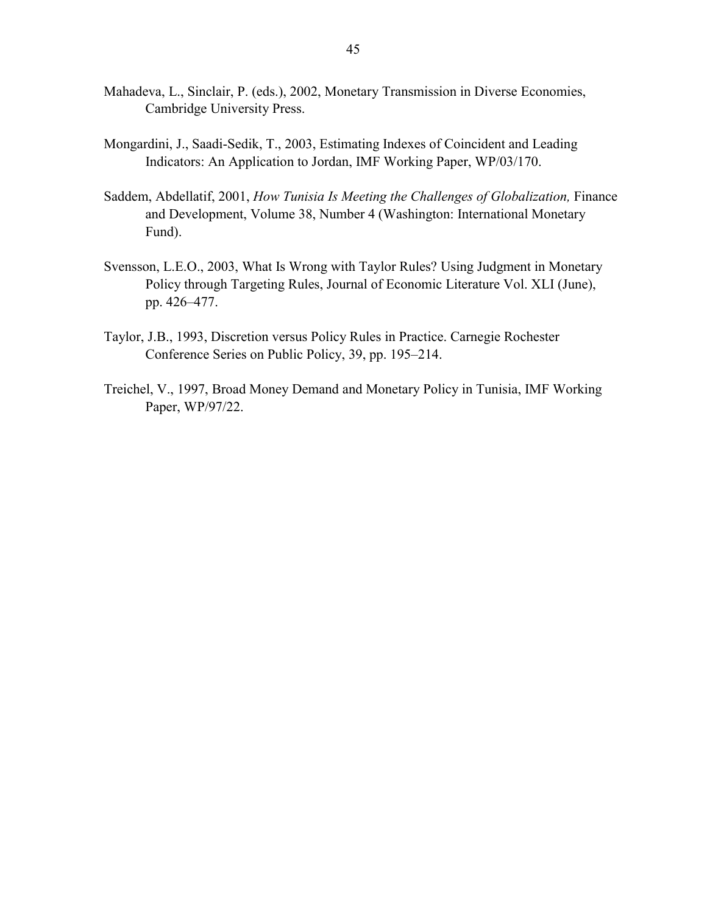Mahadeva, L., Sinclair, P. (eds.), 2002, Monetary Transmission in Diverse Economies, Cambridge University Press.

Mongardini, J., Saadi-Sedik, T., 2003, Estimating Indexes of Coincident and Leading Indicators: An Application to Jordan, IMF Working Paper, WP/03/170.

Saddem, Abdellatif, 2001, *How Tunisia Is Meeting the Challenges of Globalization,* Finance and Development, Volume 38, Number 4 (Washington: International Monetary Fund).

Svensson, L.E.O., 2003, What Is Wrong with Taylor Rules? Using Judgment in Monetary Policy through Targeting Rules, Journal of Economic Literature Vol. XLI (June), pp. 426–477.

Taylor, J.B., 1993, Discretion versus Policy Rules in Practice. Carnegie Rochester Conference Series on Public Policy, 39, pp. 195–214.

Treichel, V., 1997, Broad Money Demand and Monetary Policy in Tunisia, IMF Working Paper, WP/97/22.